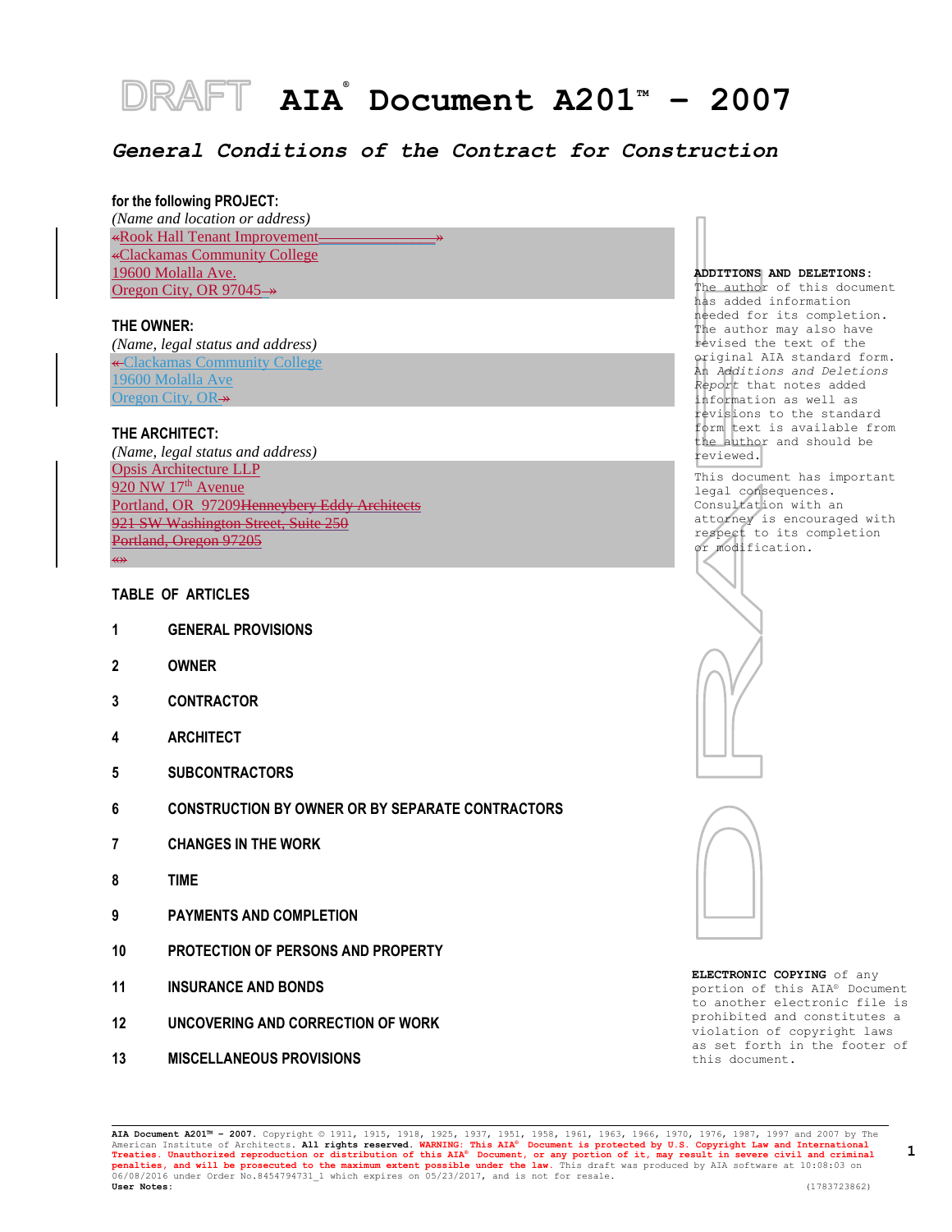# DRAFT AIA® Document A201™ – 2007

## *General Conditions of the Contract for Construction*

**for the following PROJECT:**
*(Name and location or address)*
«Rook Hall Tenant Improvement »
«Clackamas Community College
19600 Molalla Ave.
Oregon City, OR 97045 »

**THE OWNER:**
*(Name, legal status and address)*
«Clackamas Community College
19600 Molalla Ave
Oregon City, OR»

**THE ARCHITECT:**
*(Name, legal status and address)*
Opsis Architecture LLP
920 NW 17th Avenue
Portland, OR 97209~~Henneybery Eddy Architects~~
~~921 SW Washington Street, Suite 250~~
~~Portland, Oregon 97205~~
«»

**ADDITIONS AND DELETIONS:**
The author of this document has added information needed for its completion. The author may also have revised the text of the original AIA standard form. An *Additions and Deletions Report* that notes added information as well as revisions to the standard form text is available from the author and should be reviewed.

This document has important legal consequences. Consultation with an attorney is encouraged with respect to its completion or modification.

**ELECTRONIC COPYING** of any portion of this AIA® Document to another electronic file is prohibited and constitutes a violation of copyright laws as set forth in the footer of this document.

**TABLE OF ARTICLES**

**1 GENERAL PROVISIONS**

**2 OWNER**

**3 CONTRACTOR**

**4 ARCHITECT**

**5 SUBCONTRACTORS**

**6 CONSTRUCTION BY OWNER OR BY SEPARATE CONTRACTORS**

**7 CHANGES IN THE WORK**

**8 TIME**

**9 PAYMENTS AND COMPLETION**

**10 PROTECTION OF PERSONS AND PROPERTY**

**11 INSURANCE AND BONDS**

**12 UNCOVERING AND CORRECTION OF WORK**

**13 MISCELLANEOUS PROVISIONS**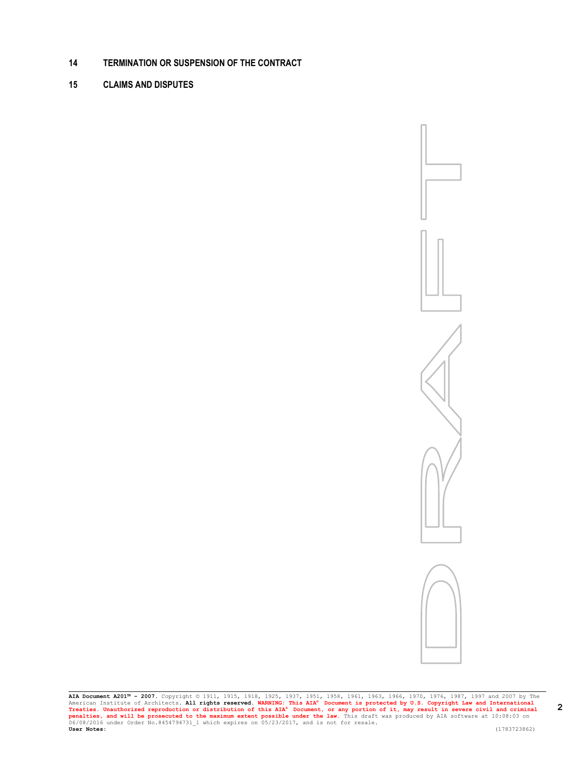**14 TERMINATION OR SUSPENSION OF THE CONTRACT**

**15 CLAIMS AND DISPUTES**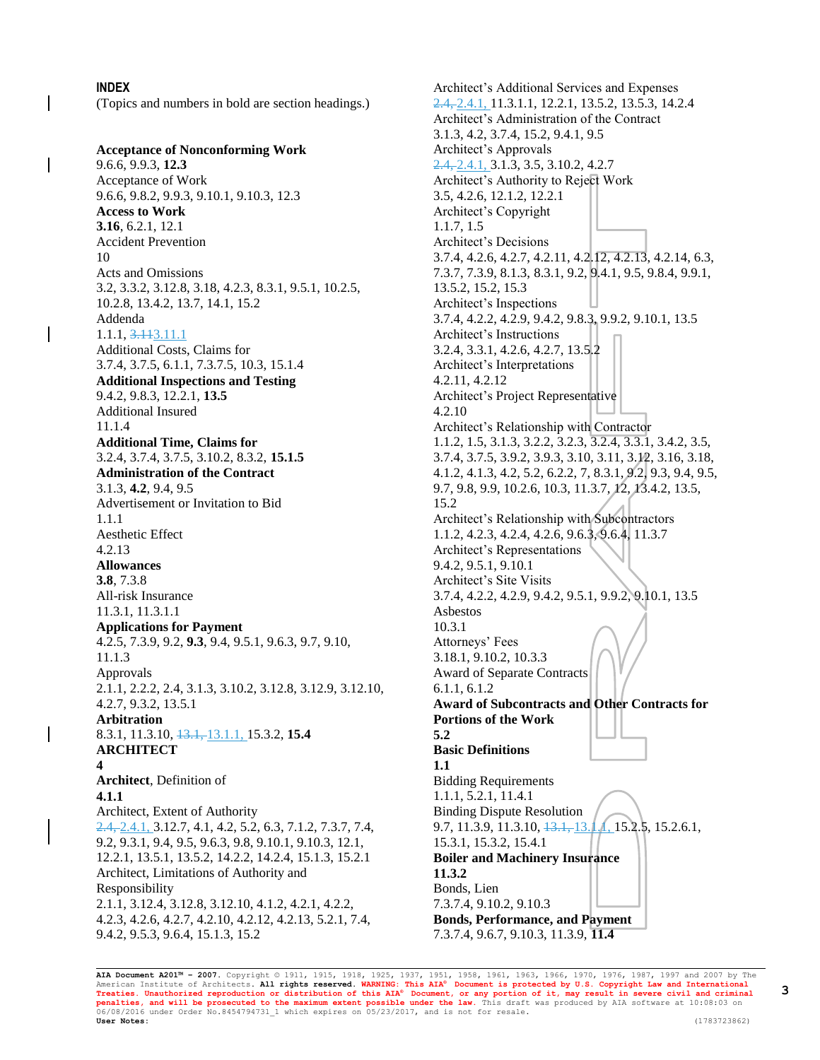# INDEX

(Topics and numbers in bold are section headings.)

**Acceptance of Nonconforming Work**
9.6.6, 9.9.3, **12.3**
Acceptance of Work
9.6.6, 9.8.2, 9.9.3, 9.10.1, 9.10.3, 12.3
**Access to Work**
**3.16**, 6.2.1, 12.1
Accident Prevention
10
Acts and Omissions
3.2, 3.3.2, 3.12.8, 3.18, 4.2.3, 8.3.1, 9.5.1, 10.2.5, 10.2.8, 13.4.2, 13.7, 14.1, 15.2
Addenda
1.1.1, ~~3.11~~3.11.1
Additional Costs, Claims for
3.7.4, 3.7.5, 6.1.1, 7.3.7.5, 10.3, 15.1.4
**Additional Inspections and Testing**
9.4.2, 9.8.3, 12.2.1, **13.5**
Additional Insured
11.1.4
**Additional Time, Claims for**
3.2.4, 3.7.4, 3.7.5, 3.10.2, 8.3.2, **15.1.5**
**Administration of the Contract**
3.1.3, **4.2**, 9.4, 9.5
Advertisement or Invitation to Bid
1.1.1
Aesthetic Effect
4.2.13
**Allowances**
**3.8**, 7.3.8
All-risk Insurance
11.3.1, 11.3.1.1
**Applications for Payment**
4.2.5, 7.3.9, 9.2, **9.3**, 9.4, 9.5.1, 9.6.3, 9.7, 9.10, 11.1.3
Approvals
2.1.1, 2.2.2, 2.4, 3.1.3, 3.10.2, 3.12.8, 3.12.9, 3.12.10, 4.2.7, 9.3.2, 13.5.1
**Arbitration**
8.3.1, 11.3.10, ~~13.1,~~ 13.1.1, 15.3.2, **15.4**
**ARCHITECT**
**4**
**Architect**, Definition of
**4.1.1**
Architect, Extent of Authority
~~2.4,~~ 2.4.1, 3.12.7, 4.1, 4.2, 5.2, 6.3, 7.1.2, 7.3.7, 7.4, 9.2, 9.3.1, 9.4, 9.5, 9.6.3, 9.8, 9.10.1, 9.10.3, 12.1, 12.2.1, 13.5.1, 13.5.2, 14.2.2, 14.2.4, 15.1.3, 15.2.1
Architect, Limitations of Authority and Responsibility
2.1.1, 3.12.4, 3.12.8, 3.12.10, 4.1.2, 4.2.1, 4.2.2, 4.2.3, 4.2.6, 4.2.7, 4.2.10, 4.2.12, 4.2.13, 5.2.1, 7.4, 9.4.2, 9.5.3, 9.6.4, 15.1.3, 15.2
Architect's Additional Services and Expenses
~~2.4,~~ 2.4.1, 11.3.1.1, 12.2.1, 13.5.2, 13.5.3, 14.2.4
Architect's Administration of the Contract
3.1.3, 4.2, 3.7.4, 15.2, 9.4.1, 9.5
Architect's Approvals
~~2.4,~~ 2.4.1, 3.1.3, 3.5, 3.10.2, 4.2.7
Architect's Authority to Reject Work
3.5, 4.2.6, 12.1.2, 12.2.1
Architect's Copyright
1.1.7, 1.5
Architect's Decisions
3.7.4, 4.2.6, 4.2.7, 4.2.11, 4.2.12, 4.2.13, 4.2.14, 6.3, 7.3.7, 7.3.9, 8.1.3, 8.3.1, 9.2, 9.4.1, 9.5, 9.8.4, 9.9.1, 13.5.2, 15.2, 15.3
Architect's Inspections
3.7.4, 4.2.2, 4.2.9, 9.4.2, 9.8.3, 9.9.2, 9.10.1, 13.5
Architect's Instructions
3.2.4, 3.3.1, 4.2.6, 4.2.7, 13.5.2
Architect's Interpretations
4.2.11, 4.2.12
Architect's Project Representative
4.2.10
Architect's Relationship with Contractor
1.1.2, 1.5, 3.1.3, 3.2.2, 3.2.3, 3.2.4, 3.3.1, 3.4.2, 3.5, 3.7.4, 3.7.5, 3.9.2, 3.9.3, 3.10, 3.11, 3.12, 3.16, 3.18, 4.1.2, 4.1.3, 4.2, 5.2, 6.2.2, 7, 8.3.1, 9.2, 9.3, 9.4, 9.5, 9.7, 9.8, 9.9, 10.2.6, 10.3, 11.3.7, 12, 13.4.2, 13.5, 15.2
Architect's Relationship with Subcontractors
1.1.2, 4.2.3, 4.2.4, 4.2.6, 9.6.3, 9.6.4, 11.3.7
Architect's Representations
9.4.2, 9.5.1, 9.10.1
Architect's Site Visits
3.7.4, 4.2.2, 4.2.9, 9.4.2, 9.5.1, 9.9.2, 9.10.1, 13.5
Asbestos
10.3.1
Attorneys' Fees
3.18.1, 9.10.2, 10.3.3
Award of Separate Contracts
6.1.1, 6.1.2
**Award of Subcontracts and Other Contracts for Portions of the Work**
**5.2**
**Basic Definitions**
**1.1**
Bidding Requirements
1.1.1, 5.2.1, 11.4.1
Binding Dispute Resolution
9.7, 11.3.9, 11.3.10, ~~13.1,~~ 13.1.1, 15.2.5, 15.2.6.1, 15.3.1, 15.3.2, 15.4.1
**Boiler and Machinery Insurance**
**11.3.2**
Bonds, Lien
7.3.7.4, 9.10.2, 9.10.3
**Bonds, Performance, and Payment**
7.3.7.4, 9.6.7, 9.10.3, 11.3.9, **11.4**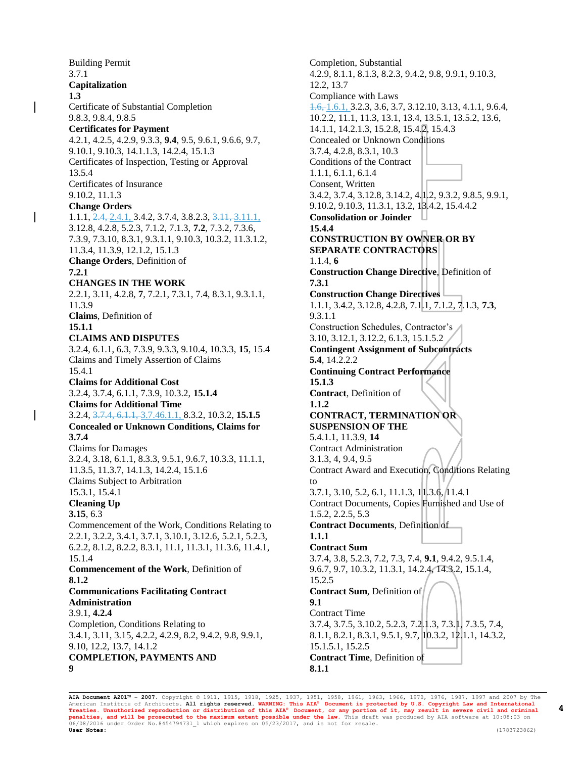Building Permit
3.7.1
**Capitalization**
**1.3**
Certificate of Substantial Completion
9.8.3, 9.8.4, 9.8.5
**Certificates for Payment**
4.2.1, 4.2.5, 4.2.9, 9.3.3, **9.4**, 9.5, 9.6.1, 9.6.6, 9.7, 9.10.1, 9.10.3, 14.1.1.3, 14.2.4, 15.1.3
Certificates of Inspection, Testing or Approval
13.5.4
Certificates of Insurance
9.10.2, 11.1.3
**Change Orders**
1.1.1, ~~2.4,~~ 2.4.1, 3.4.2, 3.7.4, 3.8.2.3, ~~3.11,~~ 3.11.1, 3.12.8, 4.2.8, 5.2.3, 7.1.2, 7.1.3, **7.2**, 7.3.2, 7.3.6, 7.3.9, 7.3.10, 8.3.1, 9.3.1.1, 9.10.3, 10.3.2, 11.3.1.2, 11.3.4, 11.3.9, 12.1.2, 15.1.3
**Change Orders**, Definition of
**7.2.1**
**CHANGES IN THE WORK**
2.2.1, 3.11, 4.2.8, **7**, 7.2.1, 7.3.1, 7.4, 8.3.1, 9.3.1.1, 11.3.9
**Claims**, Definition of
**15.1.1**
**CLAIMS AND DISPUTES**
3.2.4, 6.1.1, 6.3, 7.3.9, 9.3.3, 9.10.4, 10.3.3, **15**, 15.4
Claims and Timely Assertion of Claims
15.4.1
**Claims for Additional Cost**
3.2.4, 3.7.4, 6.1.1, 7.3.9, 10.3.2, **15.1.4**
**Claims for Additional Time**
3.2.4, ~~3.7.4, 6.1.1,~~ 3.7.46.1.1, 8.3.2, 10.3.2, **15.1.5**
**Concealed or Unknown Conditions, Claims for**
**3.7.4**
Claims for Damages
3.2.4, 3.18, 6.1.1, 8.3.3, 9.5.1, 9.6.7, 10.3.3, 11.1.1, 11.3.5, 11.3.7, 14.1.3, 14.2.4, 15.1.6
Claims Subject to Arbitration
15.3.1, 15.4.1
**Cleaning Up**
**3.15**, 6.3
Commencement of the Work, Conditions Relating to
2.2.1, 3.2.2, 3.4.1, 3.7.1, 3.10.1, 3.12.6, 5.2.1, 5.2.3, 6.2.2, 8.1.2, 8.2.2, 8.3.1, 11.1, 11.3.1, 11.3.6, 11.4.1, 15.1.4
**Commencement of the Work**, Definition of
**8.1.2**
**Communications Facilitating Contract Administration**
3.9.1, **4.2.4**
Completion, Conditions Relating to
3.4.1, 3.11, 3.15, 4.2.2, 4.2.9, 8.2, 9.4.2, 9.8, 9.9.1, 9.10, 12.2, 13.7, 14.1.2
**COMPLETION, PAYMENTS AND**
**9**
Completion, Substantial
4.2.9, 8.1.1, 8.1.3, 8.2.3, 9.4.2, 9.8, 9.9.1, 9.10.3, 12.2, 13.7
Compliance with Laws
~~1.6,~~ 1.6.1, 3.2.3, 3.6, 3.7, 3.12.10, 3.13, 4.1.1, 9.6.4, 10.2.2, 11.1, 11.3, 13.1, 13.4, 13.5.1, 13.5.2, 13.6, 14.1.1, 14.2.1.3, 15.2.8, 15.4.2, 15.4.3
Concealed or Unknown Conditions
3.7.4, 4.2.8, 8.3.1, 10.3
Conditions of the Contract
1.1.1, 6.1.1, 6.1.4
Consent, Written
3.4.2, 3.7.4, 3.12.8, 3.14.2, 4.1.2, 9.3.2, 9.8.5, 9.9.1, 9.10.2, 9.10.3, 11.3.1, 13.2, 13.4.2, 15.4.4.2
**Consolidation or Joinder**
**15.4.4**
**CONSTRUCTION BY OWNER OR BY SEPARATE CONTRACTORS**
1.1.4, **6**
**Construction Change Directive**, Definition of
**7.3.1**
**Construction Change Directives**
1.1.1, 3.4.2, 3.12.8, 4.2.8, 7.1.1, 7.1.2, 7.1.3, **7.3**, 9.3.1.1
Construction Schedules, Contractor's
3.10, 3.12.1, 3.12.2, 6.1.3, 15.1.5.2
**Contingent Assignment of Subcontracts**
**5.4**, 14.2.2.2
**Continuing Contract Performance**
**15.1.3**
**Contract**, Definition of
**1.1.2**
**CONTRACT, TERMINATION OR SUSPENSION OF THE**
5.4.1.1, 11.3.9, **14**
Contract Administration
3.1.3, 4, 9.4, 9.5
Contract Award and Execution, Conditions Relating to
3.7.1, 3.10, 5.2, 6.1, 11.1.3, 11.3.6, 11.4.1
Contract Documents, Copies Furnished and Use of
1.5.2, 2.2.5, 5.3
**Contract Documents**, Definition of
**1.1.1**
**Contract Sum**
3.7.4, 3.8, 5.2.3, 7.2, 7.3, 7.4, **9.1**, 9.4.2, 9.5.1.4, 9.6.7, 9.7, 10.3.2, 11.3.1, 14.2.4, 14.3.2, 15.1.4, 15.2.5
**Contract Sum**, Definition of
**9.1**
Contract Time
3.7.4, 3.7.5, 3.10.2, 5.2.3, 7.2.1.3, 7.3.1, 7.3.5, 7.4, 8.1.1, 8.2.1, 8.3.1, 9.5.1, 9.7, 10.3.2, 12.1.1, 14.3.2, 15.1.5.1, 15.2.5
**Contract Time**, Definition of
**8.1.1**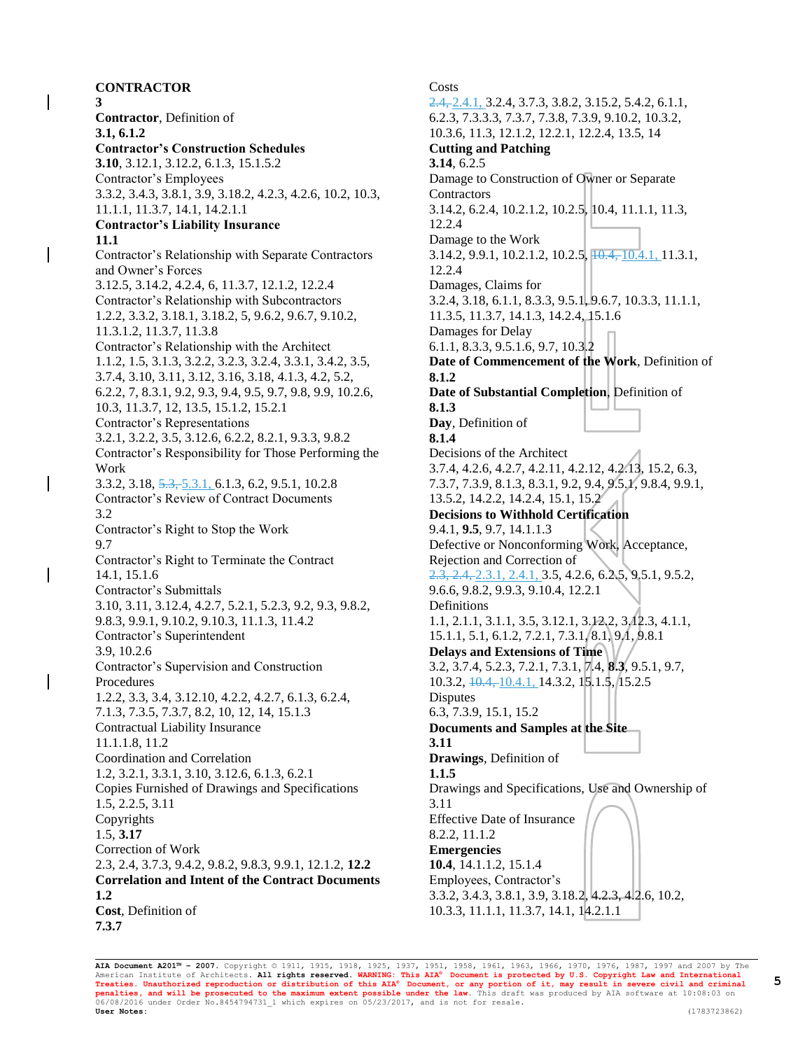**CONTRACTOR**
3
**Contractor**, Definition of
**3.1, 6.1.2**
**Contractor's Construction Schedules**
**3.10**, 3.12.1, 3.12.2, 6.1.3, 15.1.5.2
Contractor's Employees
3.3.2, 3.4.3, 3.8.1, 3.9, 3.18.2, 4.2.3, 4.2.6, 10.2, 10.3, 11.1.1, 11.3.7, 14.1, 14.2.1.1
**Contractor's Liability Insurance**
**11.1**
Contractor's Relationship with Separate Contractors and Owner's Forces
3.12.5, 3.14.2, 4.2.4, 6, 11.3.7, 12.1.2, 12.2.4
Contractor's Relationship with Subcontractors
1.2.2, 3.3.2, 3.18.1, 3.18.2, 5, 9.6.2, 9.6.7, 9.10.2, 11.3.1.2, 11.3.7, 11.3.8
Contractor's Relationship with the Architect
1.1.2, 1.5, 3.1.3, 3.2.2, 3.2.3, 3.2.4, 3.3.1, 3.4.2, 3.5, 3.7.4, 3.10, 3.11, 3.12, 3.16, 3.18, 4.1.3, 4.2, 5.2, 6.2.2, 7, 8.3.1, 9.2, 9.3, 9.4, 9.5, 9.7, 9.8, 9.9, 10.2.6, 10.3, 11.3.7, 12, 13.5, 15.1.2, 15.2.1
Contractor's Representations
3.2.1, 3.2.2, 3.5, 3.12.6, 6.2.2, 8.2.1, 9.3.3, 9.8.2
Contractor's Responsibility for Those Performing the Work
3.3.2, 3.18, ~~5.3,~~ 5.3.1, 6.1.3, 6.2, 9.5.1, 10.2.8
Contractor's Review of Contract Documents
3.2
Contractor's Right to Stop the Work
9.7
Contractor's Right to Terminate the Contract
14.1, 15.1.6
Contractor's Submittals
3.10, 3.11, 3.12.4, 4.2.7, 5.2.1, 5.2.3, 9.2, 9.3, 9.8.2, 9.8.3, 9.9.1, 9.10.2, 9.10.3, 11.1.3, 11.4.2
Contractor's Superintendent
3.9, 10.2.6
Contractor's Supervision and Construction Procedures
1.2.2, 3.3, 3.4, 3.12.10, 4.2.2, 4.2.7, 6.1.3, 6.2.4, 7.1.3, 7.3.5, 7.3.7, 8.2, 10, 12, 14, 15.1.3
Contractual Liability Insurance
11.1.1.8, 11.2
Coordination and Correlation
1.2, 3.2.1, 3.3.1, 3.10, 3.12.6, 6.1.3, 6.2.1
Copies Furnished of Drawings and Specifications
1.5, 2.2.5, 3.11
Copyrights
1.5, **3.17**
Correction of Work
2.3, 2.4, 3.7.3, 9.4.2, 9.8.2, 9.8.3, 9.9.1, 12.1.2, **12.2**
**Correlation and Intent of the Contract Documents**
**1.2**
**Cost**, Definition of
**7.3.7**
Costs
~~2.4,~~ 2.4.1, 3.2.4, 3.7.3, 3.8.2, 3.15.2, 5.4.2, 6.1.1, 6.2.3, 7.3.3.3, 7.3.7, 7.3.8, 7.3.9, 9.10.2, 10.3.2, 10.3.6, 11.3, 12.1.2, 12.2.1, 12.2.4, 13.5, 14
**Cutting and Patching**
**3.14**, 6.2.5
Damage to Construction of Owner or Separate Contractors
3.14.2, 6.2.4, 10.2.1.2, 10.2.5, 10.4, 11.1.1, 11.3, 12.2.4
Damage to the Work
3.14.2, 9.9.1, 10.2.1.2, 10.2.5, ~~10.4,~~ 10.4.1, 11.3.1, 12.2.4
Damages, Claims for
3.2.4, 3.18, 6.1.1, 8.3.3, 9.5.1, 9.6.7, 10.3.3, 11.1.1, 11.3.5, 11.3.7, 14.1.3, 14.2.4, 15.1.6
Damages for Delay
6.1.1, 8.3.3, 9.5.1.6, 9.7, 10.3.2
**Date of Commencement of the Work**, Definition of
**8.1.2**
**Date of Substantial Completion**, Definition of
**8.1.3**
**Day**, Definition of
**8.1.4**
Decisions of the Architect
3.7.4, 4.2.6, 4.2.7, 4.2.11, 4.2.12, 4.2.13, 15.2, 6.3, 7.3.7, 7.3.9, 8.1.3, 8.3.1, 9.2, 9.4, 9.5.1, 9.8.4, 9.9.1, 13.5.2, 14.2.2, 14.2.4, 15.1, 15.2
**Decisions to Withhold Certification**
9.4.1, **9.5**, 9.7, 14.1.1.3
Defective or Nonconforming Work, Acceptance, Rejection and Correction of
~~2.3, 2.4,~~ 2.3.1, 2.4.1, 3.5, 4.2.6, 6.2.5, 9.5.1, 9.5.2, 9.6.6, 9.8.2, 9.9.3, 9.10.4, 12.2.1
Definitions
1.1, 2.1.1, 3.1.1, 3.5, 3.12.1, 3.12.2, 3.12.3, 4.1.1, 15.1.1, 5.1, 6.1.2, 7.2.1, 7.3.1, 8.1, 9.1, 9.8.1
**Delays and Extensions of Time**
3.2, 3.7.4, 5.2.3, 7.2.1, 7.3.1, 7.4, **8.3**, 9.5.1, 9.7, 10.3.2, ~~10.4,~~ 10.4.1, 14.3.2, 15.1.5, 15.2.5
Disputes
6.3, 7.3.9, 15.1, 15.2
**Documents and Samples at the Site**
**3.11**
**Drawings**, Definition of
**1.1.5**
Drawings and Specifications, Use and Ownership of
3.11
Effective Date of Insurance
8.2.2, 11.1.2
**Emergencies**
**10.4**, 14.1.1.2, 15.1.4
Employees, Contractor's
3.3.2, 3.4.3, 3.8.1, 3.9, 3.18.2, 4.2.3, 4.2.6, 10.2, 10.3.3, 11.1.1, 11.3.7, 14.1, 14.2.1.1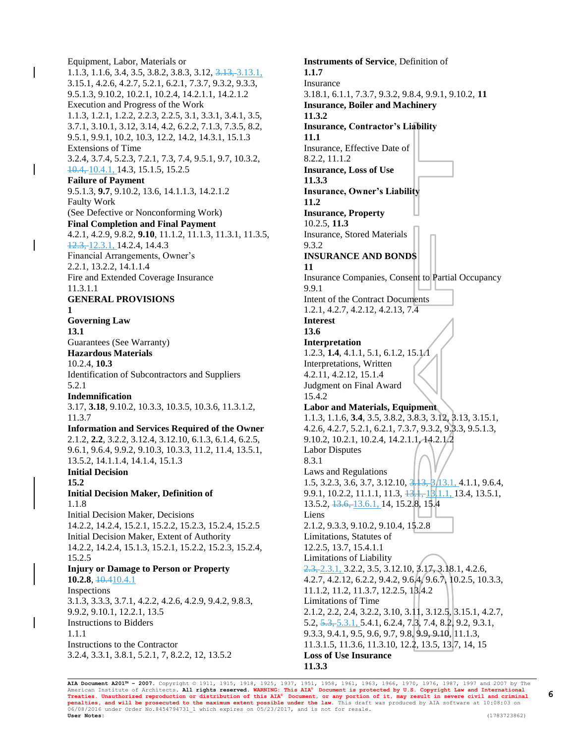Equipment, Labor, Materials or
1.1.3, 1.1.6, 3.4, 3.5, 3.8.2, 3.8.3, 3.12, ~~3.13,~~ 3.13.1, 3.15.1, 4.2.6, 4.2.7, 5.2.1, 6.2.1, 7.3.7, 9.3.2, 9.3.3, 9.5.1.3, 9.10.2, 10.2.1, 10.2.4, 14.2.1.1, 14.2.1.2

Execution and Progress of the Work
1.1.3, 1.2.1, 1.2.2, 2.2.3, 2.2.5, 3.1, 3.3.1, 3.4.1, 3.5, 3.7.1, 3.10.1, 3.12, 3.14, 4.2, 6.2.2, 7.1.3, 7.3.5, 8.2, 9.5.1, 9.9.1, 10.2, 10.3, 12.2, 14.2, 14.3.1, 15.1.3

Extensions of Time
3.2.4, 3.7.4, 5.2.3, 7.2.1, 7.3, 7.4, 9.5.1, 9.7, 10.3.2, ~~10.4,~~ 10.4.1, 14.3, 15.1.5, 15.2.5

**Failure of Payment**
9.5.1.3, **9.7**, 9.10.2, 13.6, 14.1.1.3, 14.2.1.2

Faulty Work
(See Defective or Nonconforming Work)

**Final Completion and Final Payment**
4.2.1, 4.2.9, 9.8.2, **9.10**, 11.1.2, 11.1.3, 11.3.1, 11.3.5, ~~12.3,~~ 12.3.1, 14.2.4, 14.4.3

Financial Arrangements, Owner's
2.2.1, 13.2.2, 14.1.1.4

Fire and Extended Coverage Insurance
11.3.1.1

**GENERAL PROVISIONS**
**1**

**Governing Law**
**13.1**

Guarantees (See Warranty)

**Hazardous Materials**
10.2.4, **10.3**

Identification of Subcontractors and Suppliers
5.2.1

**Indemnification**
3.17, **3.18**, 9.10.2, 10.3.3, 10.3.5, 10.3.6, 11.3.1.2, 11.3.7

**Information and Services Required of the Owner**
2.1.2, **2.2**, 3.2.2, 3.12.4, 3.12.10, 6.1.3, 6.1.4, 6.2.5, 9.6.1, 9.6.4, 9.9.2, 9.10.3, 10.3.3, 11.2, 11.4, 13.5.1, 13.5.2, 14.1.1.4, 14.1.4, 15.1.3

**Initial Decision**
**15.2**

**Initial Decision Maker, Definition of**
1.1.8

Initial Decision Maker, Decisions
14.2.2, 14.2.4, 15.2.1, 15.2.2, 15.2.3, 15.2.4, 15.2.5

Initial Decision Maker, Extent of Authority
14.2.2, 14.2.4, 15.1.3, 15.2.1, 15.2.2, 15.2.3, 15.2.4, 15.2.5

**Injury or Damage to Person or Property**
**10.2.8**, ~~10.4~~10.4.1

Inspections
3.1.3, 3.3.3, 3.7.1, 4.2.2, 4.2.6, 4.2.9, 9.4.2, 9.8.3, 9.9.2, 9.10.1, 12.2.1, 13.5

Instructions to Bidders
1.1.1

Instructions to the Contractor
3.2.4, 3.3.1, 3.8.1, 5.2.1, 7, 8.2.2, 12, 13.5.2

**Instruments of Service**, Definition of
**1.1.7**

Insurance
3.18.1, 6.1.1, 7.3.7, 9.3.2, 9.8.4, 9.9.1, 9.10.2, **11**

**Insurance, Boiler and Machinery**
**11.3.2**

**Insurance, Contractor's Liability**
**11.1**

Insurance, Effective Date of
8.2.2, 11.1.2

**Insurance, Loss of Use**
**11.3.3**

**Insurance, Owner's Liability**
**11.2**

**Insurance, Property**
10.2.5, **11.3**

Insurance, Stored Materials
9.3.2

**INSURANCE AND BONDS**
**11**

Insurance Companies, Consent to Partial Occupancy
9.9.1

Intent of the Contract Documents
1.2.1, 4.2.7, 4.2.12, 4.2.13, 7.4

**Interest**
**13.6**

**Interpretation**
1.2.3, **1.4**, 4.1.1, 5.1, 6.1.2, 15.1.1

Interpretations, Written
4.2.11, 4.2.12, 15.1.4

Judgment on Final Award
15.4.2

**Labor and Materials, Equipment**
1.1.3, 1.1.6, **3.4**, 3.5, 3.8.2, 3.8.3, 3.12, 3.13, 3.15.1, 4.2.6, 4.2.7, 5.2.1, 6.2.1, 7.3.7, 9.3.2, 9.3.3, 9.5.1.3, 9.10.2, 10.2.1, 10.2.4, 14.2.1.1, 14.2.1.2

Labor Disputes
8.3.1

Laws and Regulations
1.5, 3.2.3, 3.6, 3.7, 3.12.10, ~~3.13,~~ 3.13.1, 4.1.1, 9.6.4, 9.9.1, 10.2.2, 11.1.1, 11.3, ~~13.1,~~ 13.1.1, 13.4, 13.5.1, 13.5.2, ~~13.6,~~ 13.6.1, 14, 15.2.8, 15.4

Liens
2.1.2, 9.3.3, 9.10.2, 9.10.4, 15.2.8

Limitations, Statutes of
12.2.5, 13.7, 15.4.1.1

Limitations of Liability
~~2.3,~~ 2.3.1, 3.2.2, 3.5, 3.12.10, 3.17, 3.18.1, 4.2.6, 4.2.7, 4.2.12, 6.2.2, 9.4.2, 9.6.4, 9.6.7, 10.2.5, 10.3.3, 11.1.2, 11.2, 11.3.7, 12.2.5, 13.4.2

Limitations of Time
2.1.2, 2.2, 2.4, 3.2.2, 3.10, 3.11, 3.12.5, 3.15.1, 4.2.7, 5.2, ~~5.3,~~ 5.3.1, 5.4.1, 6.2.4, 7.3, 7.4, 8.2, 9.2, 9.3.1, 9.3.3, 9.4.1, 9.5, 9.6, 9.7, 9.8, 9.9, 9.10, 11.1.3, 11.3.1.5, 11.3.6, 11.3.10, 12.2, 13.5, 13.7, 14, 15

**Loss of Use Insurance**
**11.3.3**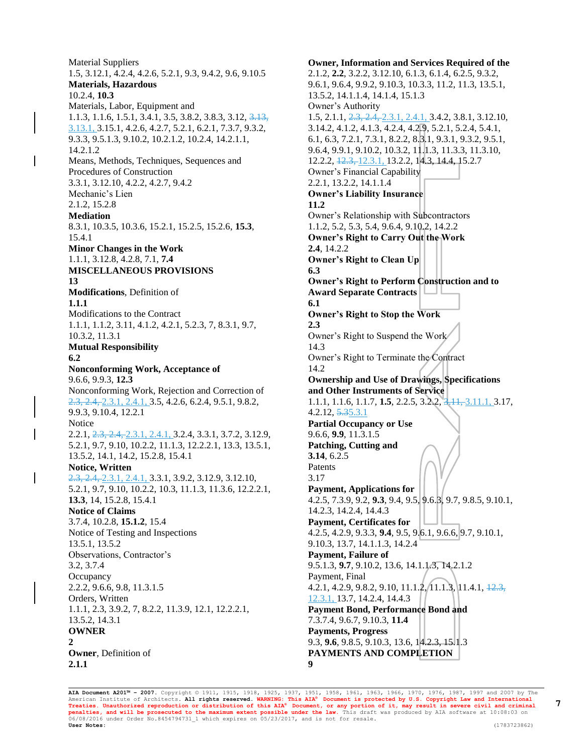Material Suppliers
1.5, 3.12.1, 4.2.4, 4.2.6, 5.2.1, 9.3, 9.4.2, 9.6, 9.10.5
**Materials, Hazardous**
10.2.4, **10.3**
Materials, Labor, Equipment and
1.1.3, 1.1.6, 1.5.1, 3.4.1, 3.5, 3.8.2, 3.8.3, 3.12, ~~3.13,~~ 3.13.1, 3.15.1, 4.2.6, 4.2.7, 5.2.1, 6.2.1, 7.3.7, 9.3.2, 9.3.3, 9.5.1.3, 9.10.2, 10.2.1.2, 10.2.4, 14.2.1.1, 14.2.1.2
Means, Methods, Techniques, Sequences and Procedures of Construction
3.3.1, 3.12.10, 4.2.2, 4.2.7, 9.4.2
Mechanic's Lien
2.1.2, 15.2.8
**Mediation**
8.3.1, 10.3.5, 10.3.6, 15.2.1, 15.2.5, 15.2.6, **15.3**, 15.4.1
**Minor Changes in the Work**
1.1.1, 3.12.8, 4.2.8, 7.1, **7.4**
**MISCELLANEOUS PROVISIONS**
**13**
**Modifications**, Definition of
**1.1.1**
Modifications to the Contract
1.1.1, 1.1.2, 3.11, 4.1.2, 4.2.1, 5.2.3, 7, 8.3.1, 9.7, 10.3.2, 11.3.1
**Mutual Responsibility**
**6.2**
**Nonconforming Work, Acceptance of**
9.6.6, 9.9.3, **12.3**
Nonconforming Work, Rejection and Correction of
~~2.3, 2.4,~~ 2.3.1, 2.4.1, 3.5, 4.2.6, 6.2.4, 9.5.1, 9.8.2, 9.9.3, 9.10.4, 12.2.1
Notice
2.2.1, ~~2.3, 2.4,~~ 2.3.1, 2.4.1, 3.2.4, 3.3.1, 3.7.2, 3.12.9, 5.2.1, 9.7, 9.10, 10.2.2, 11.1.3, 12.2.2.1, 13.3, 13.5.1, 13.5.2, 14.1, 14.2, 15.2.8, 15.4.1
**Notice, Written**
~~2.3, 2.4,~~ 2.3.1, 2.4.1, 3.3.1, 3.9.2, 3.12.9, 3.12.10, 5.2.1, 9.7, 9.10, 10.2.2, 10.3, 11.1.3, 11.3.6, 12.2.2.1, **13.3**, 14, 15.2.8, 15.4.1
**Notice of Claims**
3.7.4, 10.2.8, **15.1.2**, 15.4
Notice of Testing and Inspections
13.5.1, 13.5.2
Observations, Contractor's
3.2, 3.7.4
Occupancy
2.2.2, 9.6.6, 9.8, 11.3.1.5
Orders, Written
1.1.1, 2.3, 3.9.2, 7, 8.2.2, 11.3.9, 12.1, 12.2.2.1, 13.5.2, 14.3.1
**OWNER**
**2**
**Owner**, Definition of
**2.1.1**
**Owner, Information and Services Required of the**
2.1.2, **2.2**, 3.2.2, 3.12.10, 6.1.3, 6.1.4, 6.2.5, 9.3.2, 9.6.1, 9.6.4, 9.9.2, 9.10.3, 10.3.3, 11.2, 11.3, 13.5.1, 13.5.2, 14.1.1.4, 14.1.4, 15.1.3
Owner's Authority
1.5, 2.1.1, ~~2.3, 2.4,~~ 2.3.1, 2.4.1, 3.4.2, 3.8.1, 3.12.10, 3.14.2, 4.1.2, 4.2.4, 4.2.9, 5.2.1, 5.2.4, 5.4.1, 6.1, 6.3, 7.2.1, 7.3.1, 8.2.2, 8.3.1, 9.3.1, 9.3.2, 9.5.1, 9.6.4, 9.9.1, 9.10.2, 10.3.2, 11.1.3, 11.3.3, 11.3.10, 12.2.2, ~~12.3,~~ 12.3.1, 13.2.2, 14.3, 14.4, 15.2.7
Owner's Financial Capability
2.2.1, 13.2.2, 14.1.1.4
**Owner's Liability Insurance**
**11.2**
Owner's Relationship with Subcontractors
1.1.2, 5.2, 5.3, 5.4, 9.6.4, 9.10.2, 14.2.2
**Owner's Right to Carry Out the Work**
**2.4**, 14.2.2
**Owner's Right to Clean Up**
**6.3**
**Owner's Right to Perform Construction and to Award Separate Contracts**
**6.1**
**Owner's Right to Stop the Work**
**2.3**
Owner's Right to Suspend the Work
14.3
Owner's Right to Terminate the Contract
14.2
**Ownership and Use of Drawings, Specifications and Other Instruments of Service**
1.1.1, 1.1.6, 1.1.7, **1.5**, 2.2.5, 3.2.2, ~~3.11,~~ 3.11.1, 3.17, 4.2.12, ~~5.3~~5.3.1
**Partial Occupancy or Use**
9.6.6, **9.9**, 11.3.1.5
**Patching, Cutting and**
**3.14**, 6.2.5
Patents
3.17
**Payment, Applications for**
4.2.5, 7.3.9, 9.2, **9.3**, 9.4, 9.5, 9.6.3, 9.7, 9.8.5, 9.10.1, 14.2.3, 14.2.4, 14.4.3
**Payment, Certificates for**
4.2.5, 4.2.9, 9.3.3, **9.4**, 9.5, 9.6.1, 9.6.6, 9.7, 9.10.1, 9.10.3, 13.7, 14.1.1.3, 14.2.4
**Payment, Failure of**
9.5.1.3, **9.7**, 9.10.2, 13.6, 14.1.1.3, 14.2.1.2
Payment, Final
4.2.1, 4.2.9, 9.8.2, 9.10, 11.1.2, 11.1.3, 11.4.1, ~~12.3,~~ 12.3.1, 13.7, 14.2.4, 14.4.3
**Payment Bond, Performance Bond and**
7.3.7.4, 9.6.7, 9.10.3, **11.4**
**Payments, Progress**
9.3, **9.6**, 9.8.5, 9.10.3, 13.6, 14.2.3, 15.1.3
**PAYMENTS AND COMPLETION**
**9**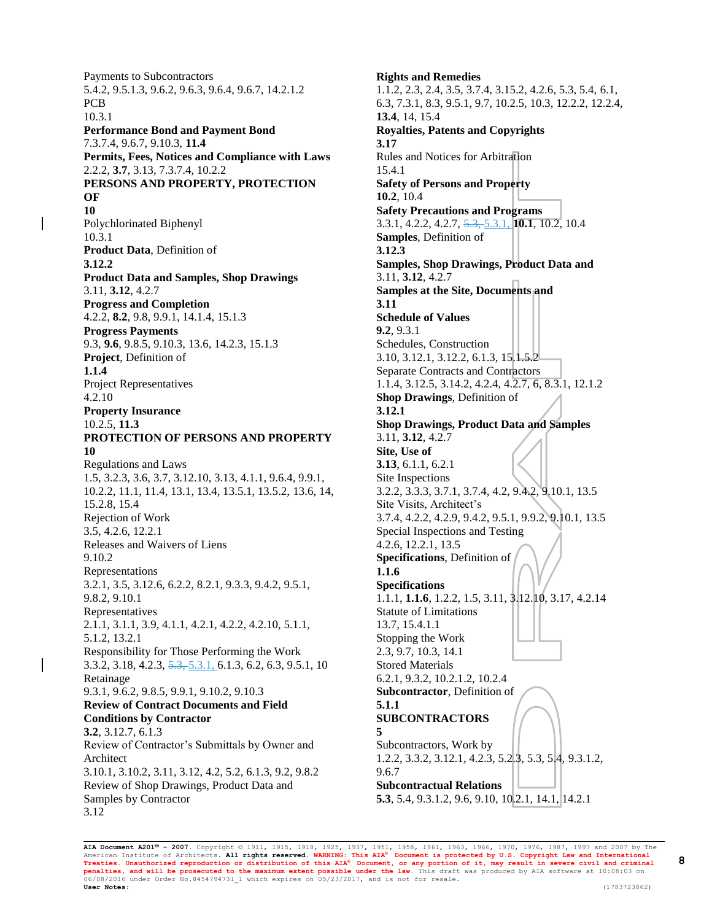Payments to Subcontractors
5.4.2, 9.5.1.3, 9.6.2, 9.6.3, 9.6.4, 9.6.7, 14.2.1.2
PCB
10.3.1
**Performance Bond and Payment Bond**
7.3.7.4, 9.6.7, 9.10.3, **11.4**
**Permits, Fees, Notices and Compliance with Laws**
2.2.2, **3.7**, 3.13, 7.3.7.4, 10.2.2
**PERSONS AND PROPERTY, PROTECTION OF**
**10**
Polychlorinated Biphenyl
10.3.1
**Product Data**, Definition of
**3.12.2**
**Product Data and Samples, Shop Drawings**
3.11, **3.12**, 4.2.7
**Progress and Completion**
4.2.2, **8.2**, 9.8, 9.9.1, 14.1.4, 15.1.3
**Progress Payments**
9.3, **9.6**, 9.8.5, 9.10.3, 13.6, 14.2.3, 15.1.3
**Project**, Definition of
**1.1.4**
Project Representatives
4.2.10
**Property Insurance**
10.2.5, **11.3**
**PROTECTION OF PERSONS AND PROPERTY**
**10**
Regulations and Laws
1.5, 3.2.3, 3.6, 3.7, 3.12.10, 3.13, 4.1.1, 9.6.4, 9.9.1, 10.2.2, 11.1, 11.4, 13.1, 13.4, 13.5.1, 13.5.2, 13.6, 14, 15.2.8, 15.4
Rejection of Work
3.5, 4.2.6, 12.2.1
Releases and Waivers of Liens
9.10.2
Representations
3.2.1, 3.5, 3.12.6, 6.2.2, 8.2.1, 9.3.3, 9.4.2, 9.5.1, 9.8.2, 9.10.1
Representatives
2.1.1, 3.1.1, 3.9, 4.1.1, 4.2.1, 4.2.2, 4.2.10, 5.1.1, 5.1.2, 13.2.1
Responsibility for Those Performing the Work
3.3.2, 3.18, 4.2.3, ~~5.3,~~ 5.3.1, 6.1.3, 6.2, 6.3, 9.5.1, 10
Retainage
9.3.1, 9.6.2, 9.8.5, 9.9.1, 9.10.2, 9.10.3
**Review of Contract Documents and Field Conditions by Contractor**
**3.2**, 3.12.7, 6.1.3
Review of Contractor's Submittals by Owner and Architect
3.10.1, 3.10.2, 3.11, 3.12, 4.2, 5.2, 6.1.3, 9.2, 9.8.2
Review of Shop Drawings, Product Data and Samples by Contractor
3.12
**Rights and Remedies**
1.1.2, 2.3, 2.4, 3.5, 3.7.4, 3.15.2, 4.2.6, 5.3, 5.4, 6.1, 6.3, 7.3.1, 8.3, 9.5.1, 9.7, 10.2.5, 10.3, 12.2.2, 12.2.4, **13.4**, 14, 15.4
**Royalties, Patents and Copyrights**
**3.17**
Rules and Notices for Arbitration
15.4.1
**Safety of Persons and Property**
**10.2**, 10.4
**Safety Precautions and Programs**
3.3.1, 4.2.2, 4.2.7, ~~5.3,~~ 5.3.1, **10.1**, 10.2, 10.4
**Samples**, Definition of
**3.12.3**
**Samples, Shop Drawings, Product Data and**
3.11, **3.12**, 4.2.7
**Samples at the Site, Documents and**
**3.11**
**Schedule of Values**
**9.2**, 9.3.1
Schedules, Construction
3.10, 3.12.1, 3.12.2, 6.1.3, 15.1.5.2
Separate Contracts and Contractors
1.1.4, 3.12.5, 3.14.2, 4.2.4, 4.2.7, 6, 8.3.1, 12.1.2
**Shop Drawings**, Definition of
**3.12.1**
**Shop Drawings, Product Data and Samples**
3.11, **3.12**, 4.2.7
**Site, Use of**
**3.13**, 6.1.1, 6.2.1
Site Inspections
3.2.2, 3.3.3, 3.7.1, 3.7.4, 4.2, 9.4.2, 9.10.1, 13.5
Site Visits, Architect's
3.7.4, 4.2.2, 4.2.9, 9.4.2, 9.5.1, 9.9.2, 9.10.1, 13.5
Special Inspections and Testing
4.2.6, 12.2.1, 13.5
**Specifications**, Definition of
**1.1.6**
**Specifications**
1.1.1, **1.1.6**, 1.2.2, 1.5, 3.11, 3.12.10, 3.17, 4.2.14
Statute of Limitations
13.7, 15.4.1.1
Stopping the Work
2.3, 9.7, 10.3, 14.1
Stored Materials
6.2.1, 9.3.2, 10.2.1.2, 10.2.4
**Subcontractor**, Definition of
**5.1.1**
**SUBCONTRACTORS**
**5**
Subcontractors, Work by
1.2.2, 3.3.2, 3.12.1, 4.2.3, 5.2.3, 5.3, 5.4, 9.3.1.2, 9.6.7
**Subcontractual Relations**
**5.3**, 5.4, 9.3.1.2, 9.6, 9.10, 10.2.1, 14.1, 14.2.1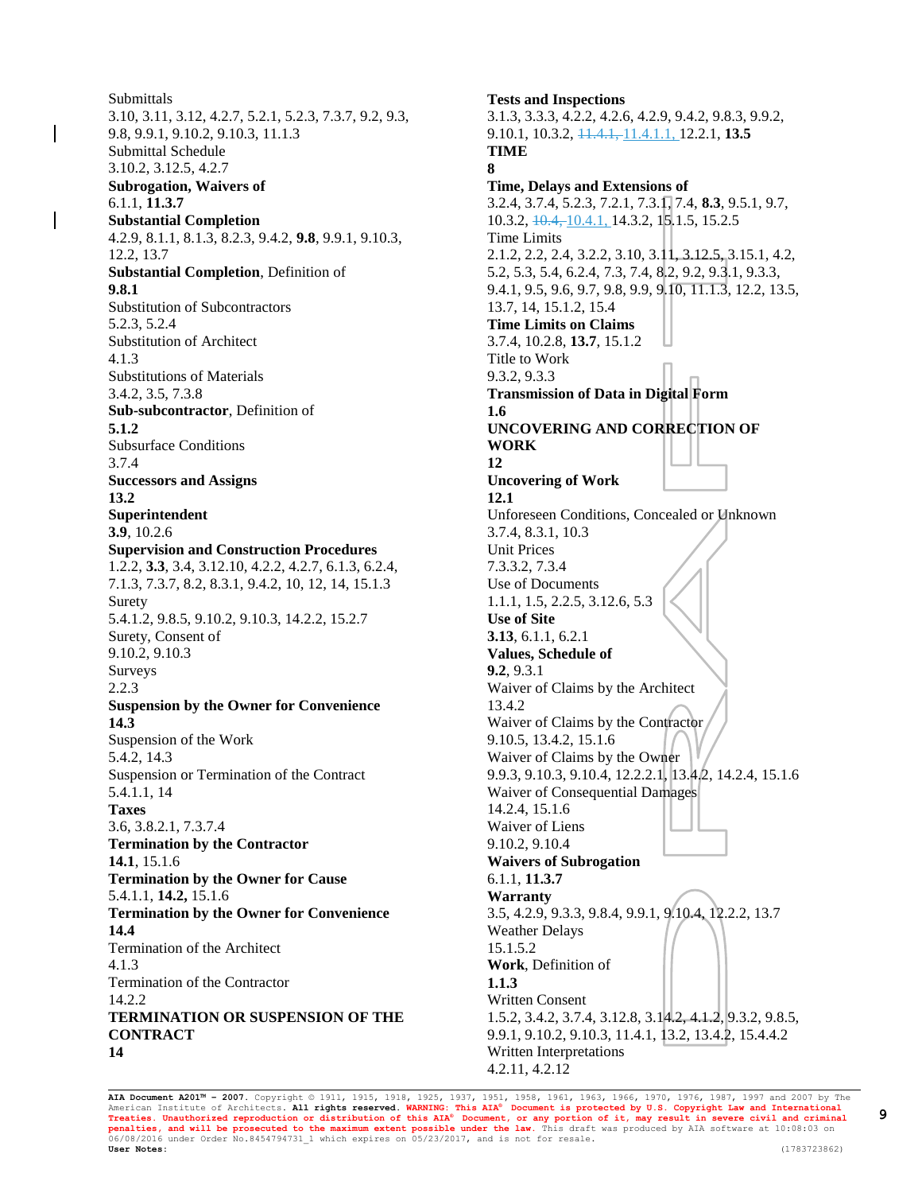Submittals
3.10, 3.11, 3.12, 4.2.7, 5.2.1, 5.2.3, 7.3.7, 9.2, 9.3, 9.8, 9.9.1, 9.10.2, 9.10.3, 11.1.3
Submittal Schedule
3.10.2, 3.12.5, 4.2.7
**Subrogation, Waivers of**
6.1.1, **11.3.7**
**Substantial Completion**
4.2.9, 8.1.1, 8.1.3, 8.2.3, 9.4.2, **9.8**, 9.9.1, 9.10.3, 12.2, 13.7
**Substantial Completion**, Definition of
**9.8.1**
Substitution of Subcontractors
5.2.3, 5.2.4
Substitution of Architect
4.1.3
Substitutions of Materials
3.4.2, 3.5, 7.3.8
**Sub-subcontractor**, Definition of
**5.1.2**
Subsurface Conditions
3.7.4
**Successors and Assigns**
**13.2**
**Superintendent**
**3.9**, 10.2.6
**Supervision and Construction Procedures**
1.2.2, **3.3**, 3.4, 3.12.10, 4.2.2, 4.2.7, 6.1.3, 6.2.4, 7.1.3, 7.3.7, 8.2, 8.3.1, 9.4.2, 10, 12, 14, 15.1.3
Surety
5.4.1.2, 9.8.5, 9.10.2, 9.10.3, 14.2.2, 15.2.7
Surety, Consent of
9.10.2, 9.10.3
Surveys
2.2.3
**Suspension by the Owner for Convenience**
**14.3**
Suspension of the Work
5.4.2, 14.3
Suspension or Termination of the Contract
5.4.1.1, 14
**Taxes**
3.6, 3.8.2.1, 7.3.7.4
**Termination by the Contractor**
**14.1**, 15.1.6
**Termination by the Owner for Cause**
5.4.1.1, **14.2,** 15.1.6
**Termination by the Owner for Convenience**
**14.4**
Termination of the Architect
4.1.3
Termination of the Contractor
14.2.2
**TERMINATION OR SUSPENSION OF THE CONTRACT**
**14**
**Tests and Inspections**
3.1.3, 3.3.3, 4.2.2, 4.2.6, 4.2.9, 9.4.2, 9.8.3, 9.9.2, 9.10.1, 10.3.2, ~~11.4.1,~~ 11.4.1.1, 12.2.1, **13.5**
**TIME**
**8**
**Time, Delays and Extensions of**
3.2.4, 3.7.4, 5.2.3, 7.2.1, 7.3.1, 7.4, **8.3**, 9.5.1, 9.7, 10.3.2, ~~10.4,~~ 10.4.1, 14.3.2, 15.1.5, 15.2.5
Time Limits
2.1.2, 2.2, 2.4, 3.2.2, 3.10, 3.11, 3.12.5, 3.15.1, 4.2, 5.2, 5.3, 5.4, 6.2.4, 7.3, 7.4, 8.2, 9.2, 9.3.1, 9.3.3, 9.4.1, 9.5, 9.6, 9.7, 9.8, 9.9, 9.10, 11.1.3, 12.2, 13.5, 13.7, 14, 15.1.2, 15.4
**Time Limits on Claims**
3.7.4, 10.2.8, **13.7**, 15.1.2
Title to Work
9.3.2, 9.3.3
**Transmission of Data in Digital Form**
**1.6**
**UNCOVERING AND CORRECTION OF WORK**
**12**
**Uncovering of Work**
**12.1**
Unforeseen Conditions, Concealed or Unknown
3.7.4, 8.3.1, 10.3
Unit Prices
7.3.3.2, 7.3.4
Use of Documents
1.1.1, 1.5, 2.2.5, 3.12.6, 5.3
**Use of Site**
**3.13**, 6.1.1, 6.2.1
**Values, Schedule of**
**9.2**, 9.3.1
Waiver of Claims by the Architect
13.4.2
Waiver of Claims by the Contractor
9.10.5, 13.4.2, 15.1.6
Waiver of Claims by the Owner
9.9.3, 9.10.3, 9.10.4, 12.2.2.1, 13.4.2, 14.2.4, 15.1.6
Waiver of Consequential Damages
14.2.4, 15.1.6
Waiver of Liens
9.10.2, 9.10.4
**Waivers of Subrogation**
6.1.1, **11.3.7**
**Warranty**
3.5, 4.2.9, 9.3.3, 9.8.4, 9.9.1, 9.10.4, 12.2.2, 13.7
Weather Delays
15.1.5.2
**Work**, Definition of
**1.1.3**
Written Consent
1.5.2, 3.4.2, 3.7.4, 3.12.8, 3.14.2, 4.1.2, 9.3.2, 9.8.5, 9.9.1, 9.10.2, 9.10.3, 11.4.1, 13.2, 13.4.2, 15.4.4.2
Written Interpretations
4.2.11, 4.2.12

**AIA Document A201™ – 2007.** Copyright © 1911, 1915, 1918, 1925, 1937, 1951, 1958, 1961, 1963, 1966, 1970, 1976, 1987, 1997 and 2007 by The American Institute of Architects. **All rights reserved. WARNING: This AIA® Document is protected by U.S. Copyright Law and International Treaties. Unauthorized reproduction or distribution of this AIA® Document, or any portion of it, may result in severe civil and criminal penalties, and will be prosecuted to the maximum extent possible under the law.** This draft was produced by AIA software at 10:08:03 on 06/08/2016 under Order No.8454794731_1 which expires on 05/23/2017, and is not for resale.
**User Notes:** (1783723862)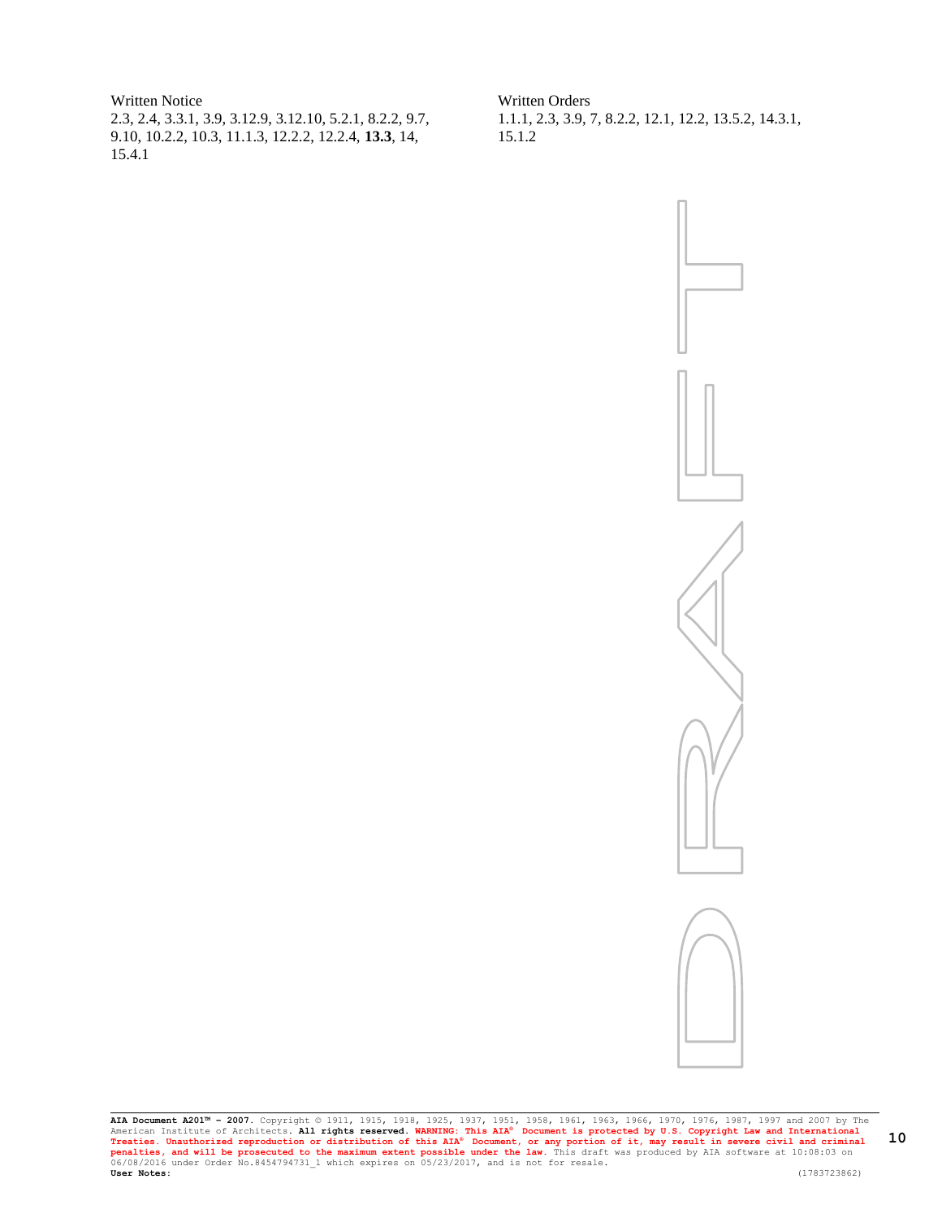Written Notice
2.3, 2.4, 3.3.1, 3.9, 3.12.9, 3.12.10, 5.2.1, 8.2.2, 9.7, 9.10, 10.2.2, 10.3, 11.1.3, 12.2.2, 12.2.4, **13.3**, 14, 15.4.1

Written Orders
1.1.1, 2.3, 3.9, 7, 8.2.2, 12.1, 12.2, 13.5.2, 14.3.1, 15.1.2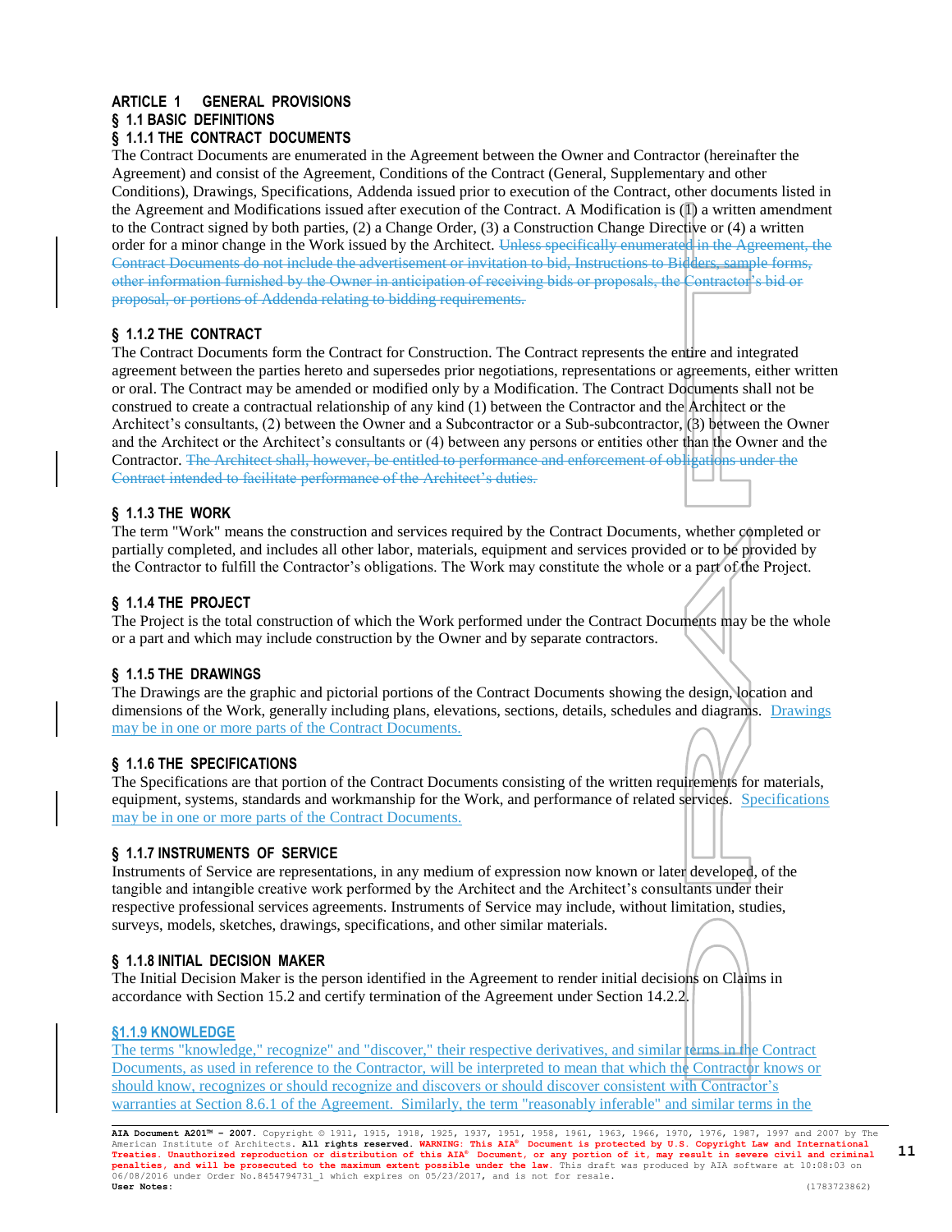# ARTICLE 1 GENERAL PROVISIONS

## § 1.1 BASIC DEFINITIONS

### § 1.1.1 THE CONTRACT DOCUMENTS

The Contract Documents are enumerated in the Agreement between the Owner and Contractor (hereinafter the Agreement) and consist of the Agreement, Conditions of the Contract (General, Supplementary and other Conditions), Drawings, Specifications, Addenda issued prior to execution of the Contract, other documents listed in the Agreement and Modifications issued after execution of the Contract. A Modification is (1) a written amendment to the Contract signed by both parties, (2) a Change Order, (3) a Construction Change Directive or (4) a written order for a minor change in the Work issued by the Architect. ~~Unless specifically enumerated in the Agreement, the Contract Documents do not include the advertisement or invitation to bid, Instructions to Bidders, sample forms, other information furnished by the Owner in anticipation of receiving bids or proposals, the Contractor's bid or proposal, or portions of Addenda relating to bidding requirements.~~

### § 1.1.2 THE CONTRACT

The Contract Documents form the Contract for Construction. The Contract represents the entire and integrated agreement between the parties hereto and supersedes prior negotiations, representations or agreements, either written or oral. The Contract may be amended or modified only by a Modification. The Contract Documents shall not be construed to create a contractual relationship of any kind (1) between the Contractor and the Architect or the Architect's consultants, (2) between the Owner and a Subcontractor or a Sub-subcontractor, (3) between the Owner and the Architect or the Architect's consultants or (4) between any persons or entities other than the Owner and the Contractor. ~~The Architect shall, however, be entitled to performance and enforcement of obligations under the Contract intended to facilitate performance of the Architect's duties.~~

### § 1.1.3 THE WORK

The term "Work" means the construction and services required by the Contract Documents, whether completed or partially completed, and includes all other labor, materials, equipment and services provided or to be provided by the Contractor to fulfill the Contractor's obligations. The Work may constitute the whole or a part of the Project.

### § 1.1.4 THE PROJECT

The Project is the total construction of which the Work performed under the Contract Documents may be the whole or a part and which may include construction by the Owner and by separate contractors.

### § 1.1.5 THE DRAWINGS

The Drawings are the graphic and pictorial portions of the Contract Documents showing the design, location and dimensions of the Work, generally including plans, elevations, sections, details, schedules and diagrams. <u>Drawings may be in one or more parts of the Contract Documents.</u>

### § 1.1.6 THE SPECIFICATIONS

The Specifications are that portion of the Contract Documents consisting of the written requirements for materials, equipment, systems, standards and workmanship for the Work, and performance of related services. <u>Specifications may be in one or more parts of the Contract Documents.</u>

### § 1.1.7 INSTRUMENTS OF SERVICE

Instruments of Service are representations, in any medium of expression now known or later developed, of the tangible and intangible creative work performed by the Architect and the Architect's consultants under their respective professional services agreements. Instruments of Service may include, without limitation, studies, surveys, models, sketches, drawings, specifications, and other similar materials.

### § 1.1.8 INITIAL DECISION MAKER

The Initial Decision Maker is the person identified in the Agreement to render initial decisions on Claims in accordance with Section 15.2 and certify termination of the Agreement under Section 14.2.2.

### <u>§1.1.9 KNOWLEDGE</u>

<u>The terms "knowledge," recognize" and "discover," their respective derivatives, and similar terms in the Contract Documents, as used in reference to the Contractor, will be interpreted to mean that which the Contractor knows or should know, recognizes or should recognize and discovers or should discover consistent with Contractor's warranties at Section 8.6.1 of the Agreement. Similarly, the term "reasonably inferable" and similar terms in the</u>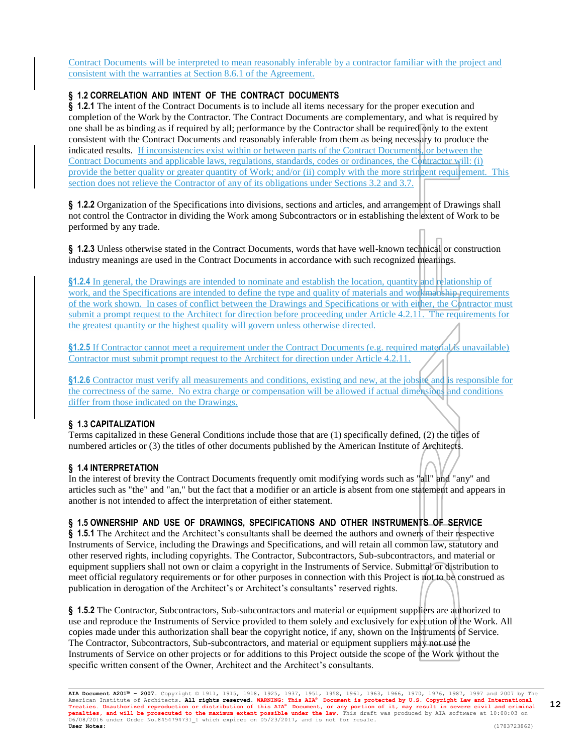Contract Documents will be interpreted to mean reasonably inferable by a contractor familiar with the project and consistent with the warranties at Section 8.6.1 of the Agreement.

### § 1.2 CORRELATION AND INTENT OF THE CONTRACT DOCUMENTS

**§ 1.2.1** The intent of the Contract Documents is to include all items necessary for the proper execution and completion of the Work by the Contractor. The Contract Documents are complementary, and what is required by one shall be as binding as if required by all; performance by the Contractor shall be required only to the extent consistent with the Contract Documents and reasonably inferable from them as being necessary to produce the indicated results. If inconsistencies exist within or between parts of the Contract Documents, or between the Contract Documents and applicable laws, regulations, standards, codes or ordinances, the Contractor will: (i) provide the better quality or greater quantity of Work; and/or (ii) comply with the more stringent requirement. This section does not relieve the Contractor of any of its obligations under Sections 3.2 and 3.7.

**§ 1.2.2** Organization of the Specifications into divisions, sections and articles, and arrangement of Drawings shall not control the Contractor in dividing the Work among Subcontractors or in establishing the extent of Work to be performed by any trade.

**§ 1.2.3** Unless otherwise stated in the Contract Documents, words that have well-known technical or construction industry meanings are used in the Contract Documents in accordance with such recognized meanings.

§1.2.4 In general, the Drawings are intended to nominate and establish the location, quantity and relationship of work, and the Specifications are intended to define the type and quality of materials and workmanship requirements of the work shown. In cases of conflict between the Drawings and Specifications or with either, the Contractor must submit a prompt request to the Architect for direction before proceeding under Article 4.2.11. The requirements for the greatest quantity or the highest quality will govern unless otherwise directed.

§1.2.5 If Contractor cannot meet a requirement under the Contract Documents (e.g. required material is unavailable) Contractor must submit prompt request to the Architect for direction under Article 4.2.11.

§1.2.6 Contractor must verify all measurements and conditions, existing and new, at the jobsite and is responsible for the correctness of the same. No extra charge or compensation will be allowed if actual dimensions and conditions differ from those indicated on the Drawings.

### § 1.3 CAPITALIZATION

Terms capitalized in these General Conditions include those that are (1) specifically defined, (2) the titles of numbered articles or (3) the titles of other documents published by the American Institute of Architects.

### § 1.4 INTERPRETATION

In the interest of brevity the Contract Documents frequently omit modifying words such as "all" and "any" and articles such as "the" and "an," but the fact that a modifier or an article is absent from one statement and appears in another is not intended to affect the interpretation of either statement.

### § 1.5 OWNERSHIP AND USE OF DRAWINGS, SPECIFICATIONS AND OTHER INSTRUMENTS OF SERVICE

**§ 1.5.1** The Architect and the Architect's consultants shall be deemed the authors and owners of their respective Instruments of Service, including the Drawings and Specifications, and will retain all common law, statutory and other reserved rights, including copyrights. The Contractor, Subcontractors, Sub-subcontractors, and material or equipment suppliers shall not own or claim a copyright in the Instruments of Service. Submittal or distribution to meet official regulatory requirements or for other purposes in connection with this Project is not to be construed as publication in derogation of the Architect's or Architect's consultants' reserved rights.

**§ 1.5.2** The Contractor, Subcontractors, Sub-subcontractors and material or equipment suppliers are authorized to use and reproduce the Instruments of Service provided to them solely and exclusively for execution of the Work. All copies made under this authorization shall bear the copyright notice, if any, shown on the Instruments of Service. The Contractor, Subcontractors, Sub-subcontractors, and material or equipment suppliers may not use the Instruments of Service on other projects or for additions to this Project outside the scope of the Work without the specific written consent of the Owner, Architect and the Architect's consultants.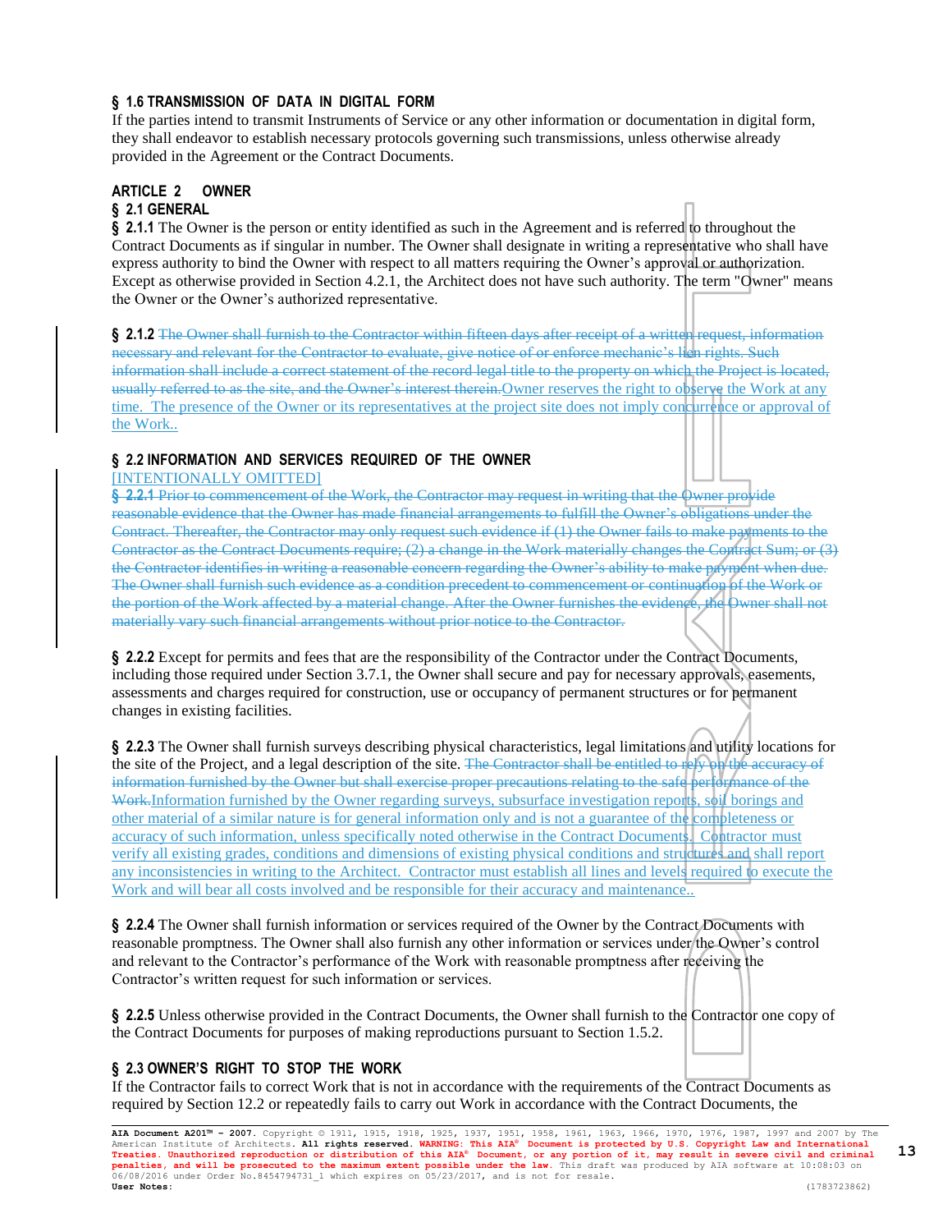## § 1.6 TRANSMISSION OF DATA IN DIGITAL FORM

If the parties intend to transmit Instruments of Service or any other information or documentation in digital form, they shall endeavor to establish necessary protocols governing such transmissions, unless otherwise already provided in the Agreement or the Contract Documents.

# ARTICLE 2 OWNER

## § 2.1 GENERAL

**§ 2.1.1** The Owner is the person or entity identified as such in the Agreement and is referred to throughout the Contract Documents as if singular in number. The Owner shall designate in writing a representative who shall have express authority to bind the Owner with respect to all matters requiring the Owner's approval or authorization. Except as otherwise provided in Section 4.2.1, the Architect does not have such authority. The term "Owner" means the Owner or the Owner's authorized representative.

**§ 2.1.2** ~~The Owner shall furnish to the Contractor within fifteen days after receipt of a written request, information necessary and relevant for the Contractor to evaluate, give notice of or enforce mechanic's lien rights. Such information shall include a correct statement of the record legal title to the property on which the Project is located, usually referred to as the site, and the Owner's interest therein.~~Owner reserves the right to observe the Work at any time. The presence of the Owner or its representatives at the project site does not imply concurrence or approval of the Work..

## § 2.2 INFORMATION AND SERVICES REQUIRED OF THE OWNER

[INTENTIONALLY OMITTED]

~~**§ 2.2.1** Prior to commencement of the Work, the Contractor may request in writing that the Owner provide reasonable evidence that the Owner has made financial arrangements to fulfill the Owner's obligations under the Contract. Thereafter, the Contractor may only request such evidence if (1) the Owner fails to make payments to the Contractor as the Contract Documents require; (2) a change in the Work materially changes the Contract Sum; or (3) the Contractor identifies in writing a reasonable concern regarding the Owner's ability to make payment when due. The Owner shall furnish such evidence as a condition precedent to commencement or continuation of the Work or the portion of the Work affected by a material change. After the Owner furnishes the evidence, the Owner shall not materially vary such financial arrangements without prior notice to the Contractor.~~

**§ 2.2.2** Except for permits and fees that are the responsibility of the Contractor under the Contract Documents, including those required under Section 3.7.1, the Owner shall secure and pay for necessary approvals, easements, assessments and charges required for construction, use or occupancy of permanent structures or for permanent changes in existing facilities.

**§ 2.2.3** The Owner shall furnish surveys describing physical characteristics, legal limitations and utility locations for the site of the Project, and a legal description of the site. ~~The Contractor shall be entitled to rely on the accuracy of information furnished by the Owner but shall exercise proper precautions relating to the safe performance of the Work.~~Information furnished by the Owner regarding surveys, subsurface investigation reports, soil borings and other material of a similar nature is for general information only and is not a guarantee of the completeness or accuracy of such information, unless specifically noted otherwise in the Contract Documents. Contractor must verify all existing grades, conditions and dimensions of existing physical conditions and structures and shall report any inconsistencies in writing to the Architect. Contractor must establish all lines and levels required to execute the Work and will bear all costs involved and be responsible for their accuracy and maintenance..

**§ 2.2.4** The Owner shall furnish information or services required of the Owner by the Contract Documents with reasonable promptness. The Owner shall also furnish any other information or services under the Owner's control and relevant to the Contractor's performance of the Work with reasonable promptness after receiving the Contractor's written request for such information or services.

**§ 2.2.5** Unless otherwise provided in the Contract Documents, the Owner shall furnish to the Contractor one copy of the Contract Documents for purposes of making reproductions pursuant to Section 1.5.2.

## § 2.3 OWNER'S RIGHT TO STOP THE WORK

If the Contractor fails to correct Work that is not in accordance with the requirements of the Contract Documents as required by Section 12.2 or repeatedly fails to carry out Work in accordance with the Contract Documents, the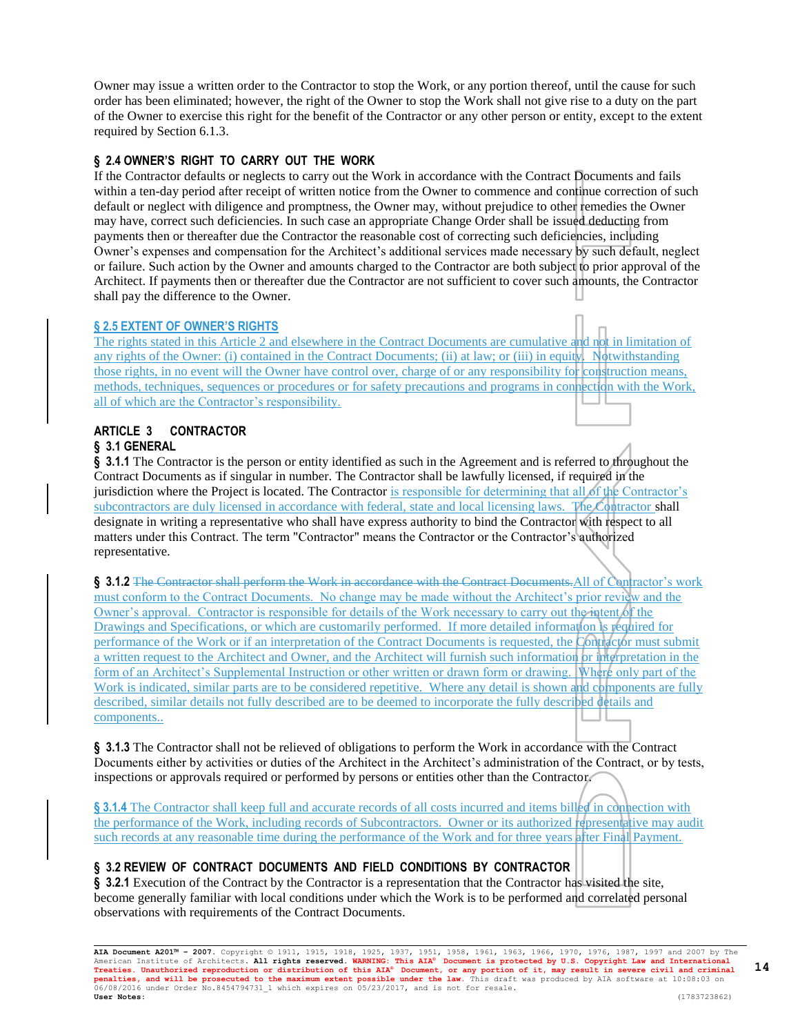Owner may issue a written order to the Contractor to stop the Work, or any portion thereof, until the cause for such order has been eliminated; however, the right of the Owner to stop the Work shall not give rise to a duty on the part of the Owner to exercise this right for the benefit of the Contractor or any other person or entity, except to the extent required by Section 6.1.3.

### § 2.4 OWNER'S RIGHT TO CARRY OUT THE WORK

If the Contractor defaults or neglects to carry out the Work in accordance with the Contract Documents and fails within a ten-day period after receipt of written notice from the Owner to commence and continue correction of such default or neglect with diligence and promptness, the Owner may, without prejudice to other remedies the Owner may have, correct such deficiencies. In such case an appropriate Change Order shall be issued deducting from payments then or thereafter due the Contractor the reasonable cost of correcting such deficiencies, including Owner's expenses and compensation for the Architect's additional services made necessary by such default, neglect or failure. Such action by the Owner and amounts charged to the Contractor are both subject to prior approval of the Architect. If payments then or thereafter due the Contractor are not sufficient to cover such amounts, the Contractor shall pay the difference to the Owner.

### § 2.5 EXTENT OF OWNER'S RIGHTS

The rights stated in this Article 2 and elsewhere in the Contract Documents are cumulative and not in limitation of any rights of the Owner: (i) contained in the Contract Documents; (ii) at law; or (iii) in equity. Notwithstanding those rights, in no event will the Owner have control over, charge of or any responsibility for construction means, methods, techniques, sequences or procedures or for safety precautions and programs in connection with the Work, all of which are the Contractor's responsibility.

## ARTICLE 3 CONTRACTOR

### § 3.1 GENERAL

**§ 3.1.1** The Contractor is the person or entity identified as such in the Agreement and is referred to throughout the Contract Documents as if singular in number. The Contractor shall be lawfully licensed, if required in the jurisdiction where the Project is located. The Contractor is responsible for determining that all of the Contractor's subcontractors are duly licensed in accordance with federal, state and local licensing laws. The Contractor shall designate in writing a representative who shall have express authority to bind the Contractor with respect to all matters under this Contract. The term "Contractor" means the Contractor or the Contractor's authorized representative.

**§ 3.1.2** ~~The Contractor shall perform the Work in accordance with the Contract Documents.~~All of Contractor's work must conform to the Contract Documents. No change may be made without the Architect's prior review and the Owner's approval. Contractor is responsible for details of the Work necessary to carry out the intent of the Drawings and Specifications, or which are customarily performed. If more detailed information is required for performance of the Work or if an interpretation of the Contract Documents is requested, the Contractor must submit a written request to the Architect and Owner, and the Architect will furnish such information or interpretation in the form of an Architect's Supplemental Instruction or other written or drawn form or drawing. Where only part of the Work is indicated, similar parts are to be considered repetitive. Where any detail is shown and components are fully described, similar details not fully described are to be deemed to incorporate the fully described details and components..

**§ 3.1.3** The Contractor shall not be relieved of obligations to perform the Work in accordance with the Contract Documents either by activities or duties of the Architect in the Architect's administration of the Contract, or by tests, inspections or approvals required or performed by persons or entities other than the Contractor.

**§ 3.1.4** The Contractor shall keep full and accurate records of all costs incurred and items billed in connection with the performance of the Work, including records of Subcontractors. Owner or its authorized representative may audit such records at any reasonable time during the performance of the Work and for three years after Final Payment.

### § 3.2 REVIEW OF CONTRACT DOCUMENTS AND FIELD CONDITIONS BY CONTRACTOR

**§ 3.2.1** Execution of the Contract by the Contractor is a representation that the Contractor has visited the site, become generally familiar with local conditions under which the Work is to be performed and correlated personal observations with requirements of the Contract Documents.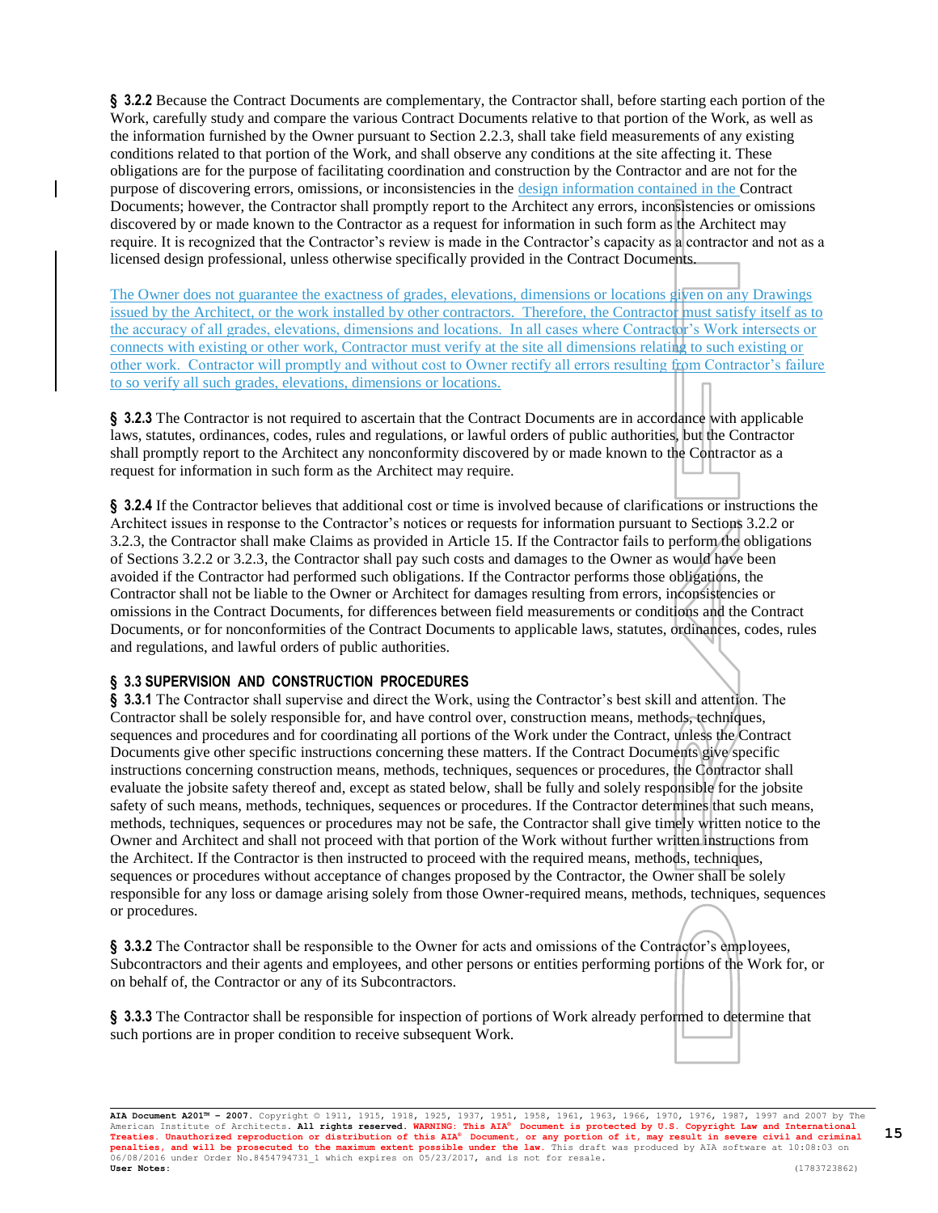**§ 3.2.2** Because the Contract Documents are complementary, the Contractor shall, before starting each portion of the Work, carefully study and compare the various Contract Documents relative to that portion of the Work, as well as the information furnished by the Owner pursuant to Section 2.2.3, shall take field measurements of any existing conditions related to that portion of the Work, and shall observe any conditions at the site affecting it. These obligations are for the purpose of facilitating coordination and construction by the Contractor and are not for the purpose of discovering errors, omissions, or inconsistencies in the design information contained in the Contract Documents; however, the Contractor shall promptly report to the Architect any errors, inconsistencies or omissions discovered by or made known to the Contractor as a request for information in such form as the Architect may require. It is recognized that the Contractor's review is made in the Contractor's capacity as a contractor and not as a licensed design professional, unless otherwise specifically provided in the Contract Documents.

The Owner does not guarantee the exactness of grades, elevations, dimensions or locations given on any Drawings issued by the Architect, or the work installed by other contractors. Therefore, the Contractor must satisfy itself as to the accuracy of all grades, elevations, dimensions and locations. In all cases where Contractor's Work intersects or connects with existing or other work, Contractor must verify at the site all dimensions relating to such existing or other work. Contractor will promptly and without cost to Owner rectify all errors resulting from Contractor's failure to so verify all such grades, elevations, dimensions or locations.

**§ 3.2.3** The Contractor is not required to ascertain that the Contract Documents are in accordance with applicable laws, statutes, ordinances, codes, rules and regulations, or lawful orders of public authorities, but the Contractor shall promptly report to the Architect any nonconformity discovered by or made known to the Contractor as a request for information in such form as the Architect may require.

**§ 3.2.4** If the Contractor believes that additional cost or time is involved because of clarifications or instructions the Architect issues in response to the Contractor's notices or requests for information pursuant to Sections 3.2.2 or 3.2.3, the Contractor shall make Claims as provided in Article 15. If the Contractor fails to perform the obligations of Sections 3.2.2 or 3.2.3, the Contractor shall pay such costs and damages to the Owner as would have been avoided if the Contractor had performed such obligations. If the Contractor performs those obligations, the Contractor shall not be liable to the Owner or Architect for damages resulting from errors, inconsistencies or omissions in the Contract Documents, for differences between field measurements or conditions and the Contract Documents, or for nonconformities of the Contract Documents to applicable laws, statutes, ordinances, codes, rules and regulations, and lawful orders of public authorities.

## § 3.3 SUPERVISION AND CONSTRUCTION PROCEDURES

**§ 3.3.1** The Contractor shall supervise and direct the Work, using the Contractor's best skill and attention. The Contractor shall be solely responsible for, and have control over, construction means, methods, techniques, sequences and procedures and for coordinating all portions of the Work under the Contract, unless the Contract Documents give other specific instructions concerning these matters. If the Contract Documents give specific instructions concerning construction means, methods, techniques, sequences or procedures, the Contractor shall evaluate the jobsite safety thereof and, except as stated below, shall be fully and solely responsible for the jobsite safety of such means, methods, techniques, sequences or procedures. If the Contractor determines that such means, methods, techniques, sequences or procedures may not be safe, the Contractor shall give timely written notice to the Owner and Architect and shall not proceed with that portion of the Work without further written instructions from the Architect. If the Contractor is then instructed to proceed with the required means, methods, techniques, sequences or procedures without acceptance of changes proposed by the Contractor, the Owner shall be solely responsible for any loss or damage arising solely from those Owner-required means, methods, techniques, sequences or procedures.

**§ 3.3.2** The Contractor shall be responsible to the Owner for acts and omissions of the Contractor's employees, Subcontractors and their agents and employees, and other persons or entities performing portions of the Work for, or on behalf of, the Contractor or any of its Subcontractors.

**§ 3.3.3** The Contractor shall be responsible for inspection of portions of Work already performed to determine that such portions are in proper condition to receive subsequent Work.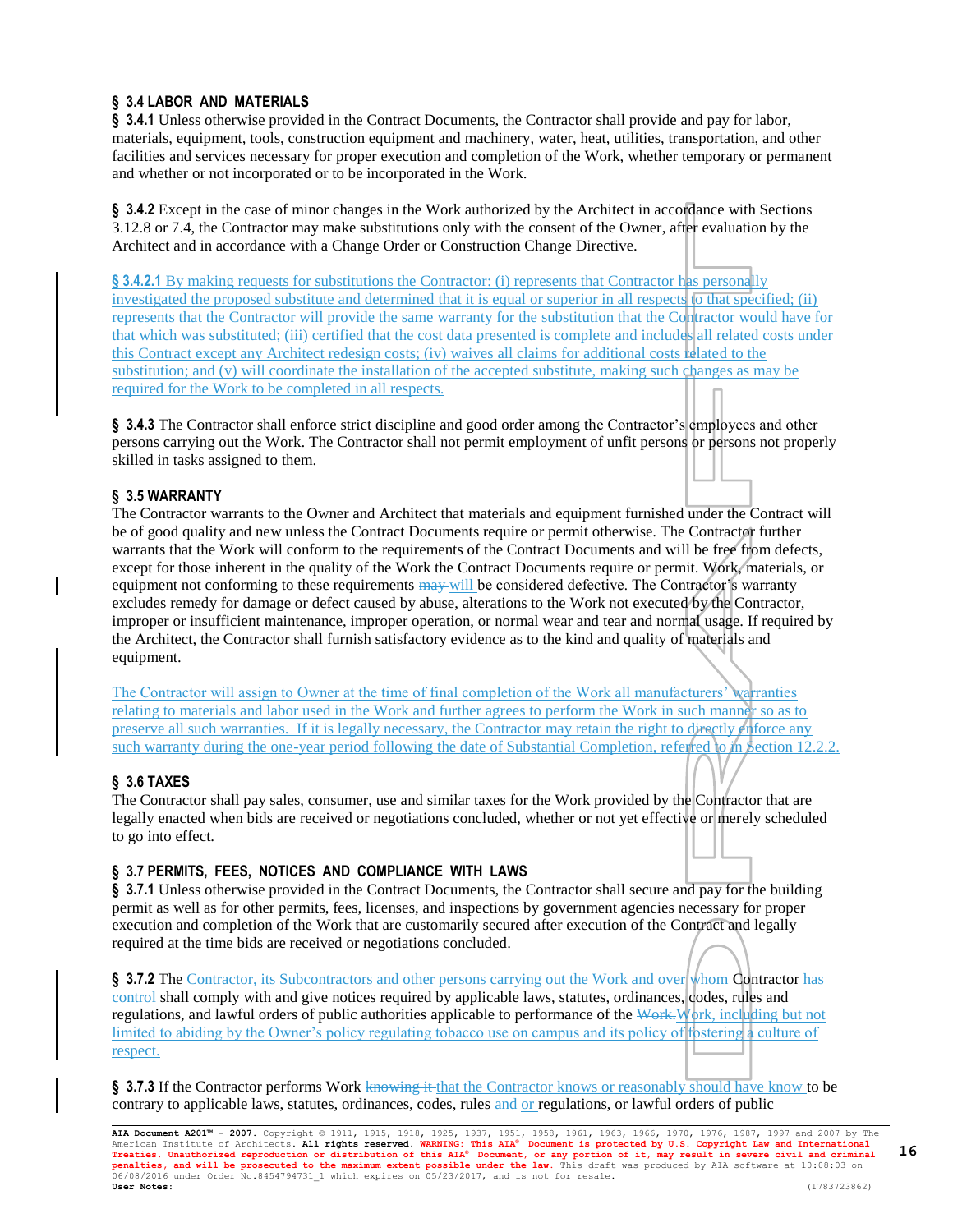## § 3.4 LABOR AND MATERIALS

**§ 3.4.1** Unless otherwise provided in the Contract Documents, the Contractor shall provide and pay for labor, materials, equipment, tools, construction equipment and machinery, water, heat, utilities, transportation, and other facilities and services necessary for proper execution and completion of the Work, whether temporary or permanent and whether or not incorporated or to be incorporated in the Work.

**§ 3.4.2** Except in the case of minor changes in the Work authorized by the Architect in accordance with Sections 3.12.8 or 7.4, the Contractor may make substitutions only with the consent of the Owner, after evaluation by the Architect and in accordance with a Change Order or Construction Change Directive.

**§ 3.4.2.1** By making requests for substitutions the Contractor: (i) represents that Contractor has personally investigated the proposed substitute and determined that it is equal or superior in all respects to that specified; (ii) represents that the Contractor will provide the same warranty for the substitution that the Contractor would have for that which was substituted; (iii) certified that the cost data presented is complete and includes all related costs under this Contract except any Architect redesign costs; (iv) waives all claims for additional costs related to the substitution; and (v) will coordinate the installation of the accepted substitute, making such changes as may be required for the Work to be completed in all respects.

**§ 3.4.3** The Contractor shall enforce strict discipline and good order among the Contractor's employees and other persons carrying out the Work. The Contractor shall not permit employment of unfit persons or persons not properly skilled in tasks assigned to them.

## § 3.5 WARRANTY

The Contractor warrants to the Owner and Architect that materials and equipment furnished under the Contract will be of good quality and new unless the Contract Documents require or permit otherwise. The Contractor further warrants that the Work will conform to the requirements of the Contract Documents and will be free from defects, except for those inherent in the quality of the Work the Contract Documents require or permit. Work, materials, or equipment not conforming to these requirements ~~may~~ will be considered defective. The Contractor's warranty excludes remedy for damage or defect caused by abuse, alterations to the Work not executed by the Contractor, improper or insufficient maintenance, improper operation, or normal wear and tear and normal usage. If required by the Architect, the Contractor shall furnish satisfactory evidence as to the kind and quality of materials and equipment.

The Contractor will assign to Owner at the time of final completion of the Work all manufacturers' warranties relating to materials and labor used in the Work and further agrees to perform the Work in such manner so as to preserve all such warranties. If it is legally necessary, the Contractor may retain the right to directly enforce any such warranty during the one-year period following the date of Substantial Completion, referred to in Section 12.2.2.

## § 3.6 TAXES

The Contractor shall pay sales, consumer, use and similar taxes for the Work provided by the Contractor that are legally enacted when bids are received or negotiations concluded, whether or not yet effective or merely scheduled to go into effect.

## § 3.7 PERMITS, FEES, NOTICES AND COMPLIANCE WITH LAWS

**§ 3.7.1** Unless otherwise provided in the Contract Documents, the Contractor shall secure and pay for the building permit as well as for other permits, fees, licenses, and inspections by government agencies necessary for proper execution and completion of the Work that are customarily secured after execution of the Contract and legally required at the time bids are received or negotiations concluded.

**§ 3.7.2** The Contractor, its Subcontractors and other persons carrying out the Work and over whom Contractor has control shall comply with and give notices required by applicable laws, statutes, ordinances, codes, rules and regulations, and lawful orders of public authorities applicable to performance of the ~~Work.~~ Work, including but not limited to abiding by the Owner's policy regulating tobacco use on campus and its policy of fostering a culture of respect.

**§ 3.7.3** If the Contractor performs Work ~~knowing it~~ that the Contractor knows or reasonably should have know to be contrary to applicable laws, statutes, ordinances, codes, rules ~~and~~ or regulations, or lawful orders of public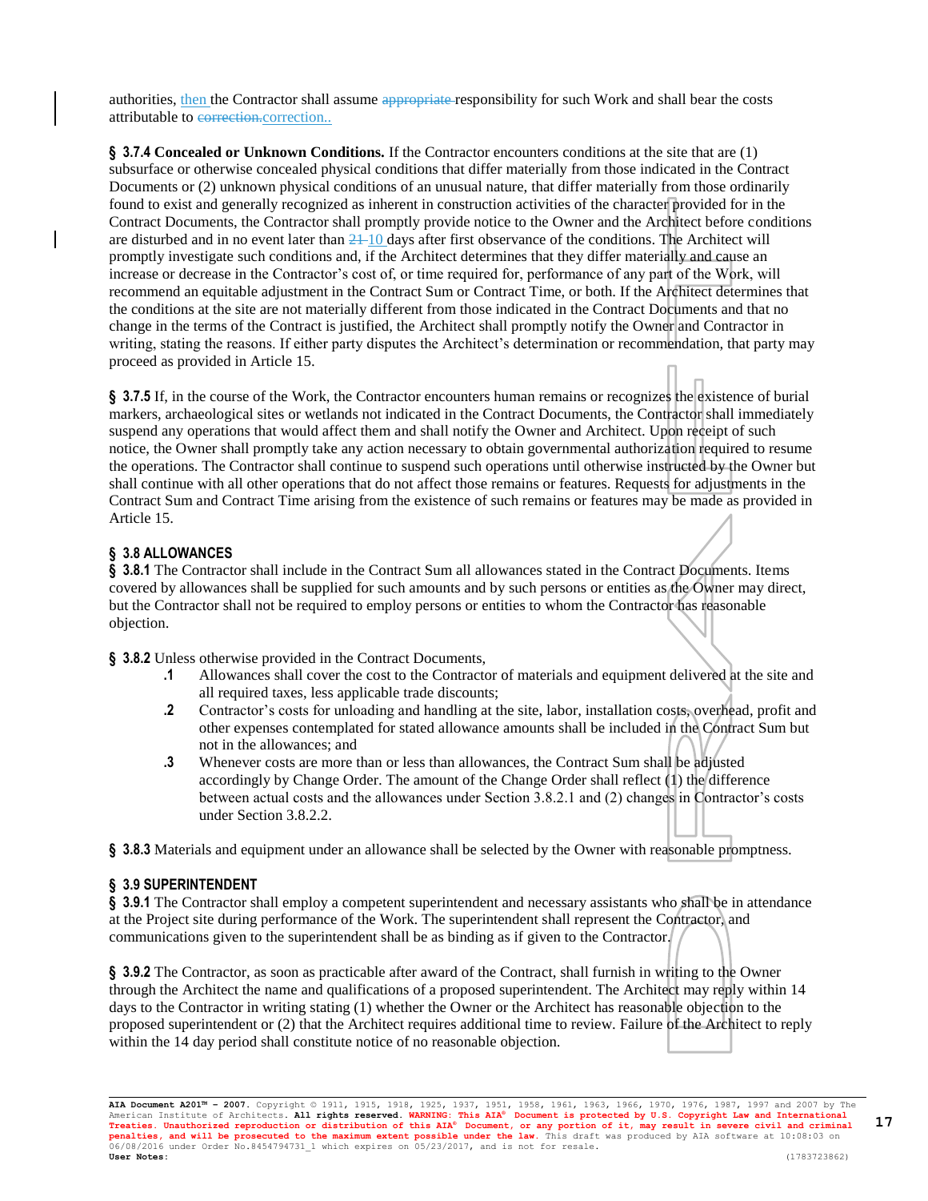authorities, then the Contractor shall assume ~~appropriate~~ responsibility for such Work and shall bear the costs attributable to ~~correction.~~correction..

**§ 3.7.4 Concealed or Unknown Conditions.** If the Contractor encounters conditions at the site that are (1) subsurface or otherwise concealed physical conditions that differ materially from those indicated in the Contract Documents or (2) unknown physical conditions of an unusual nature, that differ materially from those ordinarily found to exist and generally recognized as inherent in construction activities of the character provided for in the Contract Documents, the Contractor shall promptly provide notice to the Owner and the Architect before conditions are disturbed and in no event later than ~~21~~ 10 days after first observance of the conditions. The Architect will promptly investigate such conditions and, if the Architect determines that they differ materially and cause an increase or decrease in the Contractor's cost of, or time required for, performance of any part of the Work, will recommend an equitable adjustment in the Contract Sum or Contract Time, or both. If the Architect determines that the conditions at the site are not materially different from those indicated in the Contract Documents and that no change in the terms of the Contract is justified, the Architect shall promptly notify the Owner and Contractor in writing, stating the reasons. If either party disputes the Architect's determination or recommendation, that party may proceed as provided in Article 15.

**§ 3.7.5** If, in the course of the Work, the Contractor encounters human remains or recognizes the existence of burial markers, archaeological sites or wetlands not indicated in the Contract Documents, the Contractor shall immediately suspend any operations that would affect them and shall notify the Owner and Architect. Upon receipt of such notice, the Owner shall promptly take any action necessary to obtain governmental authorization required to resume the operations. The Contractor shall continue to suspend such operations until otherwise instructed by the Owner but shall continue with all other operations that do not affect those remains or features. Requests for adjustments in the Contract Sum and Contract Time arising from the existence of such remains or features may be made as provided in Article 15.

## § 3.8 ALLOWANCES

**§ 3.8.1** The Contractor shall include in the Contract Sum all allowances stated in the Contract Documents. Items covered by allowances shall be supplied for such amounts and by such persons or entities as the Owner may direct, but the Contractor shall not be required to employ persons or entities to whom the Contractor has reasonable objection.

**§ 3.8.2** Unless otherwise provided in the Contract Documents,

- **.1** Allowances shall cover the cost to the Contractor of materials and equipment delivered at the site and all required taxes, less applicable trade discounts;
- **.2** Contractor's costs for unloading and handling at the site, labor, installation costs, overhead, profit and other expenses contemplated for stated allowance amounts shall be included in the Contract Sum but not in the allowances; and
- **.3** Whenever costs are more than or less than allowances, the Contract Sum shall be adjusted accordingly by Change Order. The amount of the Change Order shall reflect (1) the difference between actual costs and the allowances under Section 3.8.2.1 and (2) changes in Contractor's costs under Section 3.8.2.2.

**§ 3.8.3** Materials and equipment under an allowance shall be selected by the Owner with reasonable promptness.

## § 3.9 SUPERINTENDENT

**§ 3.9.1** The Contractor shall employ a competent superintendent and necessary assistants who shall be in attendance at the Project site during performance of the Work. The superintendent shall represent the Contractor, and communications given to the superintendent shall be as binding as if given to the Contractor.

**§ 3.9.2** The Contractor, as soon as practicable after award of the Contract, shall furnish in writing to the Owner through the Architect the name and qualifications of a proposed superintendent. The Architect may reply within 14 days to the Contractor in writing stating (1) whether the Owner or the Architect has reasonable objection to the proposed superintendent or (2) that the Architect requires additional time to review. Failure of the Architect to reply within the 14 day period shall constitute notice of no reasonable objection.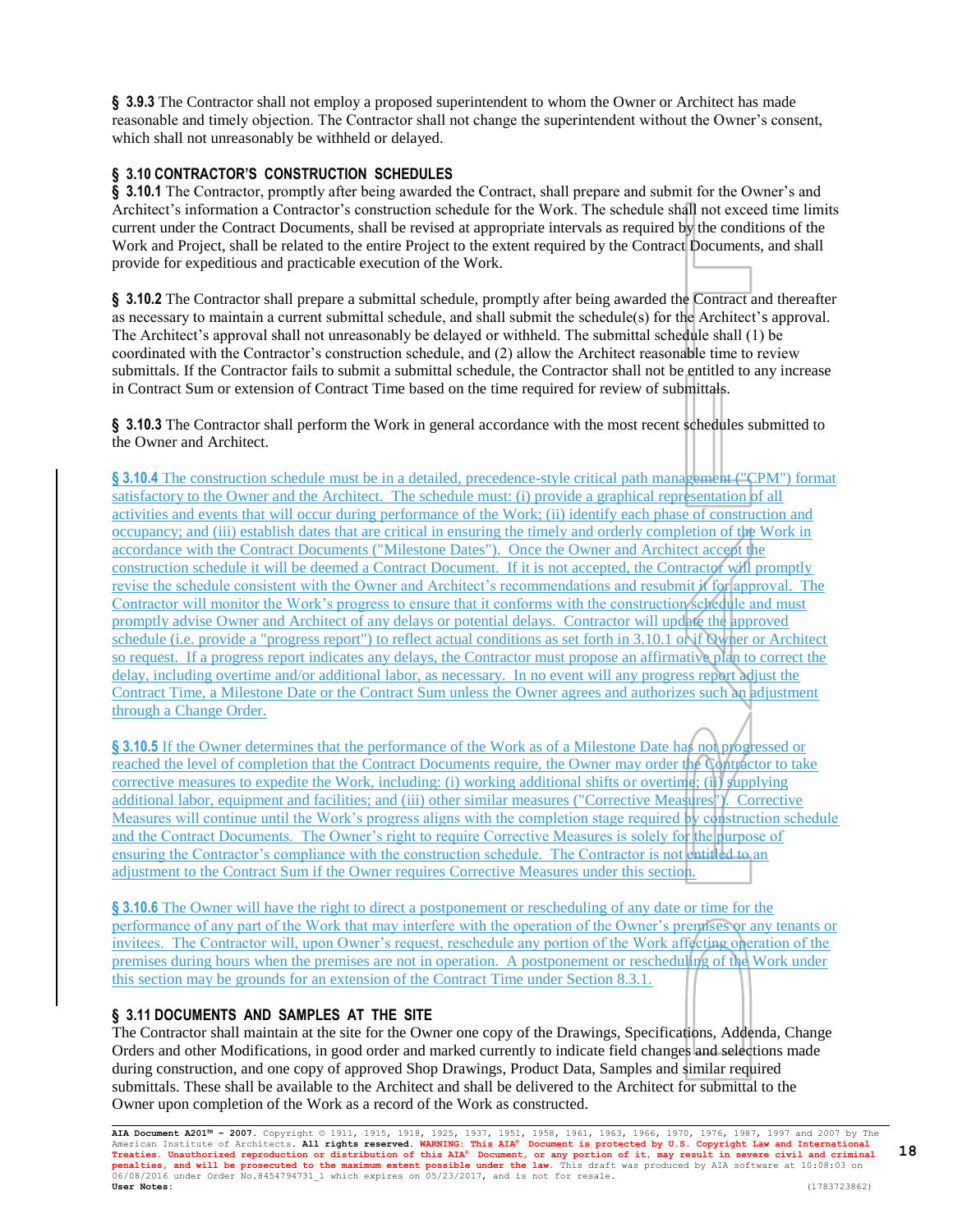**§ 3.9.3** The Contractor shall not employ a proposed superintendent to whom the Owner or Architect has made reasonable and timely objection. The Contractor shall not change the superintendent without the Owner's consent, which shall not unreasonably be withheld or delayed.

## § 3.10 CONTRACTOR'S CONSTRUCTION SCHEDULES

**§ 3.10.1** The Contractor, promptly after being awarded the Contract, shall prepare and submit for the Owner's and Architect's information a Contractor's construction schedule for the Work. The schedule shall not exceed time limits current under the Contract Documents, shall be revised at appropriate intervals as required by the conditions of the Work and Project, shall be related to the entire Project to the extent required by the Contract Documents, and shall provide for expeditious and practicable execution of the Work.

**§ 3.10.2** The Contractor shall prepare a submittal schedule, promptly after being awarded the Contract and thereafter as necessary to maintain a current submittal schedule, and shall submit the schedule(s) for the Architect's approval. The Architect's approval shall not unreasonably be delayed or withheld. The submittal schedule shall (1) be coordinated with the Contractor's construction schedule, and (2) allow the Architect reasonable time to review submittals. If the Contractor fails to submit a submittal schedule, the Contractor shall not be entitled to any increase in Contract Sum or extension of Contract Time based on the time required for review of submittals.

**§ 3.10.3** The Contractor shall perform the Work in general accordance with the most recent schedules submitted to the Owner and Architect.

**§ 3.10.4** The construction schedule must be in a detailed, precedence-style critical path management ("CPM") format satisfactory to the Owner and the Architect. The schedule must: (i) provide a graphical representation of all activities and events that will occur during performance of the Work; (ii) identify each phase of construction and occupancy; and (iii) establish dates that are critical in ensuring the timely and orderly completion of the Work in accordance with the Contract Documents ("Milestone Dates"). Once the Owner and Architect accept the construction schedule it will be deemed a Contract Document. If it is not accepted, the Contractor will promptly revise the schedule consistent with the Owner and Architect's recommendations and resubmit it for approval. The Contractor will monitor the Work's progress to ensure that it conforms with the construction schedule and must promptly advise Owner and Architect of any delays or potential delays. Contractor will update the approved schedule (i.e. provide a "progress report") to reflect actual conditions as set forth in 3.10.1 or if Owner or Architect so request. If a progress report indicates any delays, the Contractor must propose an affirmative plan to correct the delay, including overtime and/or additional labor, as necessary. In no event will any progress report adjust the Contract Time, a Milestone Date or the Contract Sum unless the Owner agrees and authorizes such an adjustment through a Change Order.

**§ 3.10.5** If the Owner determines that the performance of the Work as of a Milestone Date has not progressed or reached the level of completion that the Contract Documents require, the Owner may order the Contractor to take corrective measures to expedite the Work, including: (i) working additional shifts or overtime; (ii) supplying additional labor, equipment and facilities; and (iii) other similar measures ("Corrective Measures"). Corrective Measures will continue until the Work's progress aligns with the completion stage required by construction schedule and the Contract Documents. The Owner's right to require Corrective Measures is solely for the purpose of ensuring the Contractor's compliance with the construction schedule. The Contractor is not entitled to an adjustment to the Contract Sum if the Owner requires Corrective Measures under this section.

**§ 3.10.6** The Owner will have the right to direct a postponement or rescheduling of any date or time for the performance of any part of the Work that may interfere with the operation of the Owner's premises or any tenants or invitees. The Contractor will, upon Owner's request, reschedule any portion of the Work affecting operation of the premises during hours when the premises are not in operation. A postponement or rescheduling of the Work under this section may be grounds for an extension of the Contract Time under Section 8.3.1.

## § 3.11 DOCUMENTS AND SAMPLES AT THE SITE

The Contractor shall maintain at the site for the Owner one copy of the Drawings, Specifications, Addenda, Change Orders and other Modifications, in good order and marked currently to indicate field changes and selections made during construction, and one copy of approved Shop Drawings, Product Data, Samples and similar required submittals. These shall be available to the Architect and shall be delivered to the Architect for submittal to the Owner upon completion of the Work as a record of the Work as constructed.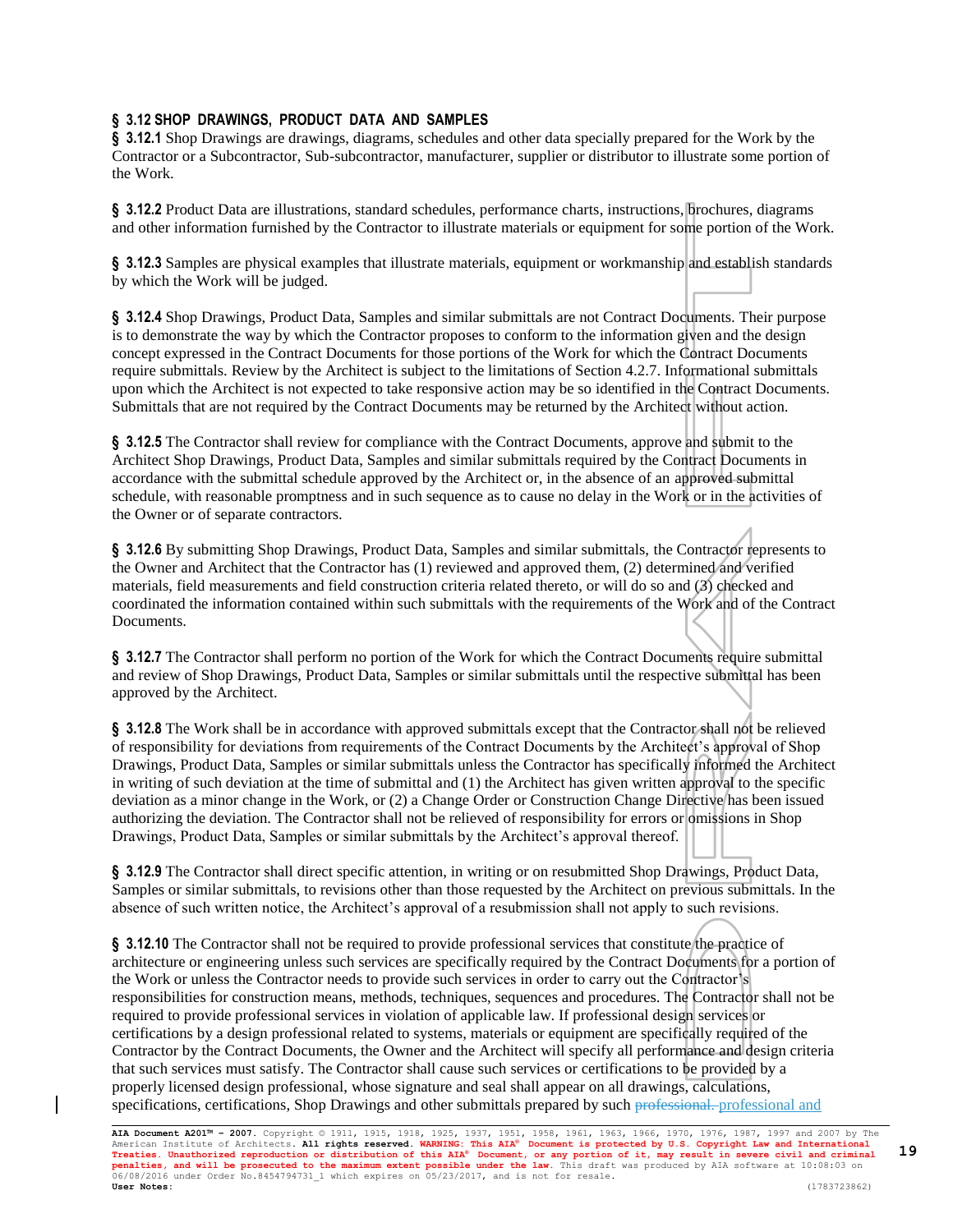**§ 3.12 SHOP DRAWINGS, PRODUCT DATA AND SAMPLES**

**§ 3.12.1** Shop Drawings are drawings, diagrams, schedules and other data specially prepared for the Work by the Contractor or a Subcontractor, Sub-subcontractor, manufacturer, supplier or distributor to illustrate some portion of the Work.

**§ 3.12.2** Product Data are illustrations, standard schedules, performance charts, instructions, brochures, diagrams and other information furnished by the Contractor to illustrate materials or equipment for some portion of the Work.

**§ 3.12.3** Samples are physical examples that illustrate materials, equipment or workmanship and establish standards by which the Work will be judged.

**§ 3.12.4** Shop Drawings, Product Data, Samples and similar submittals are not Contract Documents. Their purpose is to demonstrate the way by which the Contractor proposes to conform to the information given and the design concept expressed in the Contract Documents for those portions of the Work for which the Contract Documents require submittals. Review by the Architect is subject to the limitations of Section 4.2.7. Informational submittals upon which the Architect is not expected to take responsive action may be so identified in the Contract Documents. Submittals that are not required by the Contract Documents may be returned by the Architect without action.

**§ 3.12.5** The Contractor shall review for compliance with the Contract Documents, approve and submit to the Architect Shop Drawings, Product Data, Samples and similar submittals required by the Contract Documents in accordance with the submittal schedule approved by the Architect or, in the absence of an approved submittal schedule, with reasonable promptness and in such sequence as to cause no delay in the Work or in the activities of the Owner or of separate contractors.

**§ 3.12.6** By submitting Shop Drawings, Product Data, Samples and similar submittals, the Contractor represents to the Owner and Architect that the Contractor has (1) reviewed and approved them, (2) determined and verified materials, field measurements and field construction criteria related thereto, or will do so and (3) checked and coordinated the information contained within such submittals with the requirements of the Work and of the Contract Documents.

**§ 3.12.7** The Contractor shall perform no portion of the Work for which the Contract Documents require submittal and review of Shop Drawings, Product Data, Samples or similar submittals until the respective submittal has been approved by the Architect.

**§ 3.12.8** The Work shall be in accordance with approved submittals except that the Contractor shall not be relieved of responsibility for deviations from requirements of the Contract Documents by the Architect's approval of Shop Drawings, Product Data, Samples or similar submittals unless the Contractor has specifically informed the Architect in writing of such deviation at the time of submittal and (1) the Architect has given written approval to the specific deviation as a minor change in the Work, or (2) a Change Order or Construction Change Directive has been issued authorizing the deviation. The Contractor shall not be relieved of responsibility for errors or omissions in Shop Drawings, Product Data, Samples or similar submittals by the Architect's approval thereof.

**§ 3.12.9** The Contractor shall direct specific attention, in writing or on resubmitted Shop Drawings, Product Data, Samples or similar submittals, to revisions other than those requested by the Architect on previous submittals. In the absence of such written notice, the Architect's approval of a resubmission shall not apply to such revisions.

**§ 3.12.10** The Contractor shall not be required to provide professional services that constitute the practice of architecture or engineering unless such services are specifically required by the Contract Documents for a portion of the Work or unless the Contractor needs to provide such services in order to carry out the Contractor's responsibilities for construction means, methods, techniques, sequences and procedures. The Contractor shall not be required to provide professional services in violation of applicable law. If professional design services or certifications by a design professional related to systems, materials or equipment are specifically required of the Contractor by the Contract Documents, the Owner and the Architect will specify all performance and design criteria that such services must satisfy. The Contractor shall cause such services or certifications to be provided by a properly licensed design professional, whose signature and seal shall appear on all drawings, calculations, specifications, certifications, Shop Drawings and other submittals prepared by such ~~professional.~~ professional and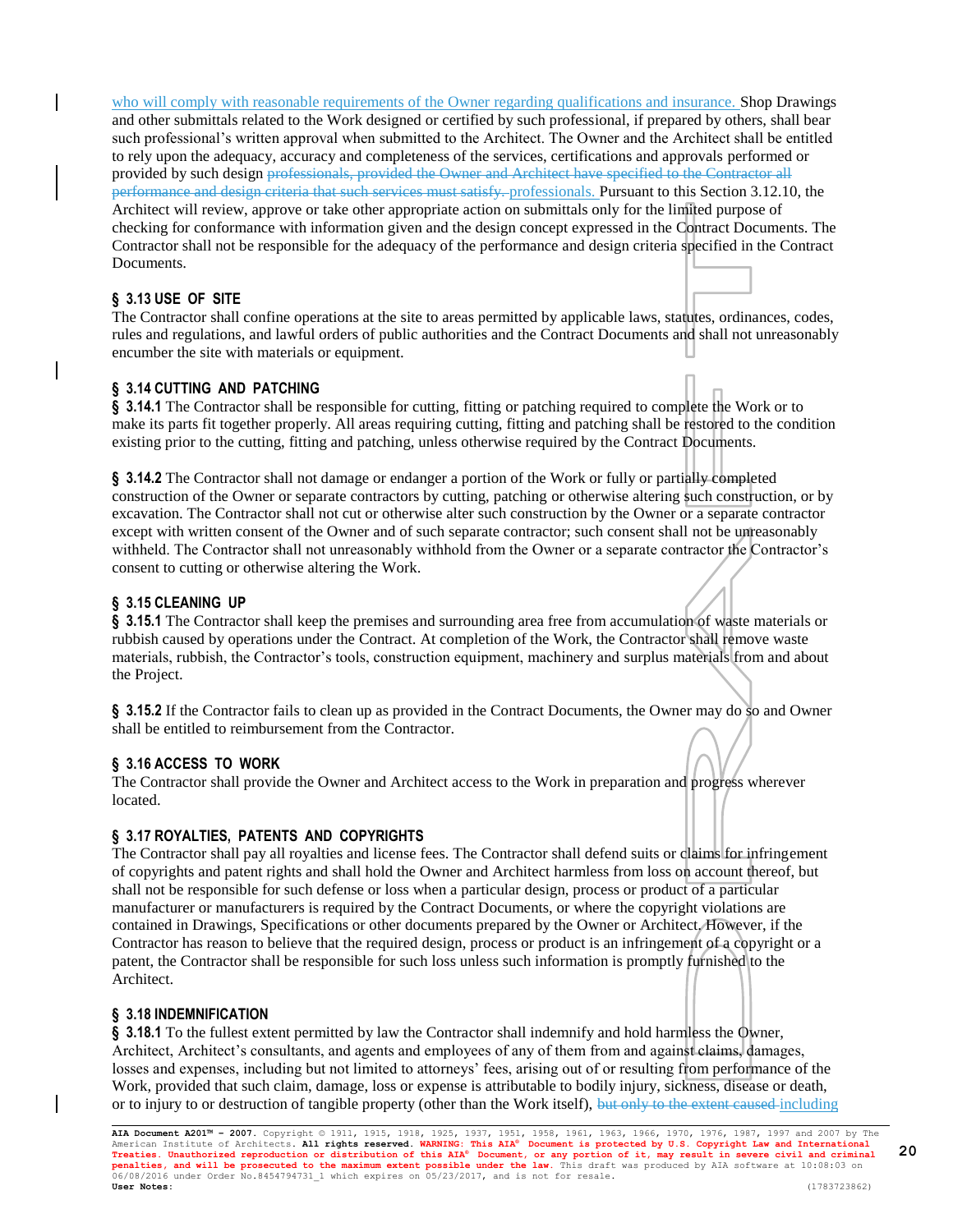who will comply with reasonable requirements of the Owner regarding qualifications and insurance. Shop Drawings and other submittals related to the Work designed or certified by such professional, if prepared by others, shall bear such professional's written approval when submitted to the Architect. The Owner and the Architect shall be entitled to rely upon the adequacy, accuracy and completeness of the services, certifications and approvals performed or provided by such design ~~professionals, provided the Owner and Architect have specified to the Contractor all performance and design criteria that such services must satisfy.~~ professionals. Pursuant to this Section 3.12.10, the Architect will review, approve or take other appropriate action on submittals only for the limited purpose of checking for conformance with information given and the design concept expressed in the Contract Documents. The Contractor shall not be responsible for the adequacy of the performance and design criteria specified in the Contract Documents.

### § 3.13 USE OF SITE

The Contractor shall confine operations at the site to areas permitted by applicable laws, statutes, ordinances, codes, rules and regulations, and lawful orders of public authorities and the Contract Documents and shall not unreasonably encumber the site with materials or equipment.

### § 3.14 CUTTING AND PATCHING

**§ 3.14.1** The Contractor shall be responsible for cutting, fitting or patching required to complete the Work or to make its parts fit together properly. All areas requiring cutting, fitting and patching shall be restored to the condition existing prior to the cutting, fitting and patching, unless otherwise required by the Contract Documents.

**§ 3.14.2** The Contractor shall not damage or endanger a portion of the Work or fully or partially completed construction of the Owner or separate contractors by cutting, patching or otherwise altering such construction, or by excavation. The Contractor shall not cut or otherwise alter such construction by the Owner or a separate contractor except with written consent of the Owner and of such separate contractor; such consent shall not be unreasonably withheld. The Contractor shall not unreasonably withhold from the Owner or a separate contractor the Contractor's consent to cutting or otherwise altering the Work.

### § 3.15 CLEANING UP

**§ 3.15.1** The Contractor shall keep the premises and surrounding area free from accumulation of waste materials or rubbish caused by operations under the Contract. At completion of the Work, the Contractor shall remove waste materials, rubbish, the Contractor's tools, construction equipment, machinery and surplus materials from and about the Project.

**§ 3.15.2** If the Contractor fails to clean up as provided in the Contract Documents, the Owner may do so and Owner shall be entitled to reimbursement from the Contractor.

### § 3.16 ACCESS TO WORK

The Contractor shall provide the Owner and Architect access to the Work in preparation and progress wherever located.

### § 3.17 ROYALTIES, PATENTS AND COPYRIGHTS

The Contractor shall pay all royalties and license fees. The Contractor shall defend suits or claims for infringement of copyrights and patent rights and shall hold the Owner and Architect harmless from loss on account thereof, but shall not be responsible for such defense or loss when a particular design, process or product of a particular manufacturer or manufacturers is required by the Contract Documents, or where the copyright violations are contained in Drawings, Specifications or other documents prepared by the Owner or Architect. However, if the Contractor has reason to believe that the required design, process or product is an infringement of a copyright or a patent, the Contractor shall be responsible for such loss unless such information is promptly furnished to the Architect.

### § 3.18 INDEMNIFICATION

**§ 3.18.1** To the fullest extent permitted by law the Contractor shall indemnify and hold harmless the Owner, Architect, Architect's consultants, and agents and employees of any of them from and against claims, damages, losses and expenses, including but not limited to attorneys' fees, arising out of or resulting from performance of the Work, provided that such claim, damage, loss or expense is attributable to bodily injury, sickness, disease or death, or to injury to or destruction of tangible property (other than the Work itself), ~~but only to the extent caused~~ including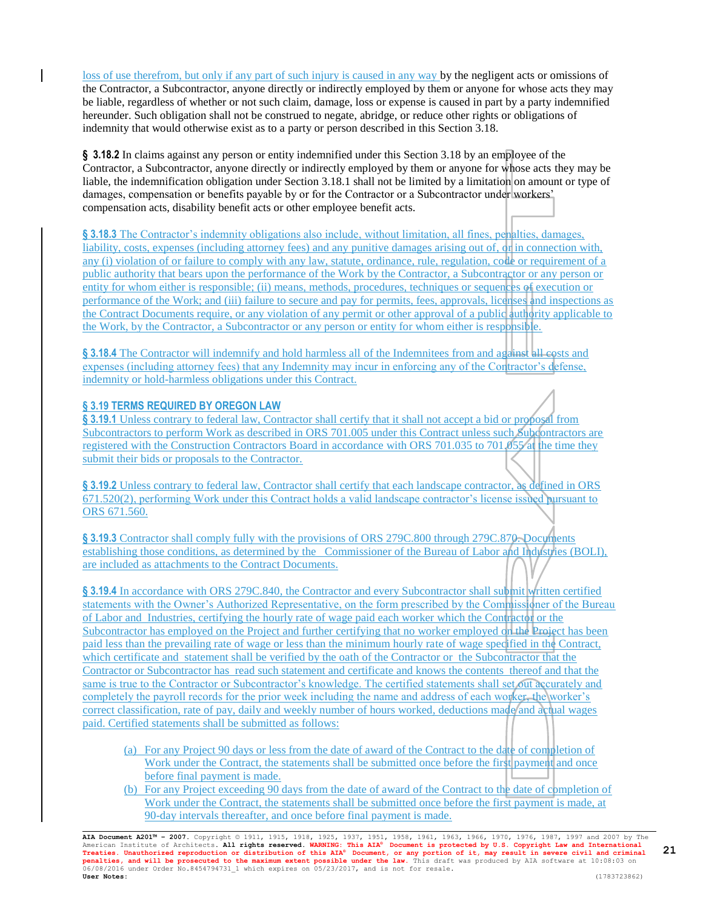loss of use therefrom, but only if any part of such injury is caused in any way by the negligent acts or omissions of the Contractor, a Subcontractor, anyone directly or indirectly employed by them or anyone for whose acts they may be liable, regardless of whether or not such claim, damage, loss or expense is caused in part by a party indemnified hereunder. Such obligation shall not be construed to negate, abridge, or reduce other rights or obligations of indemnity that would otherwise exist as to a party or person described in this Section 3.18.

**§ 3.18.2** In claims against any person or entity indemnified under this Section 3.18 by an employee of the Contractor, a Subcontractor, anyone directly or indirectly employed by them or anyone for whose acts they may be liable, the indemnification obligation under Section 3.18.1 shall not be limited by a limitation on amount or type of damages, compensation or benefits payable by or for the Contractor or a Subcontractor under workers' compensation acts, disability benefit acts or other employee benefit acts.

**§ 3.18.3** The Contractor's indemnity obligations also include, without limitation, all fines, penalties, damages, liability, costs, expenses (including attorney fees) and any punitive damages arising out of, or in connection with, any (i) violation of or failure to comply with any law, statute, ordinance, rule, regulation, code or requirement of a public authority that bears upon the performance of the Work by the Contractor, a Subcontractor or any person or entity for whom either is responsible; (ii) means, methods, procedures, techniques or sequences of execution or performance of the Work; and (iii) failure to secure and pay for permits, fees, approvals, licenses and inspections as the Contract Documents require, or any violation of any permit or other approval of a public authority applicable to the Work, by the Contractor, a Subcontractor or any person or entity for whom either is responsible.

**§ 3.18.4** The Contractor will indemnify and hold harmless all of the Indemnitees from and against all costs and expenses (including attorney fees) that any Indemnity may incur in enforcing any of the Contractor's defense, indemnity or hold-harmless obligations under this Contract.

## § 3.19 TERMS REQUIRED BY OREGON LAW

**§ 3.19.1** Unless contrary to federal law, Contractor shall certify that it shall not accept a bid or proposal from Subcontractors to perform Work as described in ORS 701.005 under this Contract unless such Subcontractors are registered with the Construction Contractors Board in accordance with ORS 701.035 to 701.055 at the time they submit their bids or proposals to the Contractor.

**§ 3.19.2** Unless contrary to federal law, Contractor shall certify that each landscape contractor, as defined in ORS 671.520(2), performing Work under this Contract holds a valid landscape contractor's license issued pursuant to ORS 671.560.

**§ 3.19.3** Contractor shall comply fully with the provisions of ORS 279C.800 through 279C.870. Documents establishing those conditions, as determined by the Commissioner of the Bureau of Labor and Industries (BOLI), are included as attachments to the Contract Documents.

**§ 3.19.4** In accordance with ORS 279C.840, the Contractor and every Subcontractor shall submit written certified statements with the Owner's Authorized Representative, on the form prescribed by the Commissioner of the Bureau of Labor and Industries, certifying the hourly rate of wage paid each worker which the Contractor or the Subcontractor has employed on the Project and further certifying that no worker employed on the Project has been paid less than the prevailing rate of wage or less than the minimum hourly rate of wage specified in the Contract, which certificate and statement shall be verified by the oath of the Contractor or the Subcontractor that the Contractor or Subcontractor has read such statement and certificate and knows the contents thereof and that the same is true to the Contractor or Subcontractor's knowledge. The certified statements shall set out accurately and completely the payroll records for the prior week including the name and address of each worker, the worker's correct classification, rate of pay, daily and weekly number of hours worked, deductions made and actual wages paid. Certified statements shall be submitted as follows:

(a) For any Project 90 days or less from the date of award of the Contract to the date of completion of Work under the Contract, the statements shall be submitted once before the first payment and once before final payment is made.

(b) For any Project exceeding 90 days from the date of award of the Contract to the date of completion of Work under the Contract, the statements shall be submitted once before the first payment is made, at 90-day intervals thereafter, and once before final payment is made.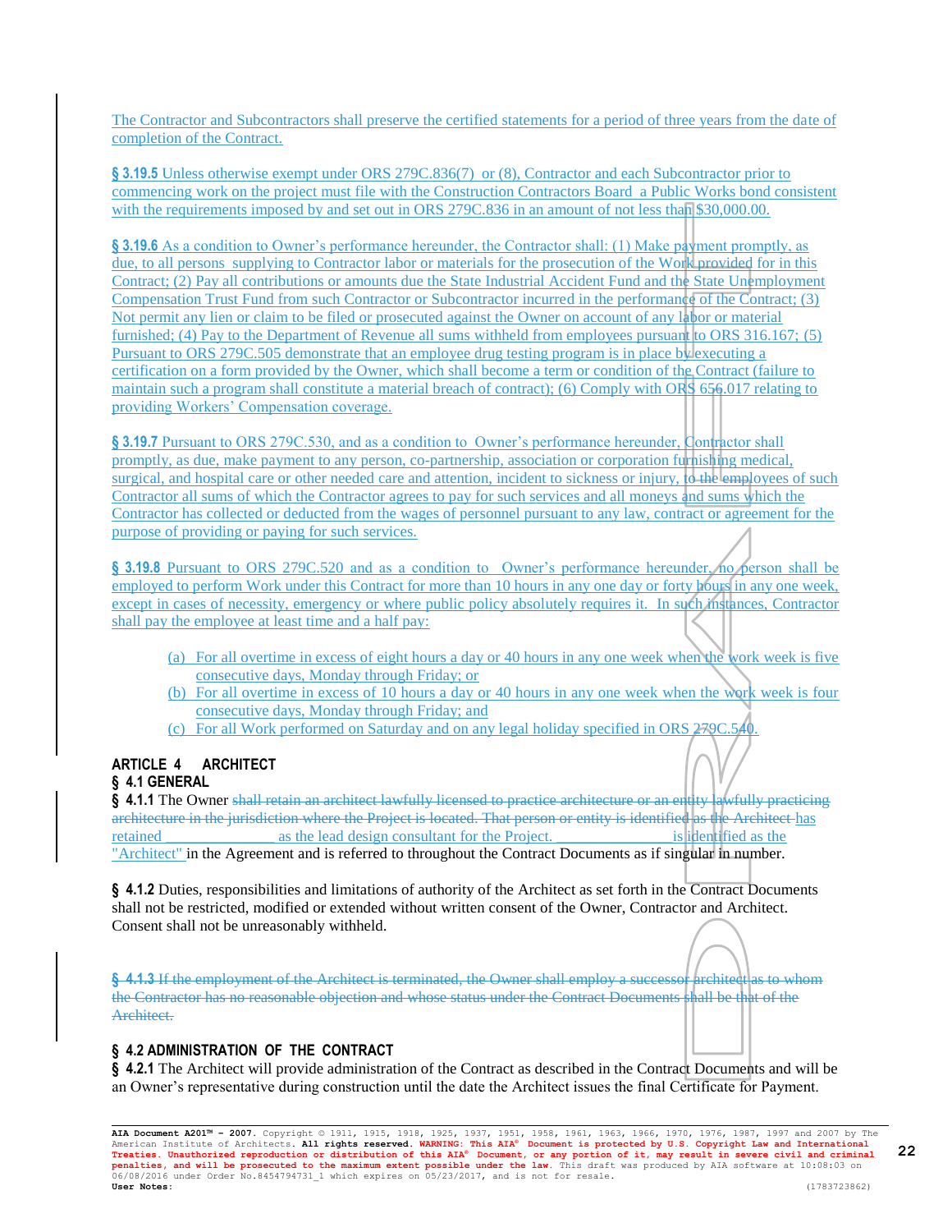The Contractor and Subcontractors shall preserve the certified statements for a period of three years from the date of completion of the Contract.

**§ 3.19.5** Unless otherwise exempt under ORS 279C.836(7) or (8), Contractor and each Subcontractor prior to commencing work on the project must file with the Construction Contractors Board a Public Works bond consistent with the requirements imposed by and set out in ORS 279C.836 in an amount of not less than $30,000.00.

**§ 3.19.6** As a condition to Owner's performance hereunder, the Contractor shall: (1) Make payment promptly, as due, to all persons supplying to Contractor labor or materials for the prosecution of the Work provided for in this Contract; (2) Pay all contributions or amounts due the State Industrial Accident Fund and the State Unemployment Compensation Trust Fund from such Contractor or Subcontractor incurred in the performance of the Contract; (3) Not permit any lien or claim to be filed or prosecuted against the Owner on account of any labor or material furnished; (4) Pay to the Department of Revenue all sums withheld from employees pursuant to ORS 316.167; (5) Pursuant to ORS 279C.505 demonstrate that an employee drug testing program is in place by executing a certification on a form provided by the Owner, which shall become a term or condition of the Contract (failure to maintain such a program shall constitute a material breach of contract); (6) Comply with ORS 656.017 relating to providing Workers' Compensation coverage.

**§ 3.19.7** Pursuant to ORS 279C.530, and as a condition to Owner's performance hereunder, Contractor shall promptly, as due, make payment to any person, co-partnership, association or corporation furnishing medical, surgical, and hospital care or other needed care and attention, incident to sickness or injury, to the employees of such Contractor all sums of which the Contractor agrees to pay for such services and all moneys and sums which the Contractor has collected or deducted from the wages of personnel pursuant to any law, contract or agreement for the purpose of providing or paying for such services.

**§ 3.19.8** Pursuant to ORS 279C.520 and as a condition to Owner's performance hereunder, no person shall be employed to perform Work under this Contract for more than 10 hours in any one day or forty hours in any one week, except in cases of necessity, emergency or where public policy absolutely requires it. In such instances, Contractor shall pay the employee at least time and a half pay:

(a) For all overtime in excess of eight hours a day or 40 hours in any one week when the work week is five consecutive days, Monday through Friday; or
(b) For all overtime in excess of 10 hours a day or 40 hours in any one week when the work week is four consecutive days, Monday through Friday; and
(c) For all Work performed on Saturday and on any legal holiday specified in ORS 279C.540.

## ARTICLE 4 ARCHITECT

### § 4.1 GENERAL

**§ 4.1.1** The Owner ~~shall retain an architect lawfully licensed to practice architecture or an entity lawfully practicing architecture in the jurisdiction where the Project is located. That person or entity is identified as the Architect~~ has retained ______________ as the lead design consultant for the Project. ______________ is identified as the "Architect" in the Agreement and is referred to throughout the Contract Documents as if singular in number.

**§ 4.1.2** Duties, responsibilities and limitations of authority of the Architect as set forth in the Contract Documents shall not be restricted, modified or extended without written consent of the Owner, Contractor and Architect. Consent shall not be unreasonably withheld.

~~**§ 4.1.3** If the employment of the Architect is terminated, the Owner shall employ a successor architect as to whom the Contractor has no reasonable objection and whose status under the Contract Documents shall be that of the Architect.~~

### § 4.2 ADMINISTRATION OF THE CONTRACT

**§ 4.2.1** The Architect will provide administration of the Contract as described in the Contract Documents and will be an Owner's representative during construction until the date the Architect issues the final Certificate for Payment.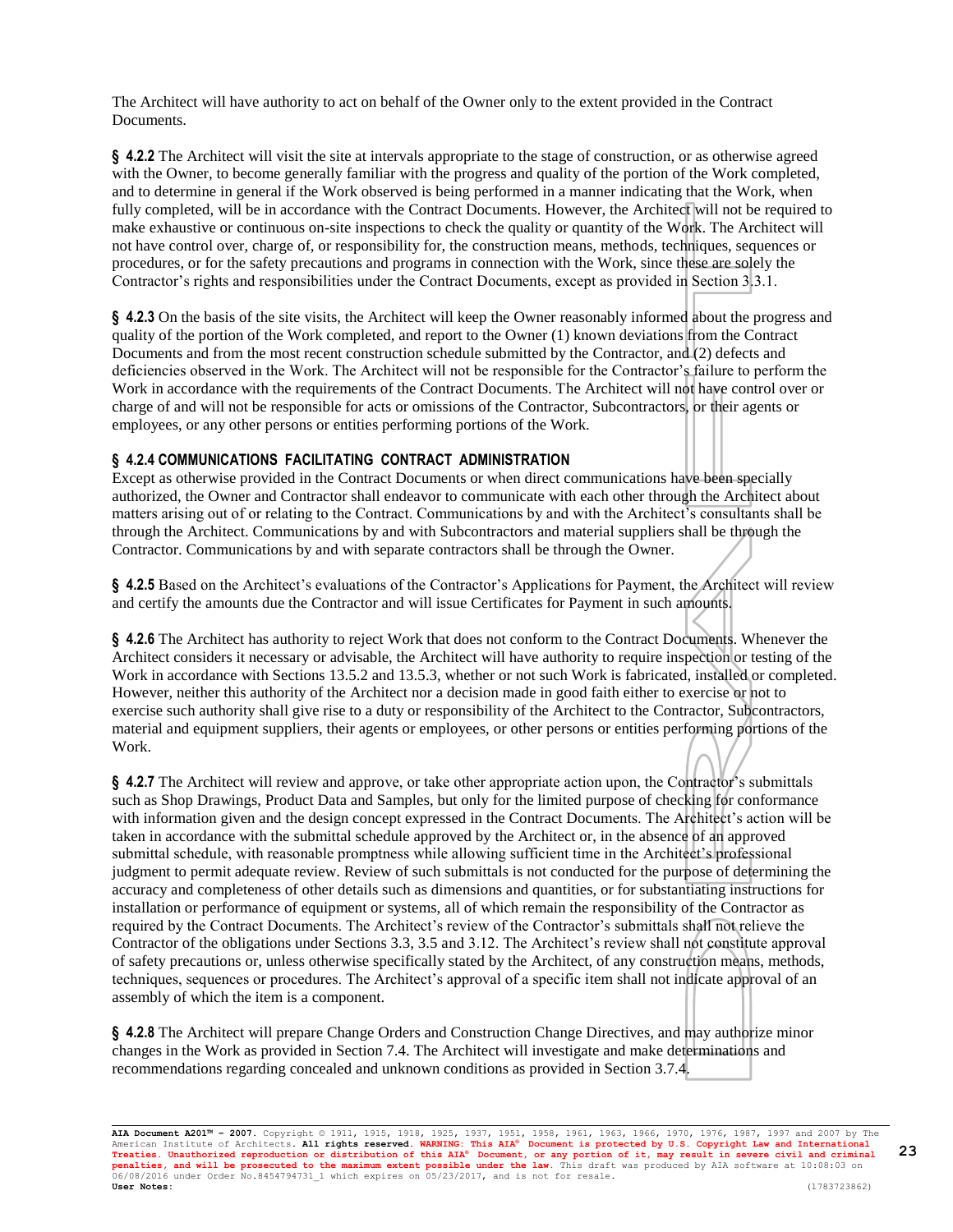The Architect will have authority to act on behalf of the Owner only to the extent provided in the Contract Documents.

**§ 4.2.2** The Architect will visit the site at intervals appropriate to the stage of construction, or as otherwise agreed with the Owner, to become generally familiar with the progress and quality of the portion of the Work completed, and to determine in general if the Work observed is being performed in a manner indicating that the Work, when fully completed, will be in accordance with the Contract Documents. However, the Architect will not be required to make exhaustive or continuous on-site inspections to check the quality or quantity of the Work. The Architect will not have control over, charge of, or responsibility for, the construction means, methods, techniques, sequences or procedures, or for the safety precautions and programs in connection with the Work, since these are solely the Contractor's rights and responsibilities under the Contract Documents, except as provided in Section 3.3.1.

**§ 4.2.3** On the basis of the site visits, the Architect will keep the Owner reasonably informed about the progress and quality of the portion of the Work completed, and report to the Owner (1) known deviations from the Contract Documents and from the most recent construction schedule submitted by the Contractor, and (2) defects and deficiencies observed in the Work. The Architect will not be responsible for the Contractor's failure to perform the Work in accordance with the requirements of the Contract Documents. The Architect will not have control over or charge of and will not be responsible for acts or omissions of the Contractor, Subcontractors, or their agents or employees, or any other persons or entities performing portions of the Work.

**§ 4.2.4 COMMUNICATIONS FACILITATING CONTRACT ADMINISTRATION**

Except as otherwise provided in the Contract Documents or when direct communications have been specially authorized, the Owner and Contractor shall endeavor to communicate with each other through the Architect about matters arising out of or relating to the Contract. Communications by and with the Architect's consultants shall be through the Architect. Communications by and with Subcontractors and material suppliers shall be through the Contractor. Communications by and with separate contractors shall be through the Owner.

**§ 4.2.5** Based on the Architect's evaluations of the Contractor's Applications for Payment, the Architect will review and certify the amounts due the Contractor and will issue Certificates for Payment in such amounts.

**§ 4.2.6** The Architect has authority to reject Work that does not conform to the Contract Documents. Whenever the Architect considers it necessary or advisable, the Architect will have authority to require inspection or testing of the Work in accordance with Sections 13.5.2 and 13.5.3, whether or not such Work is fabricated, installed or completed. However, neither this authority of the Architect nor a decision made in good faith either to exercise or not to exercise such authority shall give rise to a duty or responsibility of the Architect to the Contractor, Subcontractors, material and equipment suppliers, their agents or employees, or other persons or entities performing portions of the Work.

**§ 4.2.7** The Architect will review and approve, or take other appropriate action upon, the Contractor's submittals such as Shop Drawings, Product Data and Samples, but only for the limited purpose of checking for conformance with information given and the design concept expressed in the Contract Documents. The Architect's action will be taken in accordance with the submittal schedule approved by the Architect or, in the absence of an approved submittal schedule, with reasonable promptness while allowing sufficient time in the Architect's professional judgment to permit adequate review. Review of such submittals is not conducted for the purpose of determining the accuracy and completeness of other details such as dimensions and quantities, or for substantiating instructions for installation or performance of equipment or systems, all of which remain the responsibility of the Contractor as required by the Contract Documents. The Architect's review of the Contractor's submittals shall not relieve the Contractor of the obligations under Sections 3.3, 3.5 and 3.12. The Architect's review shall not constitute approval of safety precautions or, unless otherwise specifically stated by the Architect, of any construction means, methods, techniques, sequences or procedures. The Architect's approval of a specific item shall not indicate approval of an assembly of which the item is a component.

**§ 4.2.8** The Architect will prepare Change Orders and Construction Change Directives, and may authorize minor changes in the Work as provided in Section 7.4. The Architect will investigate and make determinations and recommendations regarding concealed and unknown conditions as provided in Section 3.7.4.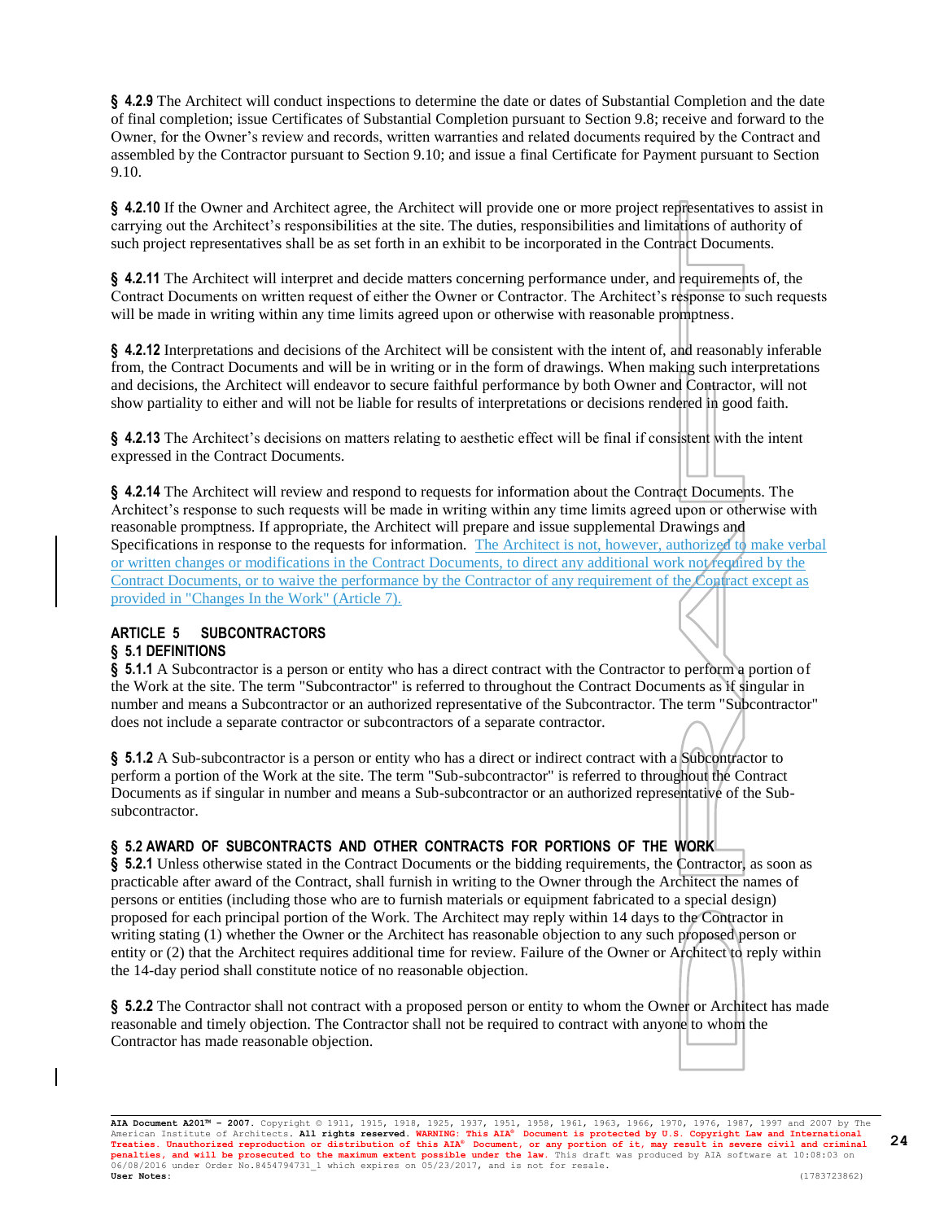**§ 4.2.9** The Architect will conduct inspections to determine the date or dates of Substantial Completion and the date of final completion; issue Certificates of Substantial Completion pursuant to Section 9.8; receive and forward to the Owner, for the Owner's review and records, written warranties and related documents required by the Contract and assembled by the Contractor pursuant to Section 9.10; and issue a final Certificate for Payment pursuant to Section 9.10.

**§ 4.2.10** If the Owner and Architect agree, the Architect will provide one or more project representatives to assist in carrying out the Architect's responsibilities at the site. The duties, responsibilities and limitations of authority of such project representatives shall be as set forth in an exhibit to be incorporated in the Contract Documents.

**§ 4.2.11** The Architect will interpret and decide matters concerning performance under, and requirements of, the Contract Documents on written request of either the Owner or Contractor. The Architect's response to such requests will be made in writing within any time limits agreed upon or otherwise with reasonable promptness.

**§ 4.2.12** Interpretations and decisions of the Architect will be consistent with the intent of, and reasonably inferable from, the Contract Documents and will be in writing or in the form of drawings. When making such interpretations and decisions, the Architect will endeavor to secure faithful performance by both Owner and Contractor, will not show partiality to either and will not be liable for results of interpretations or decisions rendered in good faith.

**§ 4.2.13** The Architect's decisions on matters relating to aesthetic effect will be final if consistent with the intent expressed in the Contract Documents.

**§ 4.2.14** The Architect will review and respond to requests for information about the Contract Documents. The Architect's response to such requests will be made in writing within any time limits agreed upon or otherwise with reasonable promptness. If appropriate, the Architect will prepare and issue supplemental Drawings and Specifications in response to the requests for information. The Architect is not, however, authorized to make verbal or written changes or modifications in the Contract Documents, to direct any additional work not required by the Contract Documents, or to waive the performance by the Contractor of any requirement of the Contract except as provided in "Changes In the Work" (Article 7).

## ARTICLE 5 SUBCONTRACTORS

### § 5.1 DEFINITIONS

**§ 5.1.1** A Subcontractor is a person or entity who has a direct contract with the Contractor to perform a portion of the Work at the site. The term "Subcontractor" is referred to throughout the Contract Documents as if singular in number and means a Subcontractor or an authorized representative of the Subcontractor. The term "Subcontractor" does not include a separate contractor or subcontractors of a separate contractor.

**§ 5.1.2** A Sub-subcontractor is a person or entity who has a direct or indirect contract with a Subcontractor to perform a portion of the Work at the site. The term "Sub-subcontractor" is referred to throughout the Contract Documents as if singular in number and means a Sub-subcontractor or an authorized representative of the Sub-subcontractor.

### § 5.2 AWARD OF SUBCONTRACTS AND OTHER CONTRACTS FOR PORTIONS OF THE WORK

**§ 5.2.1** Unless otherwise stated in the Contract Documents or the bidding requirements, the Contractor, as soon as practicable after award of the Contract, shall furnish in writing to the Owner through the Architect the names of persons or entities (including those who are to furnish materials or equipment fabricated to a special design) proposed for each principal portion of the Work. The Architect may reply within 14 days to the Contractor in writing stating (1) whether the Owner or the Architect has reasonable objection to any such proposed person or entity or (2) that the Architect requires additional time for review. Failure of the Owner or Architect to reply within the 14-day period shall constitute notice of no reasonable objection.

**§ 5.2.2** The Contractor shall not contract with a proposed person or entity to whom the Owner or Architect has made reasonable and timely objection. The Contractor shall not be required to contract with anyone to whom the Contractor has made reasonable objection.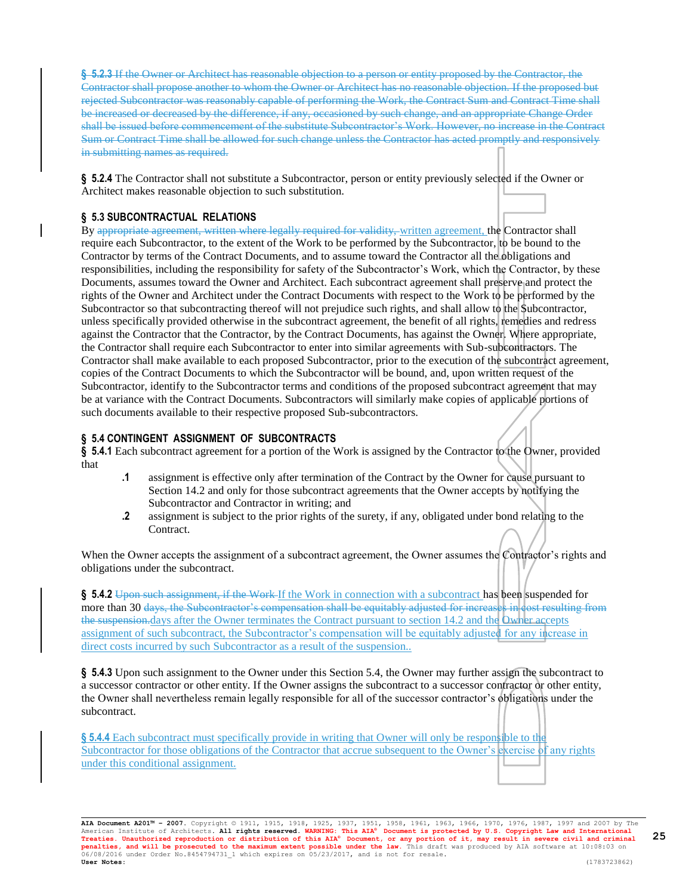~~**§ 5.2.3** If the Owner or Architect has reasonable objection to a person or entity proposed by the Contractor, the Contractor shall propose another to whom the Owner or Architect has no reasonable objection. If the proposed but rejected Subcontractor was reasonably capable of performing the Work, the Contract Sum and Contract Time shall be increased or decreased by the difference, if any, occasioned by such change, and an appropriate Change Order shall be issued before commencement of the substitute Subcontractor's Work. However, no increase in the Contract Sum or Contract Time shall be allowed for such change unless the Contractor has acted promptly and responsively in submitting names as required.~~

**§ 5.2.4** The Contractor shall not substitute a Subcontractor, person or entity previously selected if the Owner or Architect makes reasonable objection to such substitution.

### § 5.3 SUBCONTRACTUAL RELATIONS

By ~~appropriate agreement, written where legally required for validity,~~ written agreement, the Contractor shall require each Subcontractor, to the extent of the Work to be performed by the Subcontractor, to be bound to the Contractor by terms of the Contract Documents, and to assume toward the Contractor all the obligations and responsibilities, including the responsibility for safety of the Subcontractor's Work, which the Contractor, by these Documents, assumes toward the Owner and Architect. Each subcontract agreement shall preserve and protect the rights of the Owner and Architect under the Contract Documents with respect to the Work to be performed by the Subcontractor so that subcontracting thereof will not prejudice such rights, and shall allow to the Subcontractor, unless specifically provided otherwise in the subcontract agreement, the benefit of all rights, remedies and redress against the Contractor that the Contractor, by the Contract Documents, has against the Owner. Where appropriate, the Contractor shall require each Subcontractor to enter into similar agreements with Sub-subcontractors. The Contractor shall make available to each proposed Subcontractor, prior to the execution of the subcontract agreement, copies of the Contract Documents to which the Subcontractor will be bound, and, upon written request of the Subcontractor, identify to the Subcontractor terms and conditions of the proposed subcontract agreement that may be at variance with the Contract Documents. Subcontractors will similarly make copies of applicable portions of such documents available to their respective proposed Sub-subcontractors.

### § 5.4 CONTINGENT ASSIGNMENT OF SUBCONTRACTS

**§ 5.4.1** Each subcontract agreement for a portion of the Work is assigned by the Contractor to the Owner, provided that

- **.1** assignment is effective only after termination of the Contract by the Owner for cause pursuant to Section 14.2 and only for those subcontract agreements that the Owner accepts by notifying the Subcontractor and Contractor in writing; and
- **.2** assignment is subject to the prior rights of the surety, if any, obligated under bond relating to the Contract.

When the Owner accepts the assignment of a subcontract agreement, the Owner assumes the Contractor's rights and obligations under the subcontract.

**§ 5.4.2** ~~Upon such assignment, if the Work~~ If the Work in connection with a subcontract has been suspended for more than 30 ~~days, the Subcontractor's compensation shall be equitably adjusted for increases in cost resulting from the suspension.~~days after the Owner terminates the Contract pursuant to section 14.2 and the Owner accepts assignment of such subcontract, the Subcontractor's compensation will be equitably adjusted for any increase in direct costs incurred by such Subcontractor as a result of the suspension..

**§ 5.4.3** Upon such assignment to the Owner under this Section 5.4, the Owner may further assign the subcontract to a successor contractor or other entity. If the Owner assigns the subcontract to a successor contractor or other entity, the Owner shall nevertheless remain legally responsible for all of the successor contractor's obligations under the subcontract.

**§ 5.4.4** Each subcontract must specifically provide in writing that Owner will only be responsible to the Subcontractor for those obligations of the Contractor that accrue subsequent to the Owner's exercise of any rights under this conditional assignment.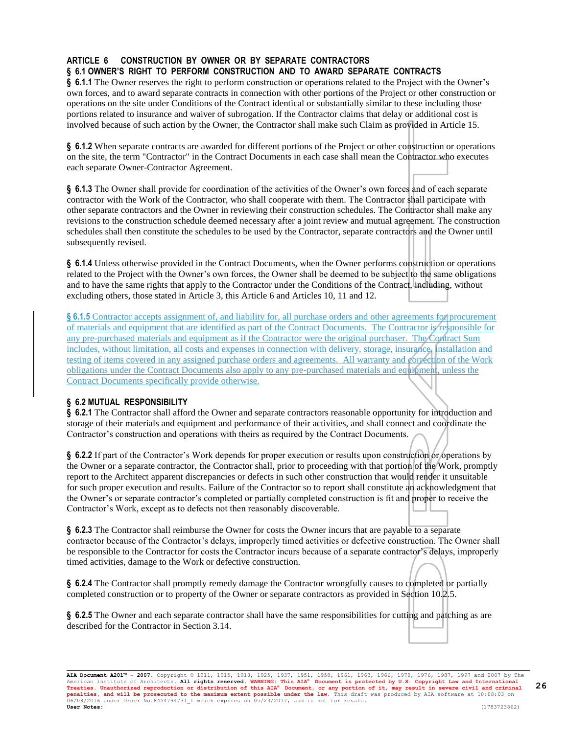**ARTICLE 6 CONSTRUCTION BY OWNER OR BY SEPARATE CONTRACTORS**

**§ 6.1 OWNER'S RIGHT TO PERFORM CONSTRUCTION AND TO AWARD SEPARATE CONTRACTS**

**§ 6.1.1** The Owner reserves the right to perform construction or operations related to the Project with the Owner's own forces, and to award separate contracts in connection with other portions of the Project or other construction or operations on the site under Conditions of the Contract identical or substantially similar to these including those portions related to insurance and waiver of subrogation. If the Contractor claims that delay or additional cost is involved because of such action by the Owner, the Contractor shall make such Claim as provided in Article 15.

**§ 6.1.2** When separate contracts are awarded for different portions of the Project or other construction or operations on the site, the term "Contractor" in the Contract Documents in each case shall mean the Contractor who executes each separate Owner-Contractor Agreement.

**§ 6.1.3** The Owner shall provide for coordination of the activities of the Owner's own forces and of each separate contractor with the Work of the Contractor, who shall cooperate with them. The Contractor shall participate with other separate contractors and the Owner in reviewing their construction schedules. The Contractor shall make any revisions to the construction schedule deemed necessary after a joint review and mutual agreement. The construction schedules shall then constitute the schedules to be used by the Contractor, separate contractors and the Owner until subsequently revised.

**§ 6.1.4** Unless otherwise provided in the Contract Documents, when the Owner performs construction or operations related to the Project with the Owner's own forces, the Owner shall be deemed to be subject to the same obligations and to have the same rights that apply to the Contractor under the Conditions of the Contract, including, without excluding others, those stated in Article 3, this Article 6 and Articles 10, 11 and 12.

**§ 6.1.5** Contractor accepts assignment of, and liability for, all purchase orders and other agreements for procurement of materials and equipment that are identified as part of the Contract Documents. The Contractor is responsible for any pre-purchased materials and equipment as if the Contractor were the original purchaser. The Contract Sum includes, without limitation, all costs and expenses in connection with delivery, storage, insurance, installation and testing of items covered in any assigned purchase orders and agreements. All warranty and correction of the Work obligations under the Contract Documents also apply to any pre-purchased materials and equipment, unless the Contract Documents specifically provide otherwise.

**§ 6.2 MUTUAL RESPONSIBILITY**

**§ 6.2.1** The Contractor shall afford the Owner and separate contractors reasonable opportunity for introduction and storage of their materials and equipment and performance of their activities, and shall connect and coordinate the Contractor's construction and operations with theirs as required by the Contract Documents.

**§ 6.2.2** If part of the Contractor's Work depends for proper execution or results upon construction or operations by the Owner or a separate contractor, the Contractor shall, prior to proceeding with that portion of the Work, promptly report to the Architect apparent discrepancies or defects in such other construction that would render it unsuitable for such proper execution and results. Failure of the Contractor so to report shall constitute an acknowledgment that the Owner's or separate contractor's completed or partially completed construction is fit and proper to receive the Contractor's Work, except as to defects not then reasonably discoverable.

**§ 6.2.3** The Contractor shall reimburse the Owner for costs the Owner incurs that are payable to a separate contractor because of the Contractor's delays, improperly timed activities or defective construction. The Owner shall be responsible to the Contractor for costs the Contractor incurs because of a separate contractor's delays, improperly timed activities, damage to the Work or defective construction.

**§ 6.2.4** The Contractor shall promptly remedy damage the Contractor wrongfully causes to completed or partially completed construction or to property of the Owner or separate contractors as provided in Section 10.2.5.

**§ 6.2.5** The Owner and each separate contractor shall have the same responsibilities for cutting and patching as are described for the Contractor in Section 3.14.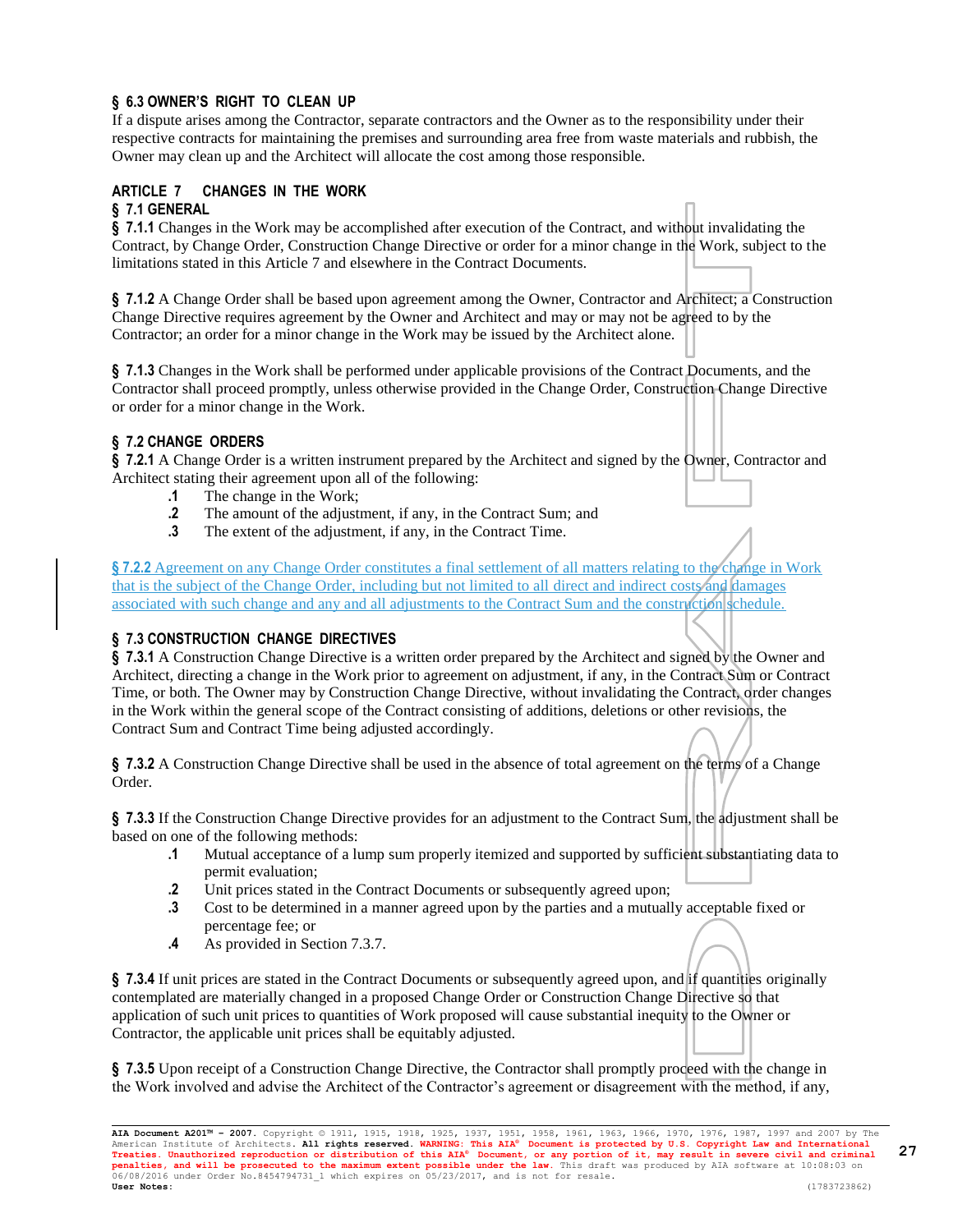**§ 6.3 OWNER'S RIGHT TO CLEAN UP**
If a dispute arises among the Contractor, separate contractors and the Owner as to the responsibility under their respective contracts for maintaining the premises and surrounding area free from waste materials and rubbish, the Owner may clean up and the Architect will allocate the cost among those responsible.

## ARTICLE 7 CHANGES IN THE WORK

**§ 7.1 GENERAL**

**§ 7.1.1** Changes in the Work may be accomplished after execution of the Contract, and without invalidating the Contract, by Change Order, Construction Change Directive or order for a minor change in the Work, subject to the limitations stated in this Article 7 and elsewhere in the Contract Documents.

**§ 7.1.2** A Change Order shall be based upon agreement among the Owner, Contractor and Architect; a Construction Change Directive requires agreement by the Owner and Architect and may or may not be agreed to by the Contractor; an order for a minor change in the Work may be issued by the Architect alone.

**§ 7.1.3** Changes in the Work shall be performed under applicable provisions of the Contract Documents, and the Contractor shall proceed promptly, unless otherwise provided in the Change Order, Construction Change Directive or order for a minor change in the Work.

**§ 7.2 CHANGE ORDERS**

**§ 7.2.1** A Change Order is a written instrument prepared by the Architect and signed by the Owner, Contractor and Architect stating their agreement upon all of the following:

- **.1** The change in the Work;
- **.2** The amount of the adjustment, if any, in the Contract Sum; and
- **.3** The extent of the adjustment, if any, in the Contract Time.

§ 7.2.2 Agreement on any Change Order constitutes a final settlement of all matters relating to the change in Work that is the subject of the Change Order, including but not limited to all direct and indirect costs and damages associated with such change and any and all adjustments to the Contract Sum and the construction schedule.

**§ 7.3 CONSTRUCTION CHANGE DIRECTIVES**

**§ 7.3.1** A Construction Change Directive is a written order prepared by the Architect and signed by the Owner and Architect, directing a change in the Work prior to agreement on adjustment, if any, in the Contract Sum or Contract Time, or both. The Owner may by Construction Change Directive, without invalidating the Contract, order changes in the Work within the general scope of the Contract consisting of additions, deletions or other revisions, the Contract Sum and Contract Time being adjusted accordingly.

**§ 7.3.2** A Construction Change Directive shall be used in the absence of total agreement on the terms of a Change Order.

**§ 7.3.3** If the Construction Change Directive provides for an adjustment to the Contract Sum, the adjustment shall be based on one of the following methods:

- **.1** Mutual acceptance of a lump sum properly itemized and supported by sufficient substantiating data to permit evaluation;
- **.2** Unit prices stated in the Contract Documents or subsequently agreed upon;
- **.3** Cost to be determined in a manner agreed upon by the parties and a mutually acceptable fixed or percentage fee; or
- **.4** As provided in Section 7.3.7.

**§ 7.3.4** If unit prices are stated in the Contract Documents or subsequently agreed upon, and if quantities originally contemplated are materially changed in a proposed Change Order or Construction Change Directive so that application of such unit prices to quantities of Work proposed will cause substantial inequity to the Owner or Contractor, the applicable unit prices shall be equitably adjusted.

**§ 7.3.5** Upon receipt of a Construction Change Directive, the Contractor shall promptly proceed with the change in the Work involved and advise the Architect of the Contractor's agreement or disagreement with the method, if any,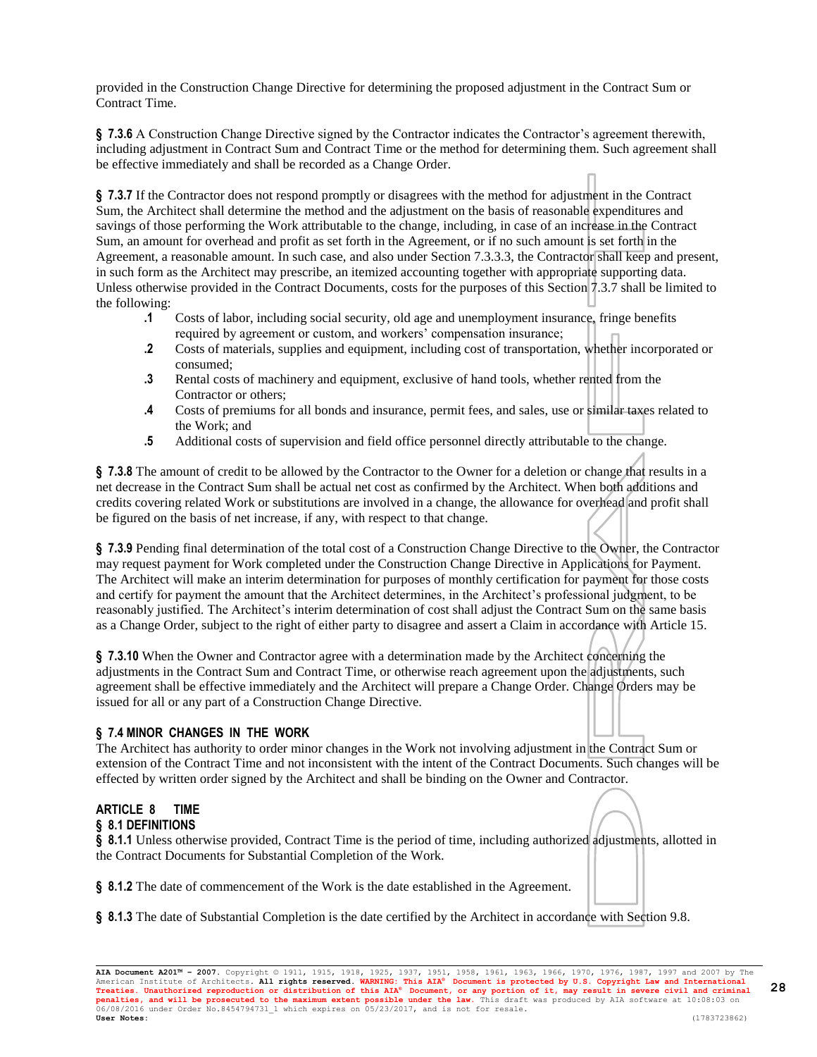provided in the Construction Change Directive for determining the proposed adjustment in the Contract Sum or Contract Time.

**§ 7.3.6** A Construction Change Directive signed by the Contractor indicates the Contractor's agreement therewith, including adjustment in Contract Sum and Contract Time or the method for determining them. Such agreement shall be effective immediately and shall be recorded as a Change Order.

**§ 7.3.7** If the Contractor does not respond promptly or disagrees with the method for adjustment in the Contract Sum, the Architect shall determine the method and the adjustment on the basis of reasonable expenditures and savings of those performing the Work attributable to the change, including, in case of an increase in the Contract Sum, an amount for overhead and profit as set forth in the Agreement, or if no such amount is set forth in the Agreement, a reasonable amount. In such case, and also under Section 7.3.3.3, the Contractor shall keep and present, in such form as the Architect may prescribe, an itemized accounting together with appropriate supporting data. Unless otherwise provided in the Contract Documents, costs for the purposes of this Section 7.3.7 shall be limited to the following:

- **.1** Costs of labor, including social security, old age and unemployment insurance, fringe benefits required by agreement or custom, and workers' compensation insurance;
- **.2** Costs of materials, supplies and equipment, including cost of transportation, whether incorporated or consumed;
- **.3** Rental costs of machinery and equipment, exclusive of hand tools, whether rented from the Contractor or others;
- **.4** Costs of premiums for all bonds and insurance, permit fees, and sales, use or similar taxes related to the Work; and
- **.5** Additional costs of supervision and field office personnel directly attributable to the change.

**§ 7.3.8** The amount of credit to be allowed by the Contractor to the Owner for a deletion or change that results in a net decrease in the Contract Sum shall be actual net cost as confirmed by the Architect. When both additions and credits covering related Work or substitutions are involved in a change, the allowance for overhead and profit shall be figured on the basis of net increase, if any, with respect to that change.

**§ 7.3.9** Pending final determination of the total cost of a Construction Change Directive to the Owner, the Contractor may request payment for Work completed under the Construction Change Directive in Applications for Payment. The Architect will make an interim determination for purposes of monthly certification for payment for those costs and certify for payment the amount that the Architect determines, in the Architect's professional judgment, to be reasonably justified. The Architect's interim determination of cost shall adjust the Contract Sum on the same basis as a Change Order, subject to the right of either party to disagree and assert a Claim in accordance with Article 15.

**§ 7.3.10** When the Owner and Contractor agree with a determination made by the Architect concerning the adjustments in the Contract Sum and Contract Time, or otherwise reach agreement upon the adjustments, such agreement shall be effective immediately and the Architect will prepare a Change Order. Change Orders may be issued for all or any part of a Construction Change Directive.

### § 7.4 MINOR CHANGES IN THE WORK

The Architect has authority to order minor changes in the Work not involving adjustment in the Contract Sum or extension of the Contract Time and not inconsistent with the intent of the Contract Documents. Such changes will be effected by written order signed by the Architect and shall be binding on the Owner and Contractor.

## ARTICLE 8 TIME

### § 8.1 DEFINITIONS

**§ 8.1.1** Unless otherwise provided, Contract Time is the period of time, including authorized adjustments, allotted in the Contract Documents for Substantial Completion of the Work.

**§ 8.1.2** The date of commencement of the Work is the date established in the Agreement.

**§ 8.1.3** The date of Substantial Completion is the date certified by the Architect in accordance with Section 9.8.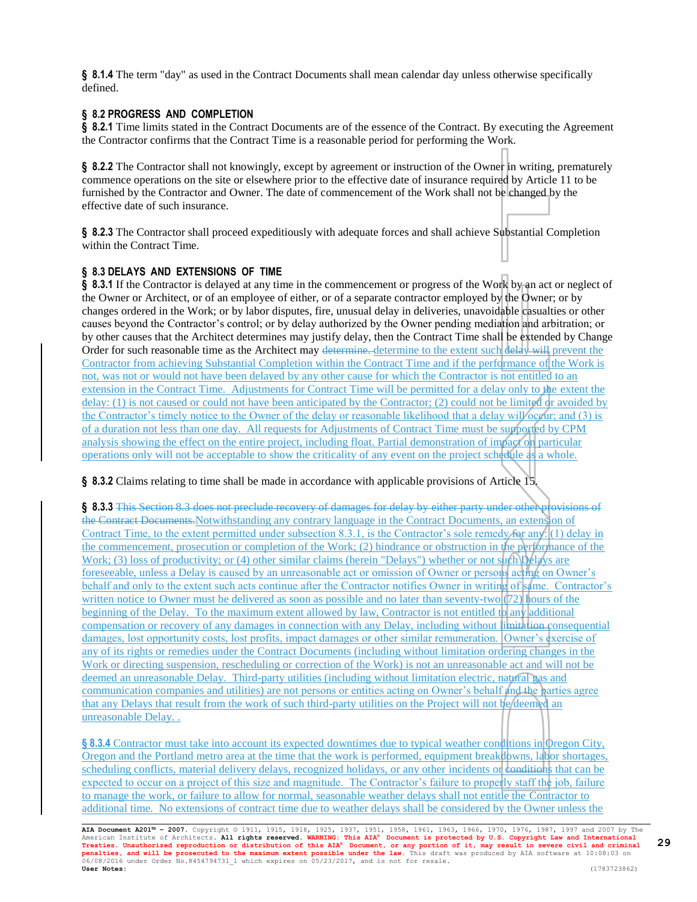**§ 8.1.4** The term "day" as used in the Contract Documents shall mean calendar day unless otherwise specifically defined.

## § 8.2 PROGRESS AND COMPLETION

**§ 8.2.1** Time limits stated in the Contract Documents are of the essence of the Contract. By executing the Agreement the Contractor confirms that the Contract Time is a reasonable period for performing the Work.

**§ 8.2.2** The Contractor shall not knowingly, except by agreement or instruction of the Owner in writing, prematurely commence operations on the site or elsewhere prior to the effective date of insurance required by Article 11 to be furnished by the Contractor and Owner. The date of commencement of the Work shall not be changed by the effective date of such insurance.

**§ 8.2.3** The Contractor shall proceed expeditiously with adequate forces and shall achieve Substantial Completion within the Contract Time.

## § 8.3 DELAYS AND EXTENSIONS OF TIME

**§ 8.3.1** If the Contractor is delayed at any time in the commencement or progress of the Work by an act or neglect of the Owner or Architect, or of an employee of either, or of a separate contractor employed by the Owner; or by changes ordered in the Work; or by labor disputes, fire, unusual delay in deliveries, unavoidable casualties or other causes beyond the Contractor's control; or by delay authorized by the Owner pending mediation and arbitration; or by other causes that the Architect determines may justify delay, then the Contract Time shall be extended by Change Order for such reasonable time as the Architect may ~~determine.~~ determine to the extent such delay will prevent the Contractor from achieving Substantial Completion within the Contract Time and if the performance of the Work is not, was not or would not have been delayed by any other cause for which the Contractor is not entitled to an extension in the Contract Time. Adjustments for Contract Time will be permitted for a delay only to the extent the delay: (1) is not caused or could not have been anticipated by the Contractor; (2) could not be limited or avoided by the Contractor's timely notice to the Owner of the delay or reasonable likelihood that a delay will occur; and (3) is of a duration not less than one day. All requests for Adjustments of Contract Time must be supported by CPM analysis showing the effect on the entire project, including float. Partial demonstration of impact on particular operations only will not be acceptable to show the criticality of any event on the project schedule as a whole.

**§ 8.3.2** Claims relating to time shall be made in accordance with applicable provisions of Article 15.

**§ 8.3.3** ~~This Section 8.3 does not preclude recovery of damages for delay by either party under other provisions of the Contract Documents.~~ Notwithstanding any contrary language in the Contract Documents, an extension of Contract Time, to the extent permitted under subsection 8.3.1, is the Contractor's sole remedy for any: (1) delay in the commencement, prosecution or completion of the Work; (2) hindrance or obstruction in the performance of the Work; (3) loss of productivity; or (4) other similar claims (herein "Delays") whether or not such Delays are foreseeable, unless a Delay is caused by an unreasonable act or omission of Owner or persons acting on Owner's behalf and only to the extent such acts continue after the Contractor notifies Owner in writing of same. Contractor's written notice to Owner must be delivered as soon as possible and no later than seventy-two (72) hours of the beginning of the Delay. To the maximum extent allowed by law, Contractor is not entitled to any additional compensation or recovery of any damages in connection with any Delay, including without limitation consequential damages, lost opportunity costs, lost profits, impact damages or other similar remuneration. Owner's exercise of any of its rights or remedies under the Contract Documents (including without limitation ordering changes in the Work or directing suspension, rescheduling or correction of the Work) is not an unreasonable act and will not be deemed an unreasonable Delay. Third-party utilities (including without limitation electric, natural gas and communication companies and utilities) are not persons or entities acting on Owner's behalf and the parties agree that any Delays that result from the work of such third-party utilities on the Project will not be deemed an unreasonable Delay. .

**§ 8.3.4** Contractor must take into account its expected downtimes due to typical weather conditions in Oregon City, Oregon and the Portland metro area at the time that the work is performed, equipment breakdowns, labor shortages, scheduling conflicts, material delivery delays, recognized holidays, or any other incidents or conditions that can be expected to occur on a project of this size and magnitude. The Contractor's failure to properly staff the job, failure to manage the work, or failure to allow for normal, seasonable weather delays shall not entitle the Contractor to additional time. No extensions of contract time due to weather delays shall be considered by the Owner unless the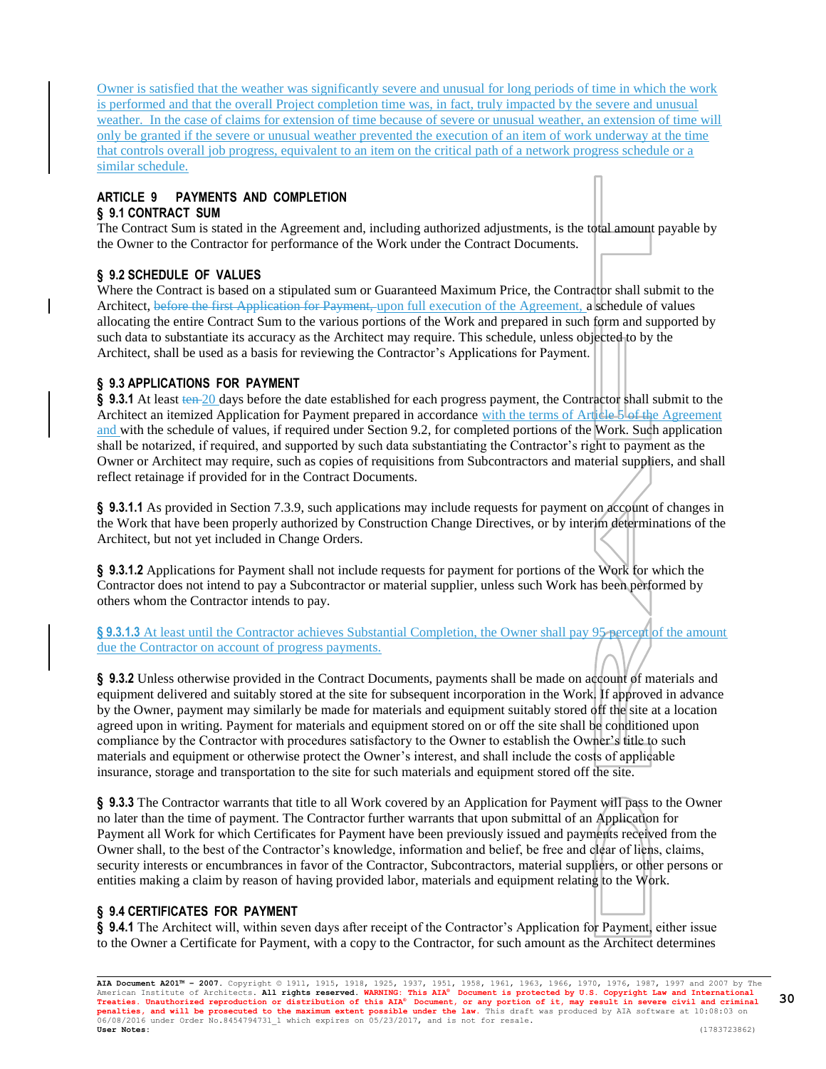Owner is satisfied that the weather was significantly severe and unusual for long periods of time in which the work is performed and that the overall Project completion time was, in fact, truly impacted by the severe and unusual weather. In the case of claims for extension of time because of severe or unusual weather, an extension of time will only be granted if the severe or unusual weather prevented the execution of an item of work underway at the time that controls overall job progress, equivalent to an item on the critical path of a network progress schedule or a similar schedule.

## ARTICLE 9 PAYMENTS AND COMPLETION

### § 9.1 CONTRACT SUM

The Contract Sum is stated in the Agreement and, including authorized adjustments, is the total amount payable by the Owner to the Contractor for performance of the Work under the Contract Documents.

### § 9.2 SCHEDULE OF VALUES

Where the Contract is based on a stipulated sum or Guaranteed Maximum Price, the Contractor shall submit to the Architect, ~~before the first Application for Payment,~~ upon full execution of the Agreement, a schedule of values allocating the entire Contract Sum to the various portions of the Work and prepared in such form and supported by such data to substantiate its accuracy as the Architect may require. This schedule, unless objected to by the Architect, shall be used as a basis for reviewing the Contractor's Applications for Payment.

### § 9.3 APPLICATIONS FOR PAYMENT

**§ 9.3.1** At least ~~ten~~ 20 days before the date established for each progress payment, the Contractor shall submit to the Architect an itemized Application for Payment prepared in accordance with the terms of Article 5 of the Agreement and with the schedule of values, if required under Section 9.2, for completed portions of the Work. Such application shall be notarized, if required, and supported by such data substantiating the Contractor's right to payment as the Owner or Architect may require, such as copies of requisitions from Subcontractors and material suppliers, and shall reflect retainage if provided for in the Contract Documents.

**§ 9.3.1.1** As provided in Section 7.3.9, such applications may include requests for payment on account of changes in the Work that have been properly authorized by Construction Change Directives, or by interim determinations of the Architect, but not yet included in Change Orders.

**§ 9.3.1.2** Applications for Payment shall not include requests for payment for portions of the Work for which the Contractor does not intend to pay a Subcontractor or material supplier, unless such Work has been performed by others whom the Contractor intends to pay.

**§ 9.3.1.3** At least until the Contractor achieves Substantial Completion, the Owner shall pay 95 percent of the amount due the Contractor on account of progress payments.

**§ 9.3.2** Unless otherwise provided in the Contract Documents, payments shall be made on account of materials and equipment delivered and suitably stored at the site for subsequent incorporation in the Work. If approved in advance by the Owner, payment may similarly be made for materials and equipment suitably stored off the site at a location agreed upon in writing. Payment for materials and equipment stored on or off the site shall be conditioned upon compliance by the Contractor with procedures satisfactory to the Owner to establish the Owner's title to such materials and equipment or otherwise protect the Owner's interest, and shall include the costs of applicable insurance, storage and transportation to the site for such materials and equipment stored off the site.

**§ 9.3.3** The Contractor warrants that title to all Work covered by an Application for Payment will pass to the Owner no later than the time of payment. The Contractor further warrants that upon submittal of an Application for Payment all Work for which Certificates for Payment have been previously issued and payments received from the Owner shall, to the best of the Contractor's knowledge, information and belief, be free and clear of liens, claims, security interests or encumbrances in favor of the Contractor, Subcontractors, material suppliers, or other persons or entities making a claim by reason of having provided labor, materials and equipment relating to the Work.

### § 9.4 CERTIFICATES FOR PAYMENT

**§ 9.4.1** The Architect will, within seven days after receipt of the Contractor's Application for Payment, either issue to the Owner a Certificate for Payment, with a copy to the Contractor, for such amount as the Architect determines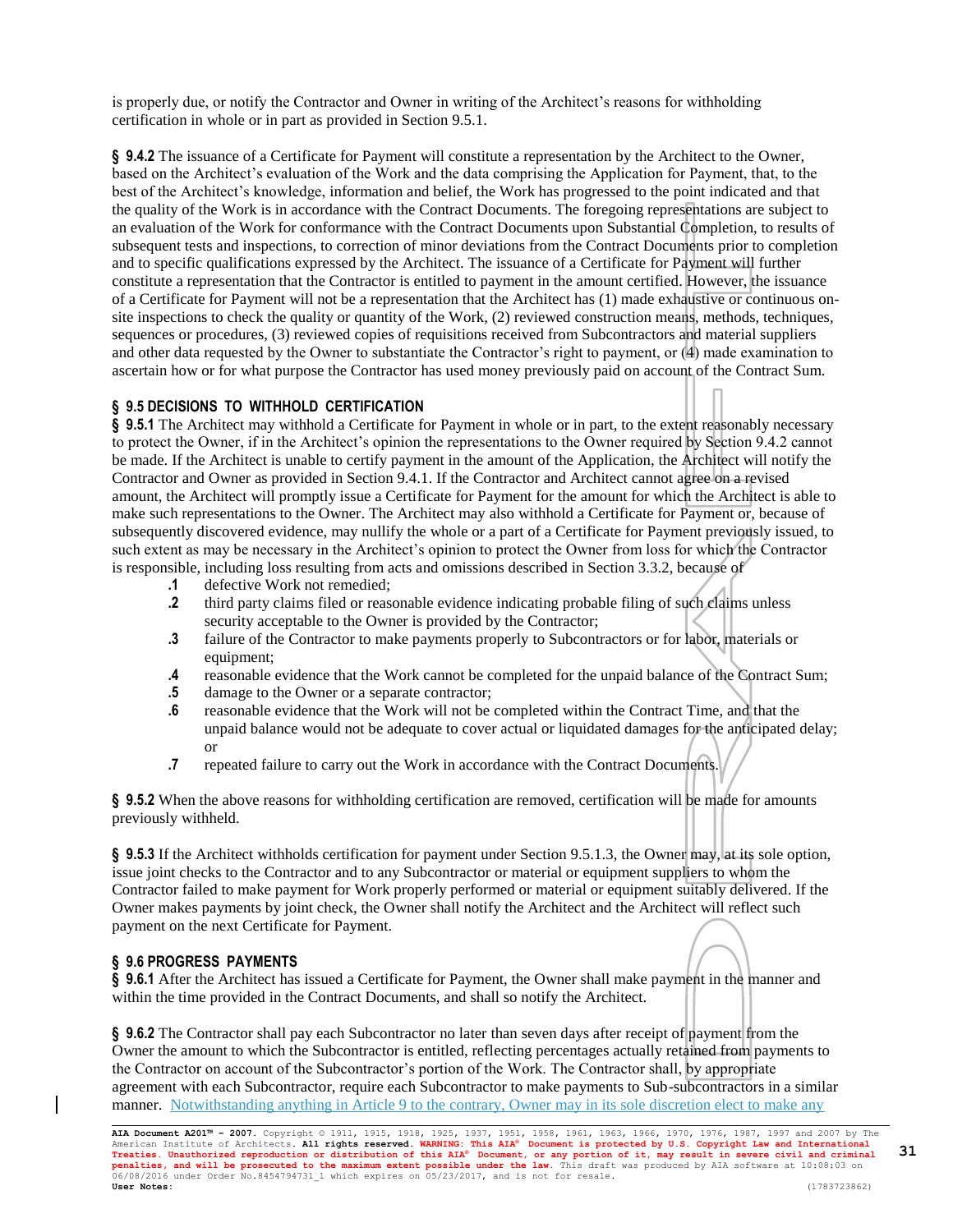is properly due, or notify the Contractor and Owner in writing of the Architect's reasons for withholding certification in whole or in part as provided in Section 9.5.1.

**§ 9.4.2** The issuance of a Certificate for Payment will constitute a representation by the Architect to the Owner, based on the Architect's evaluation of the Work and the data comprising the Application for Payment, that, to the best of the Architect's knowledge, information and belief, the Work has progressed to the point indicated and that the quality of the Work is in accordance with the Contract Documents. The foregoing representations are subject to an evaluation of the Work for conformance with the Contract Documents upon Substantial Completion, to results of subsequent tests and inspections, to correction of minor deviations from the Contract Documents prior to completion and to specific qualifications expressed by the Architect. The issuance of a Certificate for Payment will further constitute a representation that the Contractor is entitled to payment in the amount certified. However, the issuance of a Certificate for Payment will not be a representation that the Architect has (1) made exhaustive or continuous on-site inspections to check the quality or quantity of the Work, (2) reviewed construction means, methods, techniques, sequences or procedures, (3) reviewed copies of requisitions received from Subcontractors and material suppliers and other data requested by the Owner to substantiate the Contractor's right to payment, or (4) made examination to ascertain how or for what purpose the Contractor has used money previously paid on account of the Contract Sum.

### § 9.5 DECISIONS TO WITHHOLD CERTIFICATION

**§ 9.5.1** The Architect may withhold a Certificate for Payment in whole or in part, to the extent reasonably necessary to protect the Owner, if in the Architect's opinion the representations to the Owner required by Section 9.4.2 cannot be made. If the Architect is unable to certify payment in the amount of the Application, the Architect will notify the Contractor and Owner as provided in Section 9.4.1. If the Contractor and Architect cannot agree on a revised amount, the Architect will promptly issue a Certificate for Payment for the amount for which the Architect is able to make such representations to the Owner. The Architect may also withhold a Certificate for Payment or, because of subsequently discovered evidence, may nullify the whole or a part of a Certificate for Payment previously issued, to such extent as may be necessary in the Architect's opinion to protect the Owner from loss for which the Contractor is responsible, including loss resulting from acts and omissions described in Section 3.3.2, because of

- **.1** defective Work not remedied;
- **.2** third party claims filed or reasonable evidence indicating probable filing of such claims unless security acceptable to the Owner is provided by the Contractor;
- **.3** failure of the Contractor to make payments properly to Subcontractors or for labor, materials or equipment;
- **.4** reasonable evidence that the Work cannot be completed for the unpaid balance of the Contract Sum;
- **.5** damage to the Owner or a separate contractor;
- **.6** reasonable evidence that the Work will not be completed within the Contract Time, and that the unpaid balance would not be adequate to cover actual or liquidated damages for the anticipated delay; or
- **.7** repeated failure to carry out the Work in accordance with the Contract Documents.

**§ 9.5.2** When the above reasons for withholding certification are removed, certification will be made for amounts previously withheld.

**§ 9.5.3** If the Architect withholds certification for payment under Section 9.5.1.3, the Owner may, at its sole option, issue joint checks to the Contractor and to any Subcontractor or material or equipment suppliers to whom the Contractor failed to make payment for Work properly performed or material or equipment suitably delivered. If the Owner makes payments by joint check, the Owner shall notify the Architect and the Architect will reflect such payment on the next Certificate for Payment.

### § 9.6 PROGRESS PAYMENTS

**§ 9.6.1** After the Architect has issued a Certificate for Payment, the Owner shall make payment in the manner and within the time provided in the Contract Documents, and shall so notify the Architect.

**§ 9.6.2** The Contractor shall pay each Subcontractor no later than seven days after receipt of payment from the Owner the amount to which the Subcontractor is entitled, reflecting percentages actually retained from payments to the Contractor on account of the Subcontractor's portion of the Work. The Contractor shall, by appropriate agreement with each Subcontractor, require each Subcontractor to make payments to Sub-subcontractors in a similar manner. Notwithstanding anything in Article 9 to the contrary, Owner may in its sole discretion elect to make any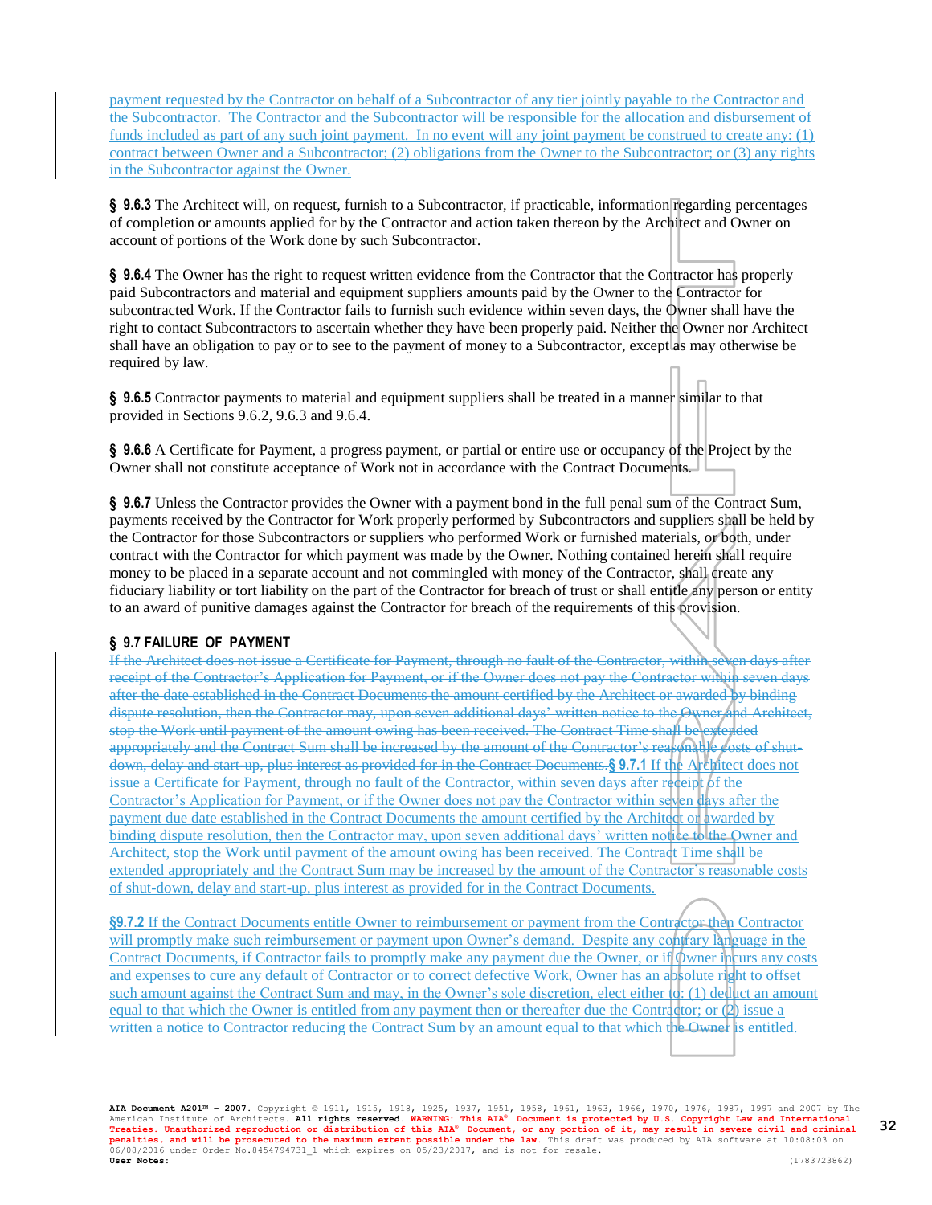payment requested by the Contractor on behalf of a Subcontractor of any tier jointly payable to the Contractor and the Subcontractor. The Contractor and the Subcontractor will be responsible for the allocation and disbursement of funds included as part of any such joint payment. In no event will any joint payment be construed to create any: (1) contract between Owner and a Subcontractor; (2) obligations from the Owner to the Subcontractor; or (3) any rights in the Subcontractor against the Owner.

**§ 9.6.3** The Architect will, on request, furnish to a Subcontractor, if practicable, information regarding percentages of completion or amounts applied for by the Contractor and action taken thereon by the Architect and Owner on account of portions of the Work done by such Subcontractor.

**§ 9.6.4** The Owner has the right to request written evidence from the Contractor that the Contractor has properly paid Subcontractors and material and equipment suppliers amounts paid by the Owner to the Contractor for subcontracted Work. If the Contractor fails to furnish such evidence within seven days, the Owner shall have the right to contact Subcontractors to ascertain whether they have been properly paid. Neither the Owner nor Architect shall have an obligation to pay or to see to the payment of money to a Subcontractor, except as may otherwise be required by law.

**§ 9.6.5** Contractor payments to material and equipment suppliers shall be treated in a manner similar to that provided in Sections 9.6.2, 9.6.3 and 9.6.4.

**§ 9.6.6** A Certificate for Payment, a progress payment, or partial or entire use or occupancy of the Project by the Owner shall not constitute acceptance of Work not in accordance with the Contract Documents.

**§ 9.6.7** Unless the Contractor provides the Owner with a payment bond in the full penal sum of the Contract Sum, payments received by the Contractor for Work properly performed by Subcontractors and suppliers shall be held by the Contractor for those Subcontractors or suppliers who performed Work or furnished materials, or both, under contract with the Contractor for which payment was made by the Owner. Nothing contained herein shall require money to be placed in a separate account and not commingled with money of the Contractor, shall create any fiduciary liability or tort liability on the part of the Contractor for breach of trust or shall entitle any person or entity to an award of punitive damages against the Contractor for breach of the requirements of this provision.

### § 9.7 FAILURE OF PAYMENT

~~If the Architect does not issue a Certificate for Payment, through no fault of the Contractor, within seven days after receipt of the Contractor's Application for Payment, or if the Owner does not pay the Contractor within seven days after the date established in the Contract Documents the amount certified by the Architect or awarded by binding dispute resolution, then the Contractor may, upon seven additional days' written notice to the Owner and Architect, stop the Work until payment of the amount owing has been received. The Contract Time shall be extended appropriately and the Contract Sum shall be increased by the amount of the Contractor's reasonable costs of shut-down, delay and start-up, plus interest as provided for in the Contract Documents.~~**§ 9.7.1** If the Architect does not issue a Certificate for Payment, through no fault of the Contractor, within seven days after receipt of the Contractor's Application for Payment, or if the Owner does not pay the Contractor within seven days after the payment due date established in the Contract Documents the amount certified by the Architect or awarded by binding dispute resolution, then the Contractor may, upon seven additional days' written notice to the Owner and Architect, stop the Work until payment of the amount owing has been received. The Contract Time shall be extended appropriately and the Contract Sum may be increased by the amount of the Contractor's reasonable costs of shut-down, delay and start-up, plus interest as provided for in the Contract Documents.

**§9.7.2** If the Contract Documents entitle Owner to reimbursement or payment from the Contractor then Contractor will promptly make such reimbursement or payment upon Owner's demand. Despite any contrary language in the Contract Documents, if Contractor fails to promptly make any payment due the Owner, or if Owner incurs any costs and expenses to cure any default of Contractor or to correct defective Work, Owner has an absolute right to offset such amount against the Contract Sum and may, in the Owner's sole discretion, elect either to: (1) deduct an amount equal to that which the Owner is entitled from any payment then or thereafter due the Contractor; or (2) issue a written a notice to Contractor reducing the Contract Sum by an amount equal to that which the Owner is entitled.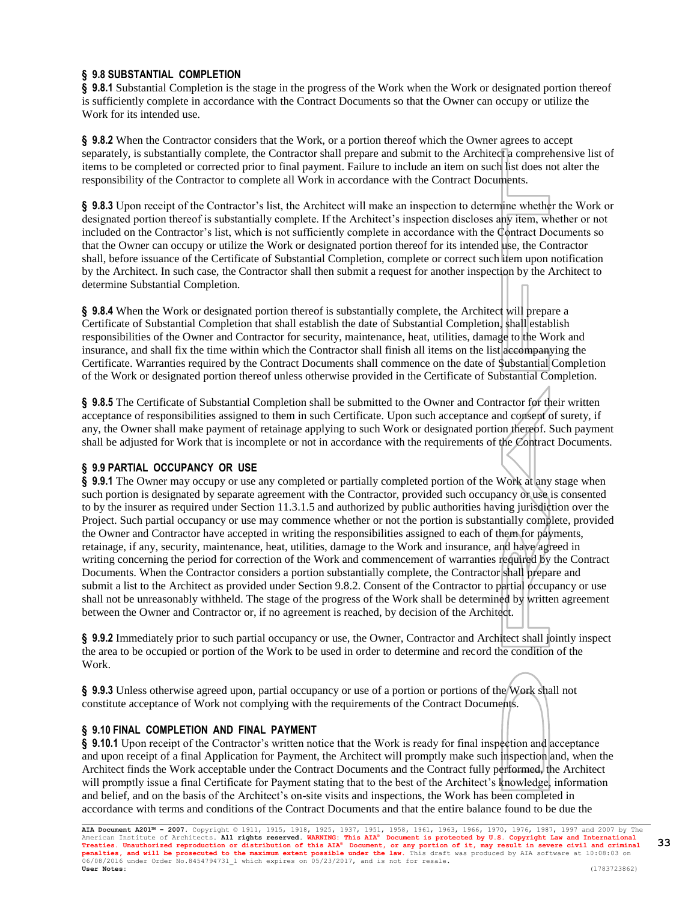### § 9.8 SUBSTANTIAL COMPLETION

**§ 9.8.1** Substantial Completion is the stage in the progress of the Work when the Work or designated portion thereof is sufficiently complete in accordance with the Contract Documents so that the Owner can occupy or utilize the Work for its intended use.

**§ 9.8.2** When the Contractor considers that the Work, or a portion thereof which the Owner agrees to accept separately, is substantially complete, the Contractor shall prepare and submit to the Architect a comprehensive list of items to be completed or corrected prior to final payment. Failure to include an item on such list does not alter the responsibility of the Contractor to complete all Work in accordance with the Contract Documents.

**§ 9.8.3** Upon receipt of the Contractor's list, the Architect will make an inspection to determine whether the Work or designated portion thereof is substantially complete. If the Architect's inspection discloses any item, whether or not included on the Contractor's list, which is not sufficiently complete in accordance with the Contract Documents so that the Owner can occupy or utilize the Work or designated portion thereof for its intended use, the Contractor shall, before issuance of the Certificate of Substantial Completion, complete or correct such item upon notification by the Architect. In such case, the Contractor shall then submit a request for another inspection by the Architect to determine Substantial Completion.

**§ 9.8.4** When the Work or designated portion thereof is substantially complete, the Architect will prepare a Certificate of Substantial Completion that shall establish the date of Substantial Completion, shall establish responsibilities of the Owner and Contractor for security, maintenance, heat, utilities, damage to the Work and insurance, and shall fix the time within which the Contractor shall finish all items on the list accompanying the Certificate. Warranties required by the Contract Documents shall commence on the date of Substantial Completion of the Work or designated portion thereof unless otherwise provided in the Certificate of Substantial Completion.

**§ 9.8.5** The Certificate of Substantial Completion shall be submitted to the Owner and Contractor for their written acceptance of responsibilities assigned to them in such Certificate. Upon such acceptance and consent of surety, if any, the Owner shall make payment of retainage applying to such Work or designated portion thereof. Such payment shall be adjusted for Work that is incomplete or not in accordance with the requirements of the Contract Documents.

### § 9.9 PARTIAL OCCUPANCY OR USE

**§ 9.9.1** The Owner may occupy or use any completed or partially completed portion of the Work at any stage when such portion is designated by separate agreement with the Contractor, provided such occupancy or use is consented to by the insurer as required under Section 11.3.1.5 and authorized by public authorities having jurisdiction over the Project. Such partial occupancy or use may commence whether or not the portion is substantially complete, provided the Owner and Contractor have accepted in writing the responsibilities assigned to each of them for payments, retainage, if any, security, maintenance, heat, utilities, damage to the Work and insurance, and have agreed in writing concerning the period for correction of the Work and commencement of warranties required by the Contract Documents. When the Contractor considers a portion substantially complete, the Contractor shall prepare and submit a list to the Architect as provided under Section 9.8.2. Consent of the Contractor to partial occupancy or use shall not be unreasonably withheld. The stage of the progress of the Work shall be determined by written agreement between the Owner and Contractor or, if no agreement is reached, by decision of the Architect.

**§ 9.9.2** Immediately prior to such partial occupancy or use, the Owner, Contractor and Architect shall jointly inspect the area to be occupied or portion of the Work to be used in order to determine and record the condition of the Work.

**§ 9.9.3** Unless otherwise agreed upon, partial occupancy or use of a portion or portions of the Work shall not constitute acceptance of Work not complying with the requirements of the Contract Documents.

### § 9.10 FINAL COMPLETION AND FINAL PAYMENT

**§ 9.10.1** Upon receipt of the Contractor's written notice that the Work is ready for final inspection and acceptance and upon receipt of a final Application for Payment, the Architect will promptly make such inspection and, when the Architect finds the Work acceptable under the Contract Documents and the Contract fully performed, the Architect will promptly issue a final Certificate for Payment stating that to the best of the Architect's knowledge, information and belief, and on the basis of the Architect's on-site visits and inspections, the Work has been completed in accordance with terms and conditions of the Contract Documents and that the entire balance found to be due the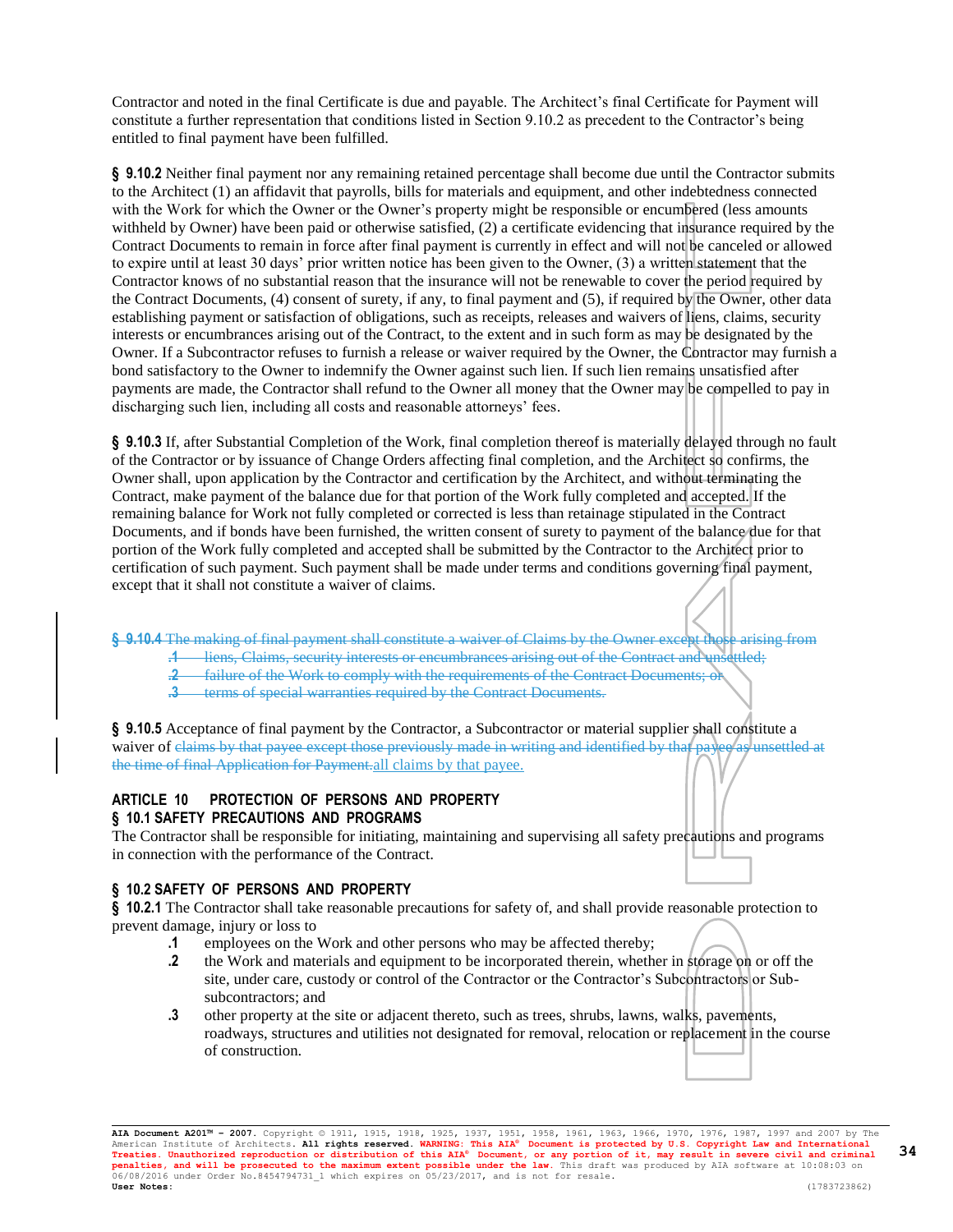Contractor and noted in the final Certificate is due and payable. The Architect's final Certificate for Payment will constitute a further representation that conditions listed in Section 9.10.2 as precedent to the Contractor's being entitled to final payment have been fulfilled.

**§ 9.10.2** Neither final payment nor any remaining retained percentage shall become due until the Contractor submits to the Architect (1) an affidavit that payrolls, bills for materials and equipment, and other indebtedness connected with the Work for which the Owner or the Owner's property might be responsible or encumbered (less amounts withheld by Owner) have been paid or otherwise satisfied, (2) a certificate evidencing that insurance required by the Contract Documents to remain in force after final payment is currently in effect and will not be canceled or allowed to expire until at least 30 days' prior written notice has been given to the Owner, (3) a written statement that the Contractor knows of no substantial reason that the insurance will not be renewable to cover the period required by the Contract Documents, (4) consent of surety, if any, to final payment and (5), if required by the Owner, other data establishing payment or satisfaction of obligations, such as receipts, releases and waivers of liens, claims, security interests or encumbrances arising out of the Contract, to the extent and in such form as may be designated by the Owner. If a Subcontractor refuses to furnish a release or waiver required by the Owner, the Contractor may furnish a bond satisfactory to the Owner to indemnify the Owner against such lien. If such lien remains unsatisfied after payments are made, the Contractor shall refund to the Owner all money that the Owner may be compelled to pay in discharging such lien, including all costs and reasonable attorneys' fees.

**§ 9.10.3** If, after Substantial Completion of the Work, final completion thereof is materially delayed through no fault of the Contractor or by issuance of Change Orders affecting final completion, and the Architect so confirms, the Owner shall, upon application by the Contractor and certification by the Architect, and without terminating the Contract, make payment of the balance due for that portion of the Work fully completed and accepted. If the remaining balance for Work not fully completed or corrected is less than retainage stipulated in the Contract Documents, and if bonds have been furnished, the written consent of surety to payment of the balance due for that portion of the Work fully completed and accepted shall be submitted by the Contractor to the Architect prior to certification of such payment. Such payment shall be made under terms and conditions governing final payment, except that it shall not constitute a waiver of claims.

~~**§ 9.10.4** The making of final payment shall constitute a waiver of Claims by the Owner except those arising from~~

- ~~**.1** liens, Claims, security interests or encumbrances arising out of the Contract and unsettled;~~
- ~~**.2** failure of the Work to comply with the requirements of the Contract Documents; or~~
- ~~**.3** terms of special warranties required by the Contract Documents.~~

**§ 9.10.5** Acceptance of final payment by the Contractor, a Subcontractor or material supplier shall constitute a waiver of ~~claims by that payee except those previously made in writing and identified by that payee as unsettled at the time of final Application for Payment.~~all claims by that payee.

## ARTICLE 10 PROTECTION OF PERSONS AND PROPERTY

### § 10.1 SAFETY PRECAUTIONS AND PROGRAMS

The Contractor shall be responsible for initiating, maintaining and supervising all safety precautions and programs in connection with the performance of the Contract.

### § 10.2 SAFETY OF PERSONS AND PROPERTY

**§ 10.2.1** The Contractor shall take reasonable precautions for safety of, and shall provide reasonable protection to prevent damage, injury or loss to

- **.1** employees on the Work and other persons who may be affected thereby;
- **.2** the Work and materials and equipment to be incorporated therein, whether in storage on or off the site, under care, custody or control of the Contractor or the Contractor's Subcontractors or Sub-subcontractors; and
- **.3** other property at the site or adjacent thereto, such as trees, shrubs, lawns, walks, pavements, roadways, structures and utilities not designated for removal, relocation or replacement in the course of construction.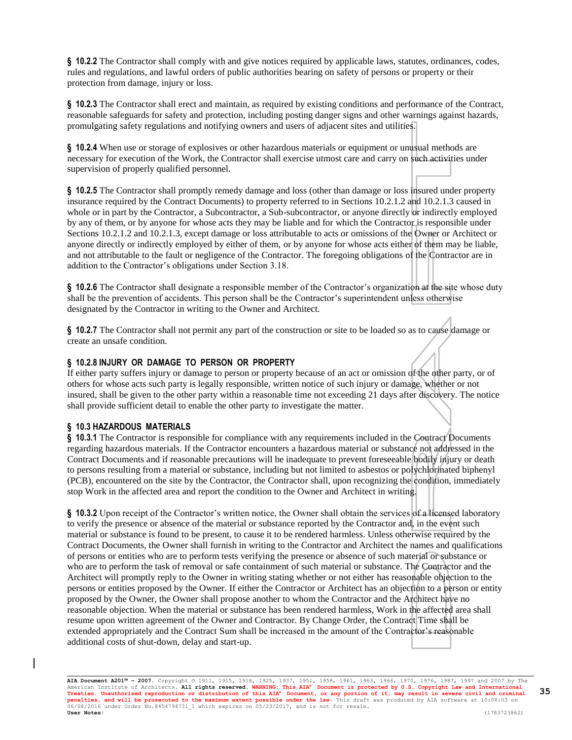**§ 10.2.2** The Contractor shall comply with and give notices required by applicable laws, statutes, ordinances, codes, rules and regulations, and lawful orders of public authorities bearing on safety of persons or property or their protection from damage, injury or loss.

**§ 10.2.3** The Contractor shall erect and maintain, as required by existing conditions and performance of the Contract, reasonable safeguards for safety and protection, including posting danger signs and other warnings against hazards, promulgating safety regulations and notifying owners and users of adjacent sites and utilities.

**§ 10.2.4** When use or storage of explosives or other hazardous materials or equipment or unusual methods are necessary for execution of the Work, the Contractor shall exercise utmost care and carry on such activities under supervision of properly qualified personnel.

**§ 10.2.5** The Contractor shall promptly remedy damage and loss (other than damage or loss insured under property insurance required by the Contract Documents) to property referred to in Sections 10.2.1.2 and 10.2.1.3 caused in whole or in part by the Contractor, a Subcontractor, a Sub-subcontractor, or anyone directly or indirectly employed by any of them, or by anyone for whose acts they may be liable and for which the Contractor is responsible under Sections 10.2.1.2 and 10.2.1.3, except damage or loss attributable to acts or omissions of the Owner or Architect or anyone directly or indirectly employed by either of them, or by anyone for whose acts either of them may be liable, and not attributable to the fault or negligence of the Contractor. The foregoing obligations of the Contractor are in addition to the Contractor's obligations under Section 3.18.

**§ 10.2.6** The Contractor shall designate a responsible member of the Contractor's organization at the site whose duty shall be the prevention of accidents. This person shall be the Contractor's superintendent unless otherwise designated by the Contractor in writing to the Owner and Architect.

**§ 10.2.7** The Contractor shall not permit any part of the construction or site to be loaded so as to cause damage or create an unsafe condition.

### § 10.2.8 INJURY OR DAMAGE TO PERSON OR PROPERTY

If either party suffers injury or damage to person or property because of an act or omission of the other party, or of others for whose acts such party is legally responsible, written notice of such injury or damage, whether or not insured, shall be given to the other party within a reasonable time not exceeding 21 days after discovery. The notice shall provide sufficient detail to enable the other party to investigate the matter.

### § 10.3 HAZARDOUS MATERIALS

**§ 10.3.1** The Contractor is responsible for compliance with any requirements included in the Contract Documents regarding hazardous materials. If the Contractor encounters a hazardous material or substance not addressed in the Contract Documents and if reasonable precautions will be inadequate to prevent foreseeable bodily injury or death to persons resulting from a material or substance, including but not limited to asbestos or polychlorinated biphenyl (PCB), encountered on the site by the Contractor, the Contractor shall, upon recognizing the condition, immediately stop Work in the affected area and report the condition to the Owner and Architect in writing.

**§ 10.3.2** Upon receipt of the Contractor's written notice, the Owner shall obtain the services of a licensed laboratory to verify the presence or absence of the material or substance reported by the Contractor and, in the event such material or substance is found to be present, to cause it to be rendered harmless. Unless otherwise required by the Contract Documents, the Owner shall furnish in writing to the Contractor and Architect the names and qualifications of persons or entities who are to perform tests verifying the presence or absence of such material or substance or who are to perform the task of removal or safe containment of such material or substance. The Contractor and the Architect will promptly reply to the Owner in writing stating whether or not either has reasonable objection to the persons or entities proposed by the Owner. If either the Contractor or Architect has an objection to a person or entity proposed by the Owner, the Owner shall propose another to whom the Contractor and the Architect have no reasonable objection. When the material or substance has been rendered harmless, Work in the affected area shall resume upon written agreement of the Owner and Contractor. By Change Order, the Contract Time shall be extended appropriately and the Contract Sum shall be increased in the amount of the Contractor's reasonable additional costs of shut-down, delay and start-up.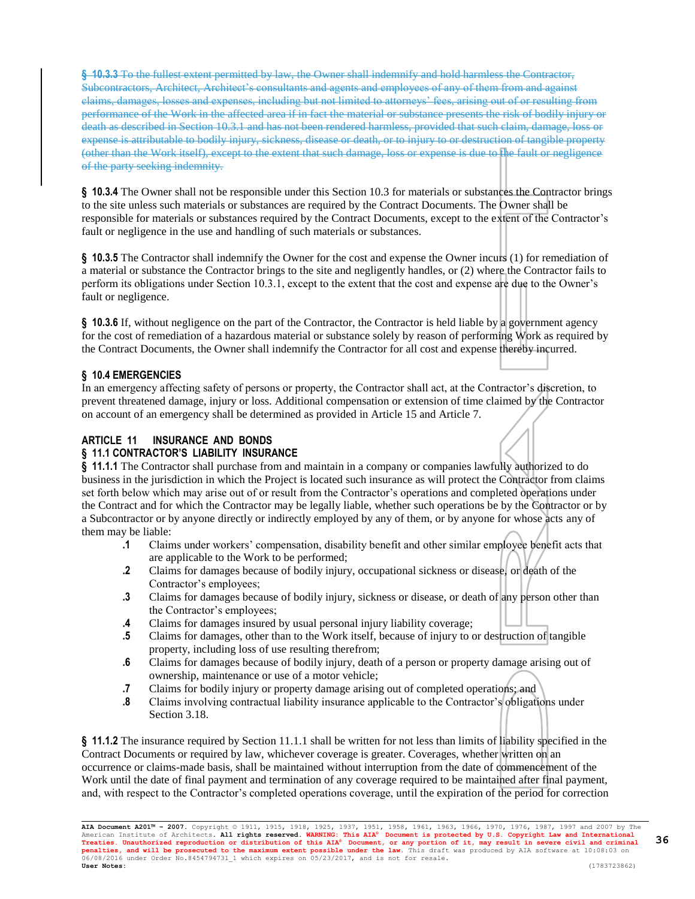~~§ 10.3.3 To the fullest extent permitted by law, the Owner shall indemnify and hold harmless the Contractor, Subcontractors, Architect, Architect's consultants and agents and employees of any of them from and against claims, damages, losses and expenses, including but not limited to attorneys' fees, arising out of or resulting from performance of the Work in the affected area if in fact the material or substance presents the risk of bodily injury or death as described in Section 10.3.1 and has not been rendered harmless, provided that such claim, damage, loss or expense is attributable to bodily injury, sickness, disease or death, or to injury to or destruction of tangible property (other than the Work itself), except to the extent that such damage, loss or expense is due to the fault or negligence of the party seeking indemnity.~~

**§ 10.3.4** The Owner shall not be responsible under this Section 10.3 for materials or substances the Contractor brings to the site unless such materials or substances are required by the Contract Documents. The Owner shall be responsible for materials or substances required by the Contract Documents, except to the extent of the Contractor's fault or negligence in the use and handling of such materials or substances.

**§ 10.3.5** The Contractor shall indemnify the Owner for the cost and expense the Owner incurs (1) for remediation of a material or substance the Contractor brings to the site and negligently handles, or (2) where the Contractor fails to perform its obligations under Section 10.3.1, except to the extent that the cost and expense are due to the Owner's fault or negligence.

**§ 10.3.6** If, without negligence on the part of the Contractor, the Contractor is held liable by a government agency for the cost of remediation of a hazardous material or substance solely by reason of performing Work as required by the Contract Documents, the Owner shall indemnify the Contractor for all cost and expense thereby incurred.

## § 10.4 EMERGENCIES

In an emergency affecting safety of persons or property, the Contractor shall act, at the Contractor's discretion, to prevent threatened damage, injury or loss. Additional compensation or extension of time claimed by the Contractor on account of an emergency shall be determined as provided in Article 15 and Article 7.

# ARTICLE 11 INSURANCE AND BONDS

## § 11.1 CONTRACTOR'S LIABILITY INSURANCE

**§ 11.1.1** The Contractor shall purchase from and maintain in a company or companies lawfully authorized to do business in the jurisdiction in which the Project is located such insurance as will protect the Contractor from claims set forth below which may arise out of or result from the Contractor's operations and completed operations under the Contract and for which the Contractor may be legally liable, whether such operations be by the Contractor or by a Subcontractor or by anyone directly or indirectly employed by any of them, or by anyone for whose acts any of them may be liable:

- **.1** Claims under workers' compensation, disability benefit and other similar employee benefit acts that are applicable to the Work to be performed;
- **.2** Claims for damages because of bodily injury, occupational sickness or disease, or death of the Contractor's employees;
- **.3** Claims for damages because of bodily injury, sickness or disease, or death of any person other than the Contractor's employees;
- **.4** Claims for damages insured by usual personal injury liability coverage;
- **.5** Claims for damages, other than to the Work itself, because of injury to or destruction of tangible property, including loss of use resulting therefrom;
- **.6** Claims for damages because of bodily injury, death of a person or property damage arising out of ownership, maintenance or use of a motor vehicle;
- **.7** Claims for bodily injury or property damage arising out of completed operations; and
- **.8** Claims involving contractual liability insurance applicable to the Contractor's obligations under Section 3.18.

**§ 11.1.2** The insurance required by Section 11.1.1 shall be written for not less than limits of liability specified in the Contract Documents or required by law, whichever coverage is greater. Coverages, whether written on an occurrence or claims-made basis, shall be maintained without interruption from the date of commencement of the Work until the date of final payment and termination of any coverage required to be maintained after final payment, and, with respect to the Contractor's completed operations coverage, until the expiration of the period for correction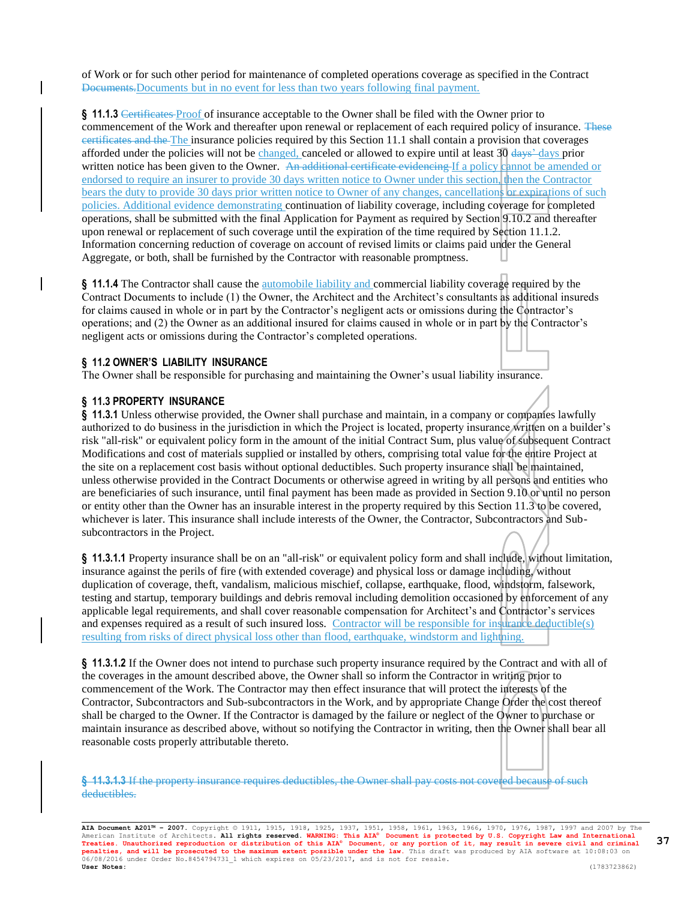of Work or for such other period for maintenance of completed operations coverage as specified in the Contract ~~Documents.~~Documents but in no event for less than two years following final payment.

**§ 11.1.3** ~~Certificates~~ Proof of insurance acceptable to the Owner shall be filed with the Owner prior to commencement of the Work and thereafter upon renewal or replacement of each required policy of insurance. ~~These certificates and the~~ The insurance policies required by this Section 11.1 shall contain a provision that coverages afforded under the policies will not be changed, canceled or allowed to expire until at least 30 ~~days'~~ days prior written notice has been given to the Owner. ~~An additional certificate evidencing~~ If a policy cannot be amended or endorsed to require an insurer to provide 30 days written notice to Owner under this section, then the Contractor bears the duty to provide 30 days prior written notice to Owner of any changes, cancellations or expirations of such policies. Additional evidence demonstrating continuation of liability coverage, including coverage for completed operations, shall be submitted with the final Application for Payment as required by Section 9.10.2 and thereafter upon renewal or replacement of such coverage until the expiration of the time required by Section 11.1.2. Information concerning reduction of coverage on account of revised limits or claims paid under the General Aggregate, or both, shall be furnished by the Contractor with reasonable promptness.

**§ 11.1.4** The Contractor shall cause the automobile liability and commercial liability coverage required by the Contract Documents to include (1) the Owner, the Architect and the Architect's consultants as additional insureds for claims caused in whole or in part by the Contractor's negligent acts or omissions during the Contractor's operations; and (2) the Owner as an additional insured for claims caused in whole or in part by the Contractor's negligent acts or omissions during the Contractor's completed operations.

## § 11.2 OWNER'S LIABILITY INSURANCE

The Owner shall be responsible for purchasing and maintaining the Owner's usual liability insurance.

## § 11.3 PROPERTY INSURANCE

**§ 11.3.1** Unless otherwise provided, the Owner shall purchase and maintain, in a company or companies lawfully authorized to do business in the jurisdiction in which the Project is located, property insurance written on a builder's risk "all-risk" or equivalent policy form in the amount of the initial Contract Sum, plus value of subsequent Contract Modifications and cost of materials supplied or installed by others, comprising total value for the entire Project at the site on a replacement cost basis without optional deductibles. Such property insurance shall be maintained, unless otherwise provided in the Contract Documents or otherwise agreed in writing by all persons and entities who are beneficiaries of such insurance, until final payment has been made as provided in Section 9.10 or until no person or entity other than the Owner has an insurable interest in the property required by this Section 11.3 to be covered, whichever is later. This insurance shall include interests of the Owner, the Contractor, Subcontractors and Sub-subcontractors in the Project.

**§ 11.3.1.1** Property insurance shall be on an "all-risk" or equivalent policy form and shall include, without limitation, insurance against the perils of fire (with extended coverage) and physical loss or damage including, without duplication of coverage, theft, vandalism, malicious mischief, collapse, earthquake, flood, windstorm, falsework, testing and startup, temporary buildings and debris removal including demolition occasioned by enforcement of any applicable legal requirements, and shall cover reasonable compensation for Architect's and Contractor's services and expenses required as a result of such insured loss. Contractor will be responsible for insurance deductible(s) resulting from risks of direct physical loss other than flood, earthquake, windstorm and lightning.

**§ 11.3.1.2** If the Owner does not intend to purchase such property insurance required by the Contract and with all of the coverages in the amount described above, the Owner shall so inform the Contractor in writing prior to commencement of the Work. The Contractor may then effect insurance that will protect the interests of the Contractor, Subcontractors and Sub-subcontractors in the Work, and by appropriate Change Order the cost thereof shall be charged to the Owner. If the Contractor is damaged by the failure or neglect of the Owner to purchase or maintain insurance as described above, without so notifying the Contractor in writing, then the Owner shall bear all reasonable costs properly attributable thereto.

~~**§ 11.3.1.3** If the property insurance requires deductibles, the Owner shall pay costs not covered because of such deductibles.~~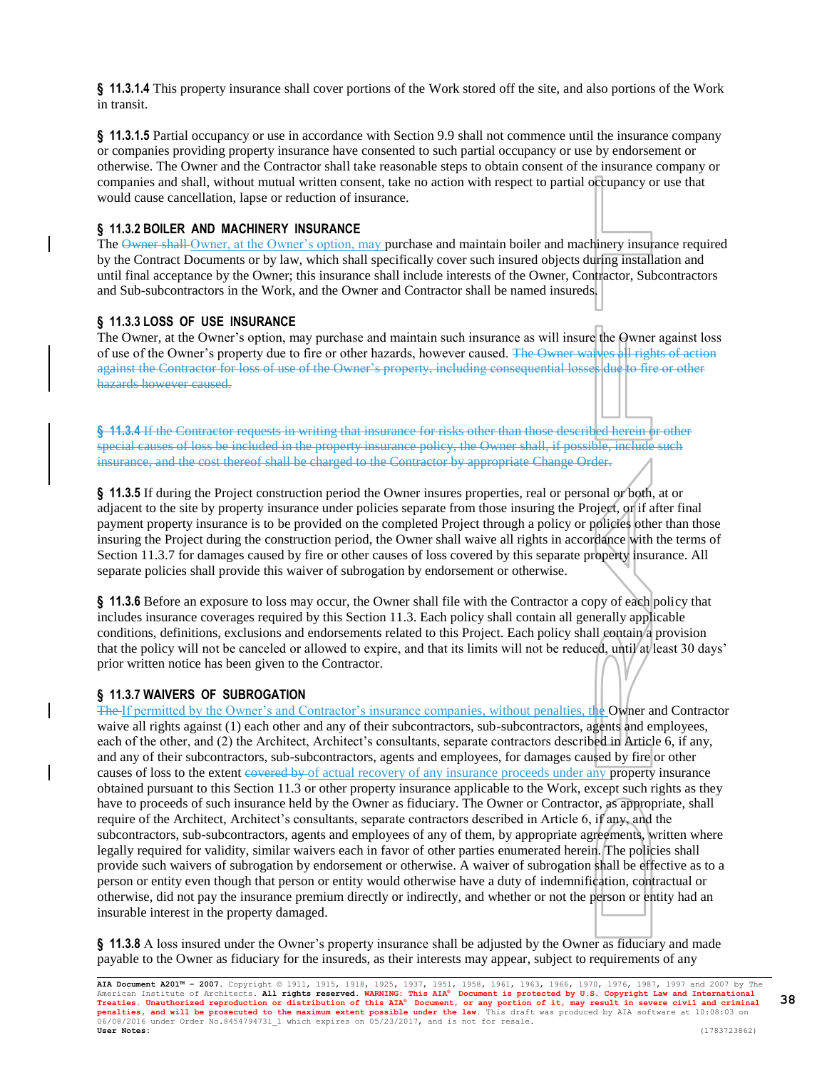**§ 11.3.1.4** This property insurance shall cover portions of the Work stored off the site, and also portions of the Work in transit.

**§ 11.3.1.5** Partial occupancy or use in accordance with Section 9.9 shall not commence until the insurance company or companies providing property insurance have consented to such partial occupancy or use by endorsement or otherwise. The Owner and the Contractor shall take reasonable steps to obtain consent of the insurance company or companies and shall, without mutual written consent, take no action with respect to partial occupancy or use that would cause cancellation, lapse or reduction of insurance.

**§ 11.3.2 BOILER AND MACHINERY INSURANCE**

The ~~Owner shall~~ Owner, at the Owner's option, may purchase and maintain boiler and machinery insurance required by the Contract Documents or by law, which shall specifically cover such insured objects during installation and until final acceptance by the Owner; this insurance shall include interests of the Owner, Contractor, Subcontractors and Sub-subcontractors in the Work, and the Owner and Contractor shall be named insureds.

**§ 11.3.3 LOSS OF USE INSURANCE**

The Owner, at the Owner's option, may purchase and maintain such insurance as will insure the Owner against loss of use of the Owner's property due to fire or other hazards, however caused. ~~The Owner waives all rights of action against the Contractor for loss of use of the Owner's property, including consequential losses due to fire or other hazards however caused.~~

~~**§ 11.3.4** If the Contractor requests in writing that insurance for risks other than those described herein or other special causes of loss be included in the property insurance policy, the Owner shall, if possible, include such insurance, and the cost thereof shall be charged to the Contractor by appropriate Change Order.~~

**§ 11.3.5** If during the Project construction period the Owner insures properties, real or personal or both, at or adjacent to the site by property insurance under policies separate from those insuring the Project, or if after final payment property insurance is to be provided on the completed Project through a policy or policies other than those insuring the Project during the construction period, the Owner shall waive all rights in accordance with the terms of Section 11.3.7 for damages caused by fire or other causes of loss covered by this separate property insurance. All separate policies shall provide this waiver of subrogation by endorsement or otherwise.

**§ 11.3.6** Before an exposure to loss may occur, the Owner shall file with the Contractor a copy of each policy that includes insurance coverages required by this Section 11.3. Each policy shall contain all generally applicable conditions, definitions, exclusions and endorsements related to this Project. Each policy shall contain a provision that the policy will not be canceled or allowed to expire, and that its limits will not be reduced, until at least 30 days' prior written notice has been given to the Contractor.

**§ 11.3.7 WAIVERS OF SUBROGATION**

~~The~~ If permitted by the Owner's and Contractor's insurance companies, without penalties, the Owner and Contractor waive all rights against (1) each other and any of their subcontractors, sub-subcontractors, agents and employees, each of the other, and (2) the Architect, Architect's consultants, separate contractors described in Article 6, if any, and any of their subcontractors, sub-subcontractors, agents and employees, for damages caused by fire or other causes of loss to the extent ~~covered by~~ of actual recovery of any insurance proceeds under any property insurance obtained pursuant to this Section 11.3 or other property insurance applicable to the Work, except such rights as they have to proceeds of such insurance held by the Owner as fiduciary. The Owner or Contractor, as appropriate, shall require of the Architect, Architect's consultants, separate contractors described in Article 6, if any, and the subcontractors, sub-subcontractors, agents and employees of any of them, by appropriate agreements, written where legally required for validity, similar waivers each in favor of other parties enumerated herein. The policies shall provide such waivers of subrogation by endorsement or otherwise. A waiver of subrogation shall be effective as to a person or entity even though that person or entity would otherwise have a duty of indemnification, contractual or otherwise, did not pay the insurance premium directly or indirectly, and whether or not the person or entity had an insurable interest in the property damaged.

**§ 11.3.8** A loss insured under the Owner's property insurance shall be adjusted by the Owner as fiduciary and made payable to the Owner as fiduciary for the insureds, as their interests may appear, subject to requirements of any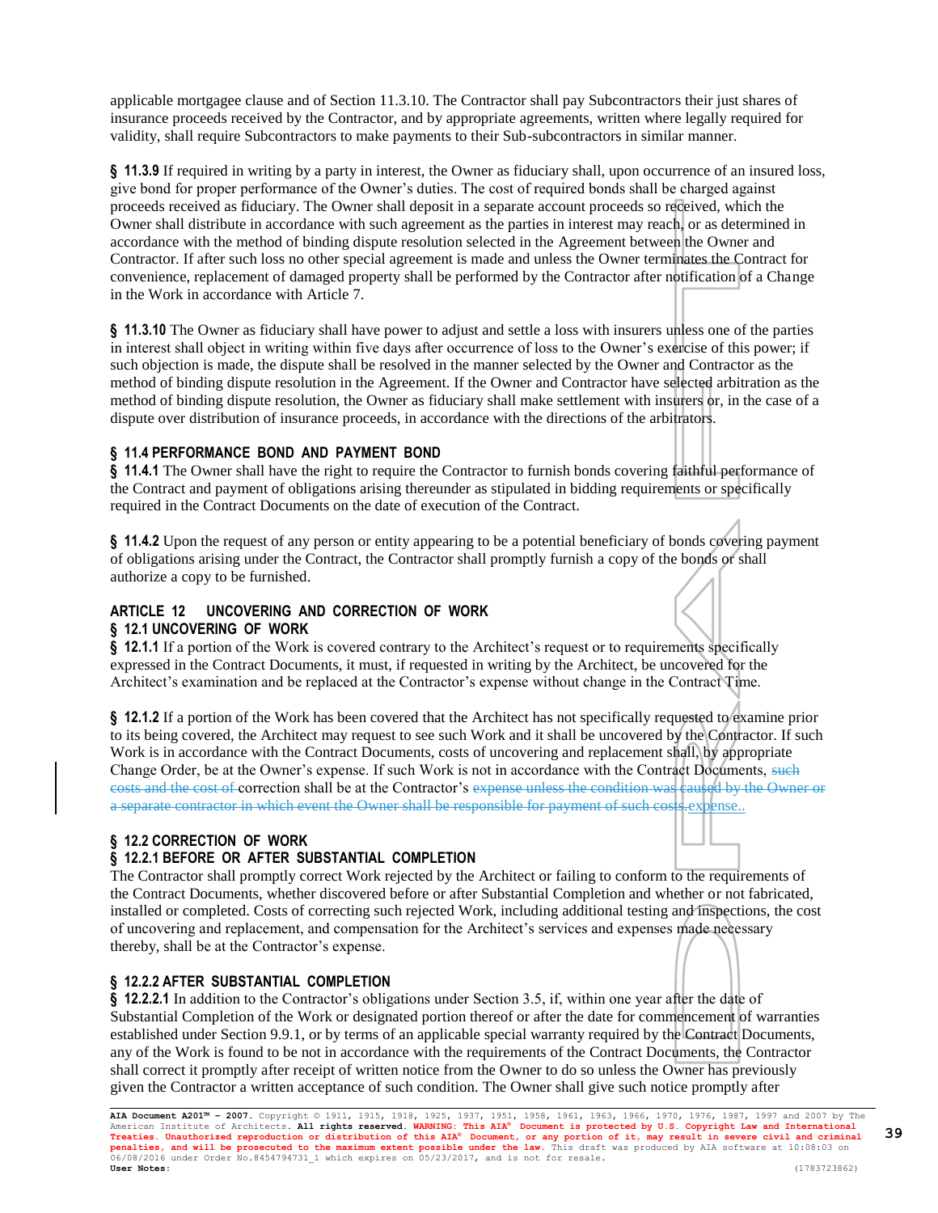applicable mortgagee clause and of Section 11.3.10. The Contractor shall pay Subcontractors their just shares of insurance proceeds received by the Contractor, and by appropriate agreements, written where legally required for validity, shall require Subcontractors to make payments to their Sub-subcontractors in similar manner.

**§ 11.3.9** If required in writing by a party in interest, the Owner as fiduciary shall, upon occurrence of an insured loss, give bond for proper performance of the Owner's duties. The cost of required bonds shall be charged against proceeds received as fiduciary. The Owner shall deposit in a separate account proceeds so received, which the Owner shall distribute in accordance with such agreement as the parties in interest may reach, or as determined in accordance with the method of binding dispute resolution selected in the Agreement between the Owner and Contractor. If after such loss no other special agreement is made and unless the Owner terminates the Contract for convenience, replacement of damaged property shall be performed by the Contractor after notification of a Change in the Work in accordance with Article 7.

**§ 11.3.10** The Owner as fiduciary shall have power to adjust and settle a loss with insurers unless one of the parties in interest shall object in writing within five days after occurrence of loss to the Owner's exercise of this power; if such objection is made, the dispute shall be resolved in the manner selected by the Owner and Contractor as the method of binding dispute resolution in the Agreement. If the Owner and Contractor have selected arbitration as the method of binding dispute resolution, the Owner as fiduciary shall make settlement with insurers or, in the case of a dispute over distribution of insurance proceeds, in accordance with the directions of the arbitrators.

### § 11.4 PERFORMANCE BOND AND PAYMENT BOND

**§ 11.4.1** The Owner shall have the right to require the Contractor to furnish bonds covering faithful performance of the Contract and payment of obligations arising thereunder as stipulated in bidding requirements or specifically required in the Contract Documents on the date of execution of the Contract.

**§ 11.4.2** Upon the request of any person or entity appearing to be a potential beneficiary of bonds covering payment of obligations arising under the Contract, the Contractor shall promptly furnish a copy of the bonds or shall authorize a copy to be furnished.

## ARTICLE 12 UNCOVERING AND CORRECTION OF WORK

### § 12.1 UNCOVERING OF WORK

**§ 12.1.1** If a portion of the Work is covered contrary to the Architect's request or to requirements specifically expressed in the Contract Documents, it must, if requested in writing by the Architect, be uncovered for the Architect's examination and be replaced at the Contractor's expense without change in the Contract Time.

**§ 12.1.2** If a portion of the Work has been covered that the Architect has not specifically requested to examine prior to its being covered, the Architect may request to see such Work and it shall be uncovered by the Contractor. If such Work is in accordance with the Contract Documents, costs of uncovering and replacement shall, by appropriate Change Order, be at the Owner's expense. If such Work is not in accordance with the Contract Documents, ~~such costs and the cost of~~ correction shall be at the Contractor's ~~expense unless the condition was caused by the Owner or a separate contractor in which event the Owner shall be responsible for payment of such costs.~~expense..

### § 12.2 CORRECTION OF WORK

### § 12.2.1 BEFORE OR AFTER SUBSTANTIAL COMPLETION

The Contractor shall promptly correct Work rejected by the Architect or failing to conform to the requirements of the Contract Documents, whether discovered before or after Substantial Completion and whether or not fabricated, installed or completed. Costs of correcting such rejected Work, including additional testing and inspections, the cost of uncovering and replacement, and compensation for the Architect's services and expenses made necessary thereby, shall be at the Contractor's expense.

### § 12.2.2 AFTER SUBSTANTIAL COMPLETION

**§ 12.2.2.1** In addition to the Contractor's obligations under Section 3.5, if, within one year after the date of Substantial Completion of the Work or designated portion thereof or after the date for commencement of warranties established under Section 9.9.1, or by terms of an applicable special warranty required by the Contract Documents, any of the Work is found to be not in accordance with the requirements of the Contract Documents, the Contractor shall correct it promptly after receipt of written notice from the Owner to do so unless the Owner has previously given the Contractor a written acceptance of such condition. The Owner shall give such notice promptly after

**AIA Document A201™ – 2007.** Copyright © 1911, 1915, 1918, 1925, 1937, 1951, 1958, 1961, 1963, 1966, 1970, 1976, 1987, 1997 and 2007 by The American Institute of Architects. **All rights reserved. WARNING: This AIA® Document is protected by U.S. Copyright Law and International Treaties. Unauthorized reproduction or distribution of this AIA® Document, or any portion of it, may result in severe civil and criminal penalties, and will be prosecuted to the maximum extent possible under the law.** This draft was produced by AIA software at 10:08:03 on 06/08/2016 under Order No.8454794731_1 which expires on 05/23/2017, and is not for resale.
**User Notes:** (1783723862)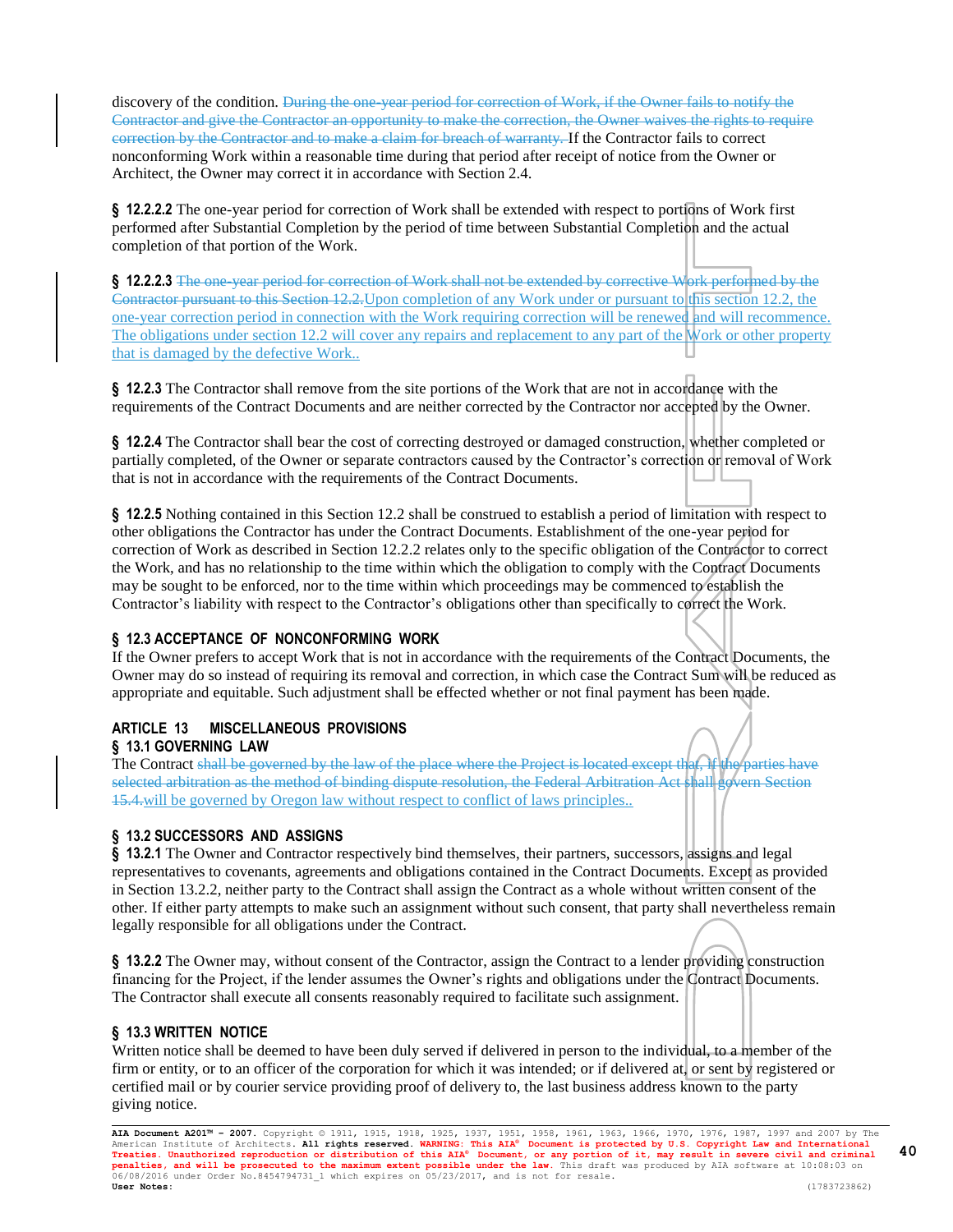discovery of the condition. ~~During the one-year period for correction of Work, if the Owner fails to notify the Contractor and give the Contractor an opportunity to make the correction, the Owner waives the rights to require correction by the Contractor and to make a claim for breach of warranty.~~ If the Contractor fails to correct nonconforming Work within a reasonable time during that period after receipt of notice from the Owner or Architect, the Owner may correct it in accordance with Section 2.4.

**§ 12.2.2.2** The one-year period for correction of Work shall be extended with respect to portions of Work first performed after Substantial Completion by the period of time between Substantial Completion and the actual completion of that portion of the Work.

**§ 12.2.2.3** ~~The one-year period for correction of Work shall not be extended by corrective Work performed by the Contractor pursuant to this Section 12.2.~~Upon completion of any Work under or pursuant to this section 12.2, the one-year correction period in connection with the Work requiring correction will be renewed and will recommence. The obligations under section 12.2 will cover any repairs and replacement to any part of the Work or other property that is damaged by the defective Work..

**§ 12.2.3** The Contractor shall remove from the site portions of the Work that are not in accordance with the requirements of the Contract Documents and are neither corrected by the Contractor nor accepted by the Owner.

**§ 12.2.4** The Contractor shall bear the cost of correcting destroyed or damaged construction, whether completed or partially completed, of the Owner or separate contractors caused by the Contractor's correction or removal of Work that is not in accordance with the requirements of the Contract Documents.

**§ 12.2.5** Nothing contained in this Section 12.2 shall be construed to establish a period of limitation with respect to other obligations the Contractor has under the Contract Documents. Establishment of the one-year period for correction of Work as described in Section 12.2.2 relates only to the specific obligation of the Contractor to correct the Work, and has no relationship to the time within which the obligation to comply with the Contract Documents may be sought to be enforced, nor to the time within which proceedings may be commenced to establish the Contractor's liability with respect to the Contractor's obligations other than specifically to correct the Work.

### § 12.3 ACCEPTANCE OF NONCONFORMING WORK

If the Owner prefers to accept Work that is not in accordance with the requirements of the Contract Documents, the Owner may do so instead of requiring its removal and correction, in which case the Contract Sum will be reduced as appropriate and equitable. Such adjustment shall be effected whether or not final payment has been made.

## ARTICLE 13 MISCELLANEOUS PROVISIONS

### § 13.1 GOVERNING LAW

The Contract ~~shall be governed by the law of the place where the Project is located except that, if the parties have selected arbitration as the method of binding dispute resolution, the Federal Arbitration Act shall govern Section 15.4.~~will be governed by Oregon law without respect to conflict of laws principles..

### § 13.2 SUCCESSORS AND ASSIGNS

**§ 13.2.1** The Owner and Contractor respectively bind themselves, their partners, successors, assigns and legal representatives to covenants, agreements and obligations contained in the Contract Documents. Except as provided in Section 13.2.2, neither party to the Contract shall assign the Contract as a whole without written consent of the other. If either party attempts to make such an assignment without such consent, that party shall nevertheless remain legally responsible for all obligations under the Contract.

**§ 13.2.2** The Owner may, without consent of the Contractor, assign the Contract to a lender providing construction financing for the Project, if the lender assumes the Owner's rights and obligations under the Contract Documents. The Contractor shall execute all consents reasonably required to facilitate such assignment.

### § 13.3 WRITTEN NOTICE

Written notice shall be deemed to have been duly served if delivered in person to the individual, to a member of the firm or entity, or to an officer of the corporation for which it was intended; or if delivered at, or sent by registered or certified mail or by courier service providing proof of delivery to, the last business address known to the party giving notice.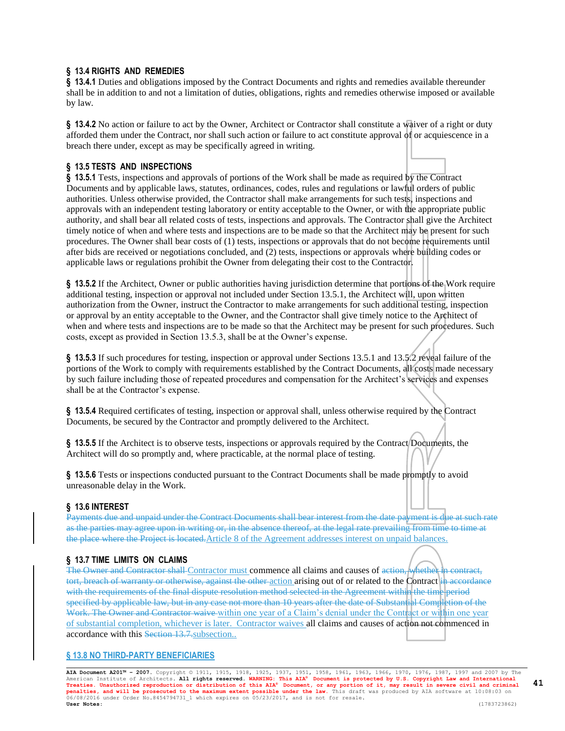**§ 13.4 RIGHTS AND REMEDIES**

**§ 13.4.1** Duties and obligations imposed by the Contract Documents and rights and remedies available thereunder shall be in addition to and not a limitation of duties, obligations, rights and remedies otherwise imposed or available by law.

**§ 13.4.2** No action or failure to act by the Owner, Architect or Contractor shall constitute a waiver of a right or duty afforded them under the Contract, nor shall such action or failure to act constitute approval of or acquiescence in a breach there under, except as may be specifically agreed in writing.

**§ 13.5 TESTS AND INSPECTIONS**

**§ 13.5.1** Tests, inspections and approvals of portions of the Work shall be made as required by the Contract Documents and by applicable laws, statutes, ordinances, codes, rules and regulations or lawful orders of public authorities. Unless otherwise provided, the Contractor shall make arrangements for such tests, inspections and approvals with an independent testing laboratory or entity acceptable to the Owner, or with the appropriate public authority, and shall bear all related costs of tests, inspections and approvals. The Contractor shall give the Architect timely notice of when and where tests and inspections are to be made so that the Architect may be present for such procedures. The Owner shall bear costs of (1) tests, inspections or approvals that do not become requirements until after bids are received or negotiations concluded, and (2) tests, inspections or approvals where building codes or applicable laws or regulations prohibit the Owner from delegating their cost to the Contractor.

**§ 13.5.2** If the Architect, Owner or public authorities having jurisdiction determine that portions of the Work require additional testing, inspection or approval not included under Section 13.5.1, the Architect will, upon written authorization from the Owner, instruct the Contractor to make arrangements for such additional testing, inspection or approval by an entity acceptable to the Owner, and the Contractor shall give timely notice to the Architect of when and where tests and inspections are to be made so that the Architect may be present for such procedures. Such costs, except as provided in Section 13.5.3, shall be at the Owner's expense.

**§ 13.5.3** If such procedures for testing, inspection or approval under Sections 13.5.1 and 13.5.2 reveal failure of the portions of the Work to comply with requirements established by the Contract Documents, all costs made necessary by such failure including those of repeated procedures and compensation for the Architect's services and expenses shall be at the Contractor's expense.

**§ 13.5.4** Required certificates of testing, inspection or approval shall, unless otherwise required by the Contract Documents, be secured by the Contractor and promptly delivered to the Architect.

**§ 13.5.5** If the Architect is to observe tests, inspections or approvals required by the Contract Documents, the Architect will do so promptly and, where practicable, at the normal place of testing.

**§ 13.5.6** Tests or inspections conducted pursuant to the Contract Documents shall be made promptly to avoid unreasonable delay in the Work.

**§ 13.6 INTEREST**

~~Payments due and unpaid under the Contract Documents shall bear interest from the date payment is due at such rate as the parties may agree upon in writing or, in the absence thereof, at the legal rate prevailing from time to time at the place where the Project is located.~~Article 8 of the Agreement addresses interest on unpaid balances.

**§ 13.7 TIME LIMITS ON CLAIMS**

~~The Owner and Contractor shall~~ Contractor must commence all claims and causes of ~~action, whether in contract, tort, breach of warranty or otherwise, against the other~~ action arising out of or related to the Contract ~~in accordance with the requirements of the final dispute resolution method selected in the Agreement within the time period specified by applicable law, but in any case not more than 10 years after the date of Substantial Completion of the Work. The Owner and Contractor waive~~ within one year of a Claim's denial under the Contract or within one year of substantial completion, whichever is later. Contractor waives all claims and causes of action not commenced in accordance with this ~~Section 13.7.~~subsection..

**§ 13.8 NO THIRD-PARTY BENEFICIARIES**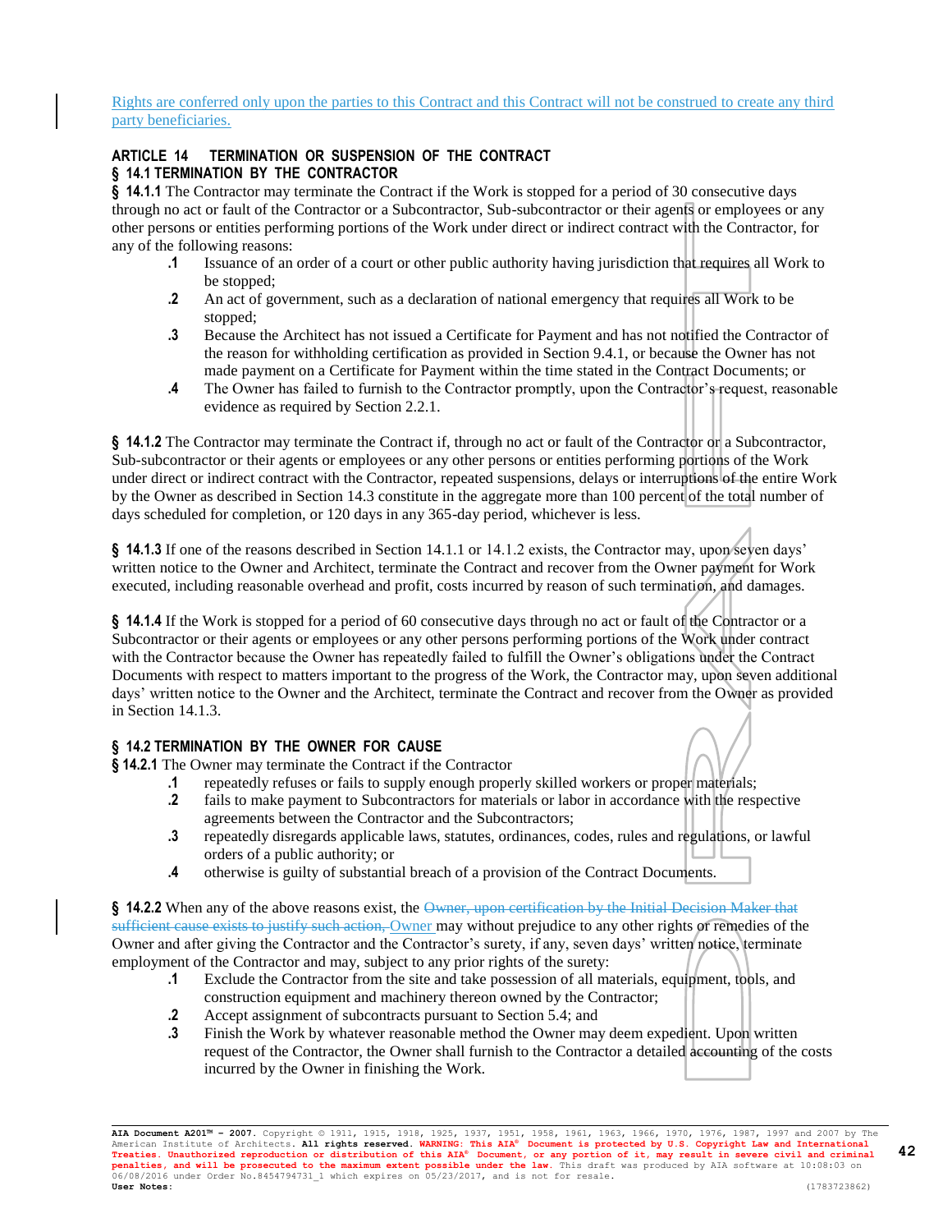Rights are conferred only upon the parties to this Contract and this Contract will not be construed to create any third party beneficiaries.

## ARTICLE 14 TERMINATION OR SUSPENSION OF THE CONTRACT

### § 14.1 TERMINATION BY THE CONTRACTOR

**§ 14.1.1** The Contractor may terminate the Contract if the Work is stopped for a period of 30 consecutive days through no act or fault of the Contractor or a Subcontractor, Sub-subcontractor or their agents or employees or any other persons or entities performing portions of the Work under direct or indirect contract with the Contractor, for any of the following reasons:

- **.1** Issuance of an order of a court or other public authority having jurisdiction that requires all Work to be stopped;
- **.2** An act of government, such as a declaration of national emergency that requires all Work to be stopped;
- **.3** Because the Architect has not issued a Certificate for Payment and has not notified the Contractor of the reason for withholding certification as provided in Section 9.4.1, or because the Owner has not made payment on a Certificate for Payment within the time stated in the Contract Documents; or
- **.4** The Owner has failed to furnish to the Contractor promptly, upon the Contractor's request, reasonable evidence as required by Section 2.2.1.

**§ 14.1.2** The Contractor may terminate the Contract if, through no act or fault of the Contractor or a Subcontractor, Sub-subcontractor or their agents or employees or any other persons or entities performing portions of the Work under direct or indirect contract with the Contractor, repeated suspensions, delays or interruptions of the entire Work by the Owner as described in Section 14.3 constitute in the aggregate more than 100 percent of the total number of days scheduled for completion, or 120 days in any 365-day period, whichever is less.

**§ 14.1.3** If one of the reasons described in Section 14.1.1 or 14.1.2 exists, the Contractor may, upon seven days' written notice to the Owner and Architect, terminate the Contract and recover from the Owner payment for Work executed, including reasonable overhead and profit, costs incurred by reason of such termination, and damages.

**§ 14.1.4** If the Work is stopped for a period of 60 consecutive days through no act or fault of the Contractor or a Subcontractor or their agents or employees or any other persons performing portions of the Work under contract with the Contractor because the Owner has repeatedly failed to fulfill the Owner's obligations under the Contract Documents with respect to matters important to the progress of the Work, the Contractor may, upon seven additional days' written notice to the Owner and the Architect, terminate the Contract and recover from the Owner as provided in Section 14.1.3.

### § 14.2 TERMINATION BY THE OWNER FOR CAUSE

**§ 14.2.1** The Owner may terminate the Contract if the Contractor

- **.1** repeatedly refuses or fails to supply enough properly skilled workers or proper materials;
- **.2** fails to make payment to Subcontractors for materials or labor in accordance with the respective agreements between the Contractor and the Subcontractors;
- **.3** repeatedly disregards applicable laws, statutes, ordinances, codes, rules and regulations, or lawful orders of a public authority; or
- **.4** otherwise is guilty of substantial breach of a provision of the Contract Documents.

**§ 14.2.2** When any of the above reasons exist, the ~~Owner, upon certification by the Initial Decision Maker that sufficient cause exists to justify such action,~~ Owner may without prejudice to any other rights or remedies of the Owner and after giving the Contractor and the Contractor's surety, if any, seven days' written notice, terminate employment of the Contractor and may, subject to any prior rights of the surety:

- **.1** Exclude the Contractor from the site and take possession of all materials, equipment, tools, and construction equipment and machinery thereon owned by the Contractor;
- **.2** Accept assignment of subcontracts pursuant to Section 5.4; and
- **.3** Finish the Work by whatever reasonable method the Owner may deem expedient. Upon written request of the Contractor, the Owner shall furnish to the Contractor a detailed accounting of the costs incurred by the Owner in finishing the Work.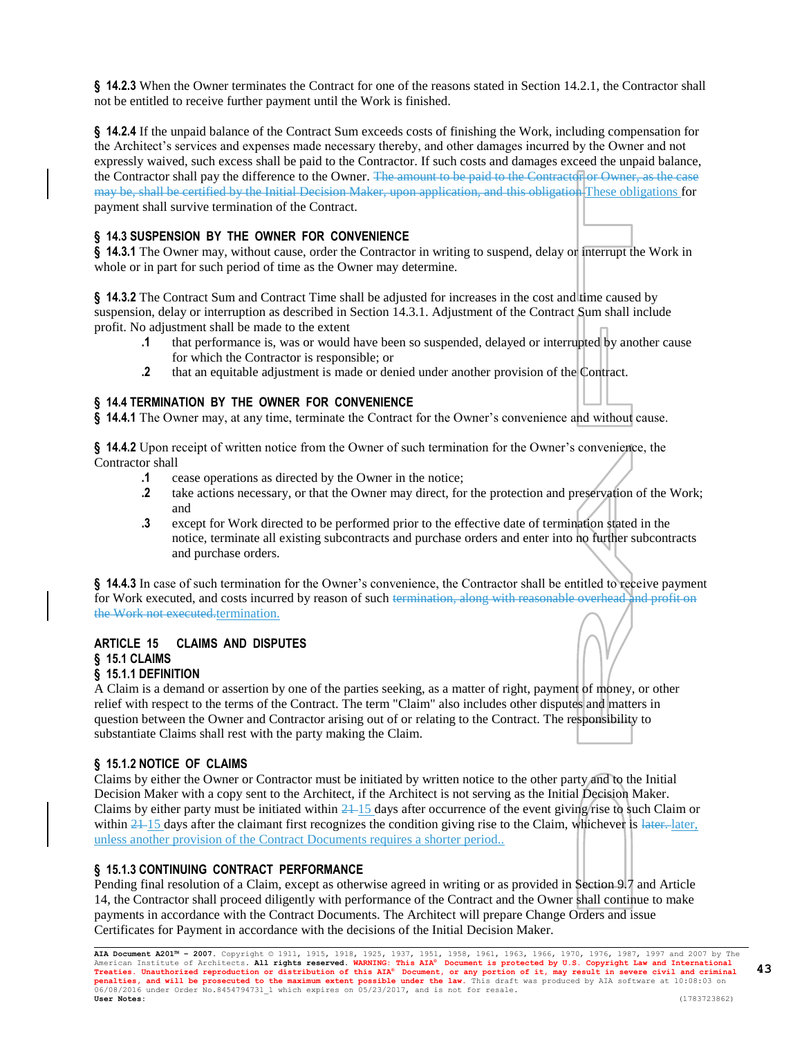**§ 14.2.3** When the Owner terminates the Contract for one of the reasons stated in Section 14.2.1, the Contractor shall not be entitled to receive further payment until the Work is finished.

**§ 14.2.4** If the unpaid balance of the Contract Sum exceeds costs of finishing the Work, including compensation for the Architect's services and expenses made necessary thereby, and other damages incurred by the Owner and not expressly waived, such excess shall be paid to the Contractor. If such costs and damages exceed the unpaid balance, the Contractor shall pay the difference to the Owner. ~~The amount to be paid to the Contractor or Owner, as the case may be, shall be certified by the Initial Decision Maker, upon application, and this obligation~~ These obligations for payment shall survive termination of the Contract.

## § 14.3 SUSPENSION BY THE OWNER FOR CONVENIENCE

**§ 14.3.1** The Owner may, without cause, order the Contractor in writing to suspend, delay or interrupt the Work in whole or in part for such period of time as the Owner may determine.

**§ 14.3.2** The Contract Sum and Contract Time shall be adjusted for increases in the cost and time caused by suspension, delay or interruption as described in Section 14.3.1. Adjustment of the Contract Sum shall include profit. No adjustment shall be made to the extent

- **.1** that performance is, was or would have been so suspended, delayed or interrupted by another cause for which the Contractor is responsible; or
- **.2** that an equitable adjustment is made or denied under another provision of the Contract.

## § 14.4 TERMINATION BY THE OWNER FOR CONVENIENCE

**§ 14.4.1** The Owner may, at any time, terminate the Contract for the Owner's convenience and without cause.

**§ 14.4.2** Upon receipt of written notice from the Owner of such termination for the Owner's convenience, the Contractor shall

- **.1** cease operations as directed by the Owner in the notice;
- **.2** take actions necessary, or that the Owner may direct, for the protection and preservation of the Work; and
- **.3** except for Work directed to be performed prior to the effective date of termination stated in the notice, terminate all existing subcontracts and purchase orders and enter into no further subcontracts and purchase orders.

**§ 14.4.3** In case of such termination for the Owner's convenience, the Contractor shall be entitled to receive payment for Work executed, and costs incurred by reason of such ~~termination, along with reasonable overhead and profit on the Work not executed.~~ termination.

# ARTICLE 15 CLAIMS AND DISPUTES

## § 15.1 CLAIMS

### § 15.1.1 DEFINITION

A Claim is a demand or assertion by one of the parties seeking, as a matter of right, payment of money, or other relief with respect to the terms of the Contract. The term "Claim" also includes other disputes and matters in question between the Owner and Contractor arising out of or relating to the Contract. The responsibility to substantiate Claims shall rest with the party making the Claim.

### § 15.1.2 NOTICE OF CLAIMS

Claims by either the Owner or Contractor must be initiated by written notice to the other party and to the Initial Decision Maker with a copy sent to the Architect, if the Architect is not serving as the Initial Decision Maker. Claims by either party must be initiated within ~~21~~ 15 days after occurrence of the event giving rise to such Claim or within ~~21~~ 15 days after the claimant first recognizes the condition giving rise to the Claim, whichever is ~~later.~~ later, unless another provision of the Contract Documents requires a shorter period..

### § 15.1.3 CONTINUING CONTRACT PERFORMANCE

Pending final resolution of a Claim, except as otherwise agreed in writing or as provided in Section 9.7 and Article 14, the Contractor shall proceed diligently with performance of the Contract and the Owner shall continue to make payments in accordance with the Contract Documents. The Architect will prepare Change Orders and issue Certificates for Payment in accordance with the decisions of the Initial Decision Maker.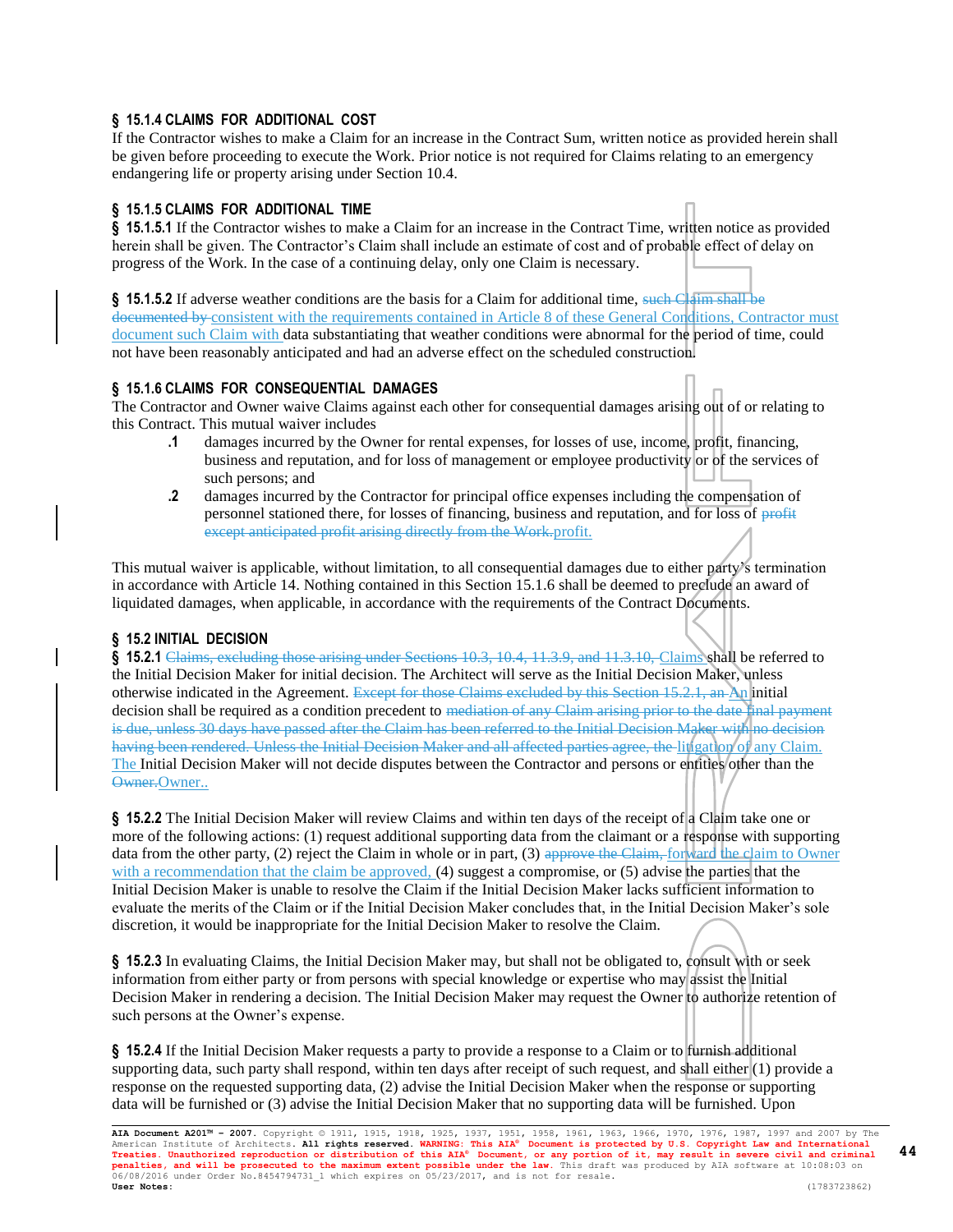### § 15.1.4 CLAIMS FOR ADDITIONAL COST

If the Contractor wishes to make a Claim for an increase in the Contract Sum, written notice as provided herein shall be given before proceeding to execute the Work. Prior notice is not required for Claims relating to an emergency endangering life or property arising under Section 10.4.

### § 15.1.5 CLAIMS FOR ADDITIONAL TIME

**§ 15.1.5.1** If the Contractor wishes to make a Claim for an increase in the Contract Time, written notice as provided herein shall be given. The Contractor's Claim shall include an estimate of cost and of probable effect of delay on progress of the Work. In the case of a continuing delay, only one Claim is necessary.

**§ 15.1.5.2** If adverse weather conditions are the basis for a Claim for additional time, ~~such Claim shall be documented by~~ consistent with the requirements contained in Article 8 of these General Conditions, Contractor must document such Claim with data substantiating that weather conditions were abnormal for the period of time, could not have been reasonably anticipated and had an adverse effect on the scheduled construction.

### § 15.1.6 CLAIMS FOR CONSEQUENTIAL DAMAGES

The Contractor and Owner waive Claims against each other for consequential damages arising out of or relating to this Contract. This mutual waiver includes

**.1** damages incurred by the Owner for rental expenses, for losses of use, income, profit, financing, business and reputation, and for loss of management or employee productivity or of the services of such persons; and

**.2** damages incurred by the Contractor for principal office expenses including the compensation of personnel stationed there, for losses of financing, business and reputation, and for loss of ~~profit except anticipated profit arising directly from the Work.~~profit.

This mutual waiver is applicable, without limitation, to all consequential damages due to either party's termination in accordance with Article 14. Nothing contained in this Section 15.1.6 shall be deemed to preclude an award of liquidated damages, when applicable, in accordance with the requirements of the Contract Documents.

### § 15.2 INITIAL DECISION

**§ 15.2.1** ~~Claims, excluding those arising under Sections 10.3, 10.4, 11.3.9, and 11.3.10,~~ Claims shall be referred to the Initial Decision Maker for initial decision. The Architect will serve as the Initial Decision Maker, unless otherwise indicated in the Agreement. ~~Except for those Claims excluded by this Section 15.2.1, an~~ An initial decision shall be required as a condition precedent to ~~mediation of any Claim arising prior to the date final payment is due, unless 30 days have passed after the Claim has been referred to the Initial Decision Maker with no decision having been rendered. Unless the Initial Decision Maker and all affected parties agree, the~~ litigation of any Claim. The Initial Decision Maker will not decide disputes between the Contractor and persons or entities other than the ~~Owner.~~Owner..

**§ 15.2.2** The Initial Decision Maker will review Claims and within ten days of the receipt of a Claim take one or more of the following actions: (1) request additional supporting data from the claimant or a response with supporting data from the other party, (2) reject the Claim in whole or in part, (3) ~~approve the Claim,~~ forward the claim to Owner with a recommendation that the claim be approved, (4) suggest a compromise, or (5) advise the parties that the Initial Decision Maker is unable to resolve the Claim if the Initial Decision Maker lacks sufficient information to evaluate the merits of the Claim or if the Initial Decision Maker concludes that, in the Initial Decision Maker's sole discretion, it would be inappropriate for the Initial Decision Maker to resolve the Claim.

**§ 15.2.3** In evaluating Claims, the Initial Decision Maker may, but shall not be obligated to, consult with or seek information from either party or from persons with special knowledge or expertise who may assist the Initial Decision Maker in rendering a decision. The Initial Decision Maker may request the Owner to authorize retention of such persons at the Owner's expense.

**§ 15.2.4** If the Initial Decision Maker requests a party to provide a response to a Claim or to furnish additional supporting data, such party shall respond, within ten days after receipt of such request, and shall either (1) provide a response on the requested supporting data, (2) advise the Initial Decision Maker when the response or supporting data will be furnished or (3) advise the Initial Decision Maker that no supporting data will be furnished. Upon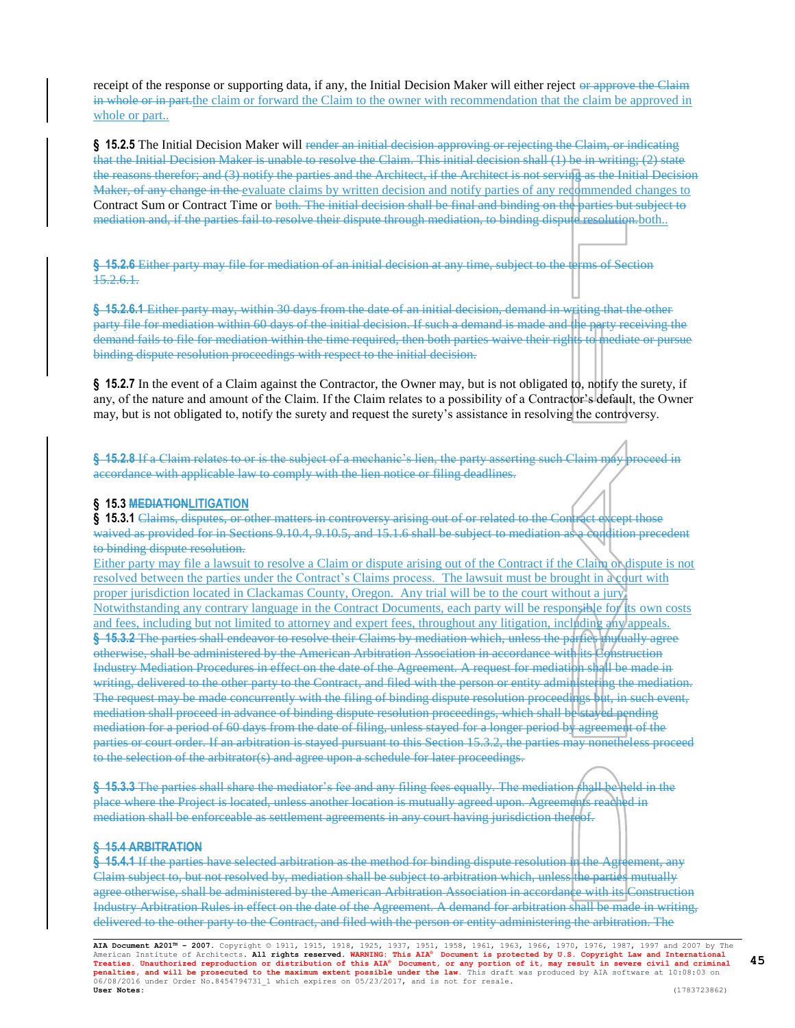receipt of the response or supporting data, if any, the Initial Decision Maker will either reject ~~or approve the Claim in whole or in part.~~the claim or forward the Claim to the owner with recommendation that the claim be approved in whole or part..

**§ 15.2.5** The Initial Decision Maker will ~~render an initial decision approving or rejecting the Claim, or indicating that the Initial Decision Maker is unable to resolve the Claim. This initial decision shall (1) be in writing; (2) state the reasons therefor; and (3) notify the parties and the Architect, if the Architect is not serving as the Initial Decision Maker, of any change in the~~ evaluate claims by written decision and notify parties of any recommended changes to Contract Sum or Contract Time or ~~both. The initial decision shall be final and binding on the parties but subject to mediation and, if the parties fail to resolve their dispute through mediation, to binding dispute resolution.~~both..

~~**§ 15.2.6** Either party may file for mediation of an initial decision at any time, subject to the terms of Section 15.2.6.1.~~

~~**§ 15.2.6.1** Either party may, within 30 days from the date of an initial decision, demand in writing that the other party file for mediation within 60 days of the initial decision. If such a demand is made and the party receiving the demand fails to file for mediation within the time required, then both parties waive their rights to mediate or pursue binding dispute resolution proceedings with respect to the initial decision.~~

**§ 15.2.7** In the event of a Claim against the Contractor, the Owner may, but is not obligated to, notify the surety, if any, of the nature and amount of the Claim. If the Claim relates to a possibility of a Contractor's default, the Owner may, but is not obligated to, notify the surety and request the surety's assistance in resolving the controversy.

~~**§ 15.2.8** If a Claim relates to or is the subject of a mechanic's lien, the party asserting such Claim may proceed in accordance with applicable law to comply with the lien notice or filing deadlines.~~

### § 15.3 ~~MEDIATION~~LITIGATION

**§ 15.3.1** ~~Claims, disputes, or other matters in controversy arising out of or related to the Contract except those waived as provided for in Sections 9.10.4, 9.10.5, and 15.1.6 shall be subject to mediation as a condition precedent to binding dispute resolution.~~
Either party may file a lawsuit to resolve a Claim or dispute arising out of the Contract if the Claim or dispute is not resolved between the parties under the Contract's Claims process. The lawsuit must be brought in a court with proper jurisdiction located in Clackamas County, Oregon. Any trial will be to the court without a jury. Notwithstanding any contrary language in the Contract Documents, each party will be responsible for its own costs and fees, including but not limited to attorney and expert fees, throughout any litigation, including any appeals.
~~**§ 15.3.2** The parties shall endeavor to resolve their Claims by mediation which, unless the parties mutually agree otherwise, shall be administered by the American Arbitration Association in accordance with its Construction Industry Mediation Procedures in effect on the date of the Agreement. A request for mediation shall be made in writing, delivered to the other party to the Contract, and filed with the person or entity administering the mediation. The request may be made concurrently with the filing of binding dispute resolution proceedings but, in such event, mediation shall proceed in advance of binding dispute resolution proceedings, which shall be stayed pending mediation for a period of 60 days from the date of filing, unless stayed for a longer period by agreement of the parties or court order. If an arbitration is stayed pursuant to this Section 15.3.2, the parties may nonetheless proceed to the selection of the arbitrator(s) and agree upon a schedule for later proceedings.~~

~~**§ 15.3.3** The parties shall share the mediator's fee and any filing fees equally. The mediation shall be held in the place where the Project is located, unless another location is mutually agreed upon. Agreements reached in mediation shall be enforceable as settlement agreements in any court having jurisdiction thereof.~~

### ~~§ 15.4 ARBITRATION~~

~~**§ 15.4.1** If the parties have selected arbitration as the method for binding dispute resolution in the Agreement, any Claim subject to, but not resolved by, mediation shall be subject to arbitration which, unless the parties mutually agree otherwise, shall be administered by the American Arbitration Association in accordance with its Construction Industry Arbitration Rules in effect on the date of the Agreement. A demand for arbitration shall be made in writing, delivered to the other party to the Contract, and filed with the person or entity administering the arbitration. The~~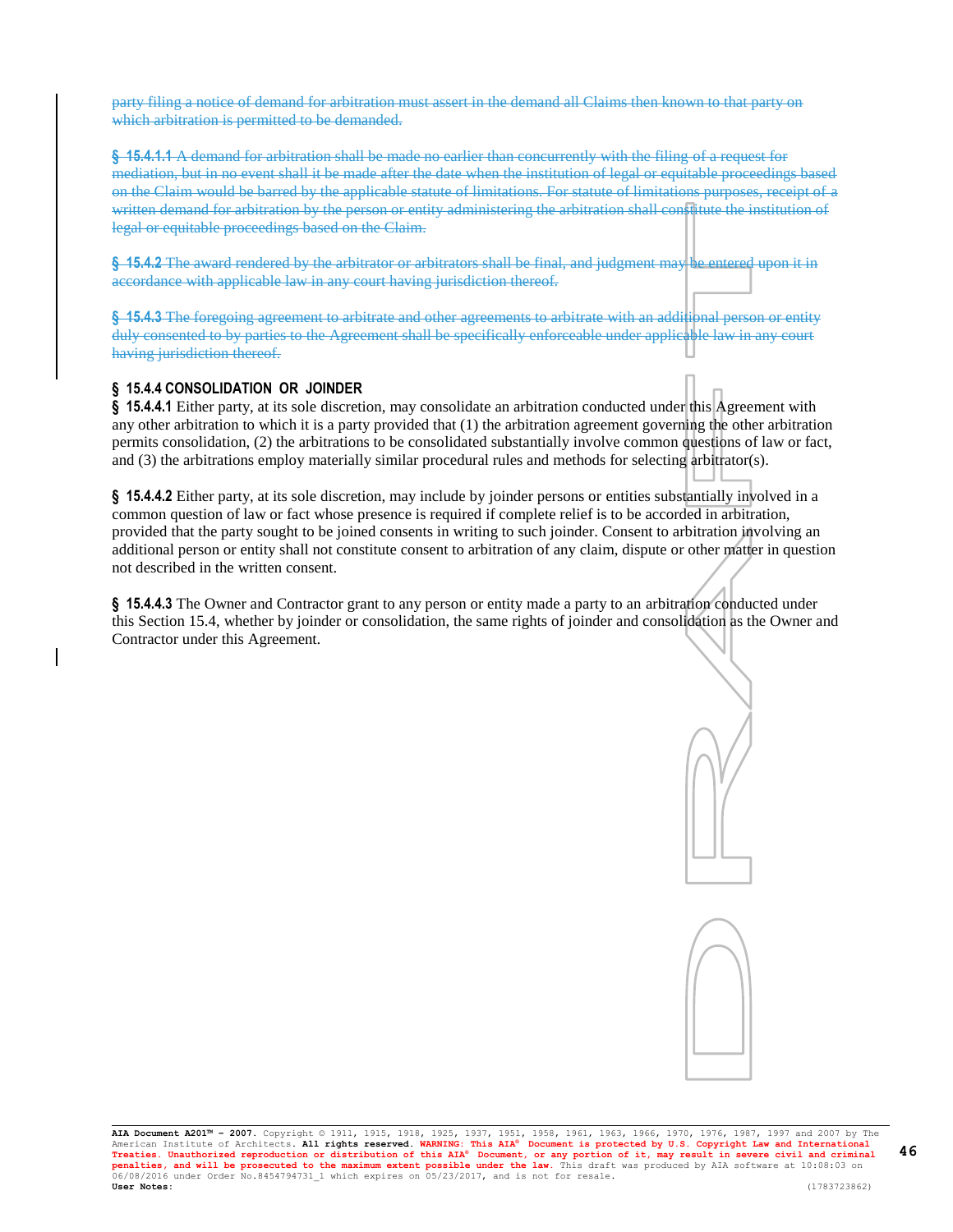~~party filing a notice of demand for arbitration must assert in the demand all Claims then known to that party on which arbitration is permitted to be demanded.~~

~~**§ 15.4.1.1** A demand for arbitration shall be made no earlier than concurrently with the filing of a request for mediation, but in no event shall it be made after the date when the institution of legal or equitable proceedings based on the Claim would be barred by the applicable statute of limitations. For statute of limitations purposes, receipt of a written demand for arbitration by the person or entity administering the arbitration shall constitute the institution of legal or equitable proceedings based on the Claim.~~

~~**§ 15.4.2** The award rendered by the arbitrator or arbitrators shall be final, and judgment may be entered upon it in accordance with applicable law in any court having jurisdiction thereof.~~

~~**§ 15.4.3** The foregoing agreement to arbitrate and other agreements to arbitrate with an additional person or entity duly consented to by parties to the Agreement shall be specifically enforceable under applicable law in any court having jurisdiction thereof.~~

**§ 15.4.4 CONSOLIDATION OR JOINDER**

**§ 15.4.4.1** Either party, at its sole discretion, may consolidate an arbitration conducted under this Agreement with any other arbitration to which it is a party provided that (1) the arbitration agreement governing the other arbitration permits consolidation, (2) the arbitrations to be consolidated substantially involve common questions of law or fact, and (3) the arbitrations employ materially similar procedural rules and methods for selecting arbitrator(s).

**§ 15.4.4.2** Either party, at its sole discretion, may include by joinder persons or entities substantially involved in a common question of law or fact whose presence is required if complete relief is to be accorded in arbitration, provided that the party sought to be joined consents in writing to such joinder. Consent to arbitration involving an additional person or entity shall not constitute consent to arbitration of any claim, dispute or other matter in question not described in the written consent.

**§ 15.4.4.3** The Owner and Contractor grant to any person or entity made a party to an arbitration conducted under this Section 15.4, whether by joinder or consolidation, the same rights of joinder and consolidation as the Owner and Contractor under this Agreement.